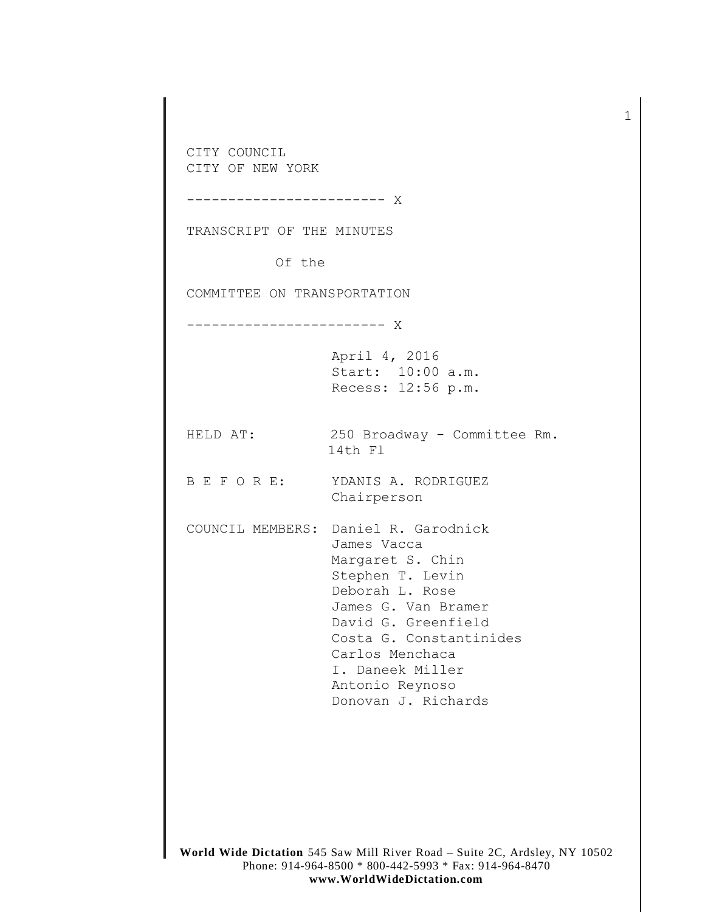CITY COUNCIL
CITY OF NEW YORK

------------------------ X

TRANSCRIPT OF THE MINUTES

Of the

COMMITTEE ON TRANSPORTATION

------------------------ X

April 4, 2016
Start: 10:00 a.m.
Recess: 12:56 p.m.

HELD AT: 250 Broadway - Committee Rm. 14th Fl

B E F O R E: YDANIS A. RODRIGUEZ
Chairperson

COUNCIL MEMBERS: Daniel R. Garodnick
James Vacca
Margaret S. Chin
Stephen T. Levin
Deborah L. Rose
James G. Van Bramer
David G. Greenfield
Costa G. Constantinides
Carlos Menchaca
I. Daneek Miller
Antonio Reynoso
Donovan J. Richards

**World Wide Dictation** 545 Saw Mill River Road – Suite 2C, Ardsley, NY 10502
Phone: 914-964-8500 * 800-442-5993 * Fax: 914-964-8470
**www.WorldWideDictation.com**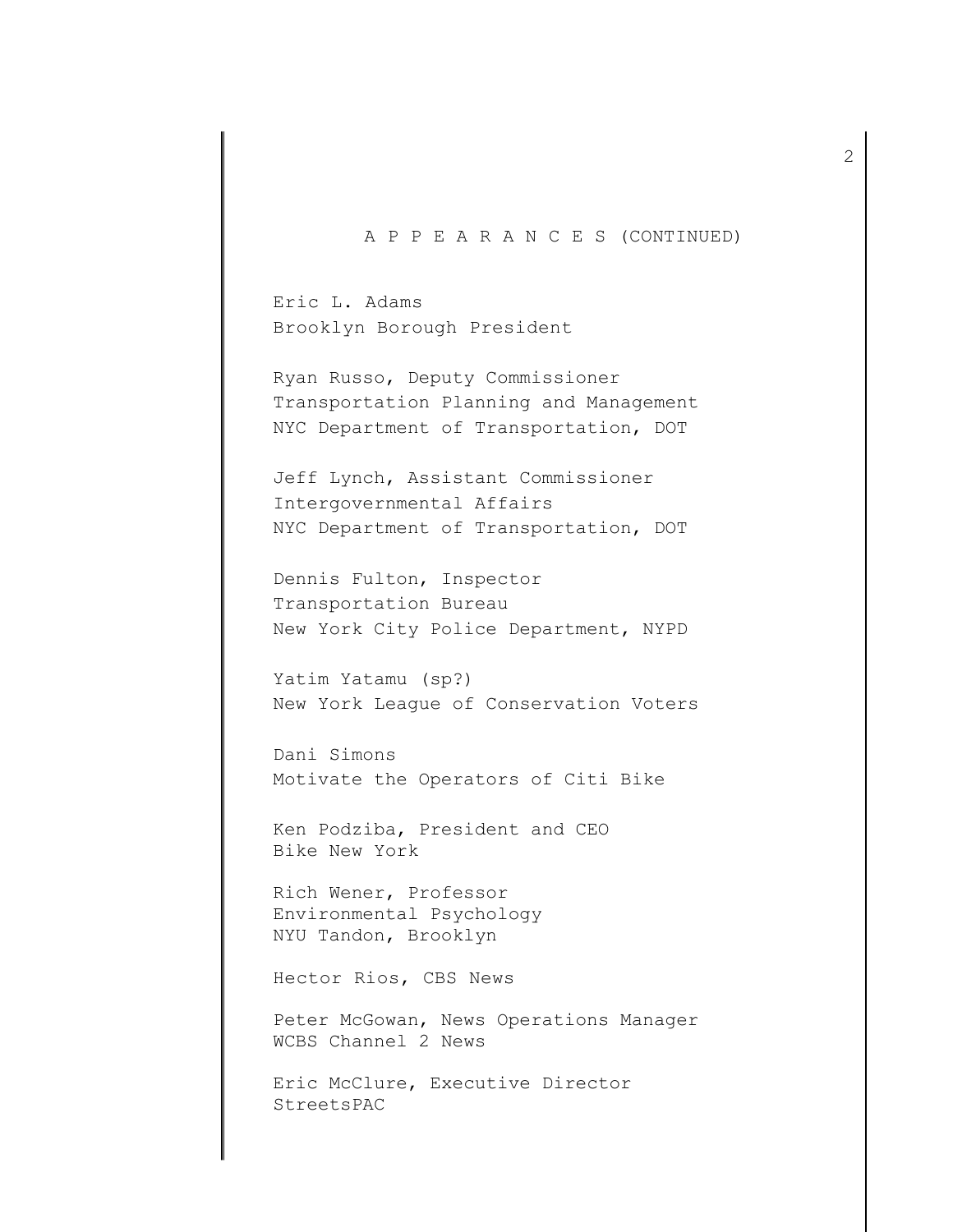A P P E A R A N C E S (CONTINUED)

Eric L. Adams
Brooklyn Borough President

Ryan Russo, Deputy Commissioner
Transportation Planning and Management
NYC Department of Transportation, DOT

Jeff Lynch, Assistant Commissioner
Intergovernmental Affairs
NYC Department of Transportation, DOT

Dennis Fulton, Inspector
Transportation Bureau
New York City Police Department, NYPD

Yatim Yatamu (sp?)
New York League of Conservation Voters

Dani Simons
Motivate the Operators of Citi Bike

Ken Podziba, President and CEO
Bike New York

Rich Wener, Professor
Environmental Psychology
NYU Tandon, Brooklyn

Hector Rios, CBS News

Peter McGowan, News Operations Manager
WCBS Channel 2 News

Eric McClure, Executive Director
StreetsPAC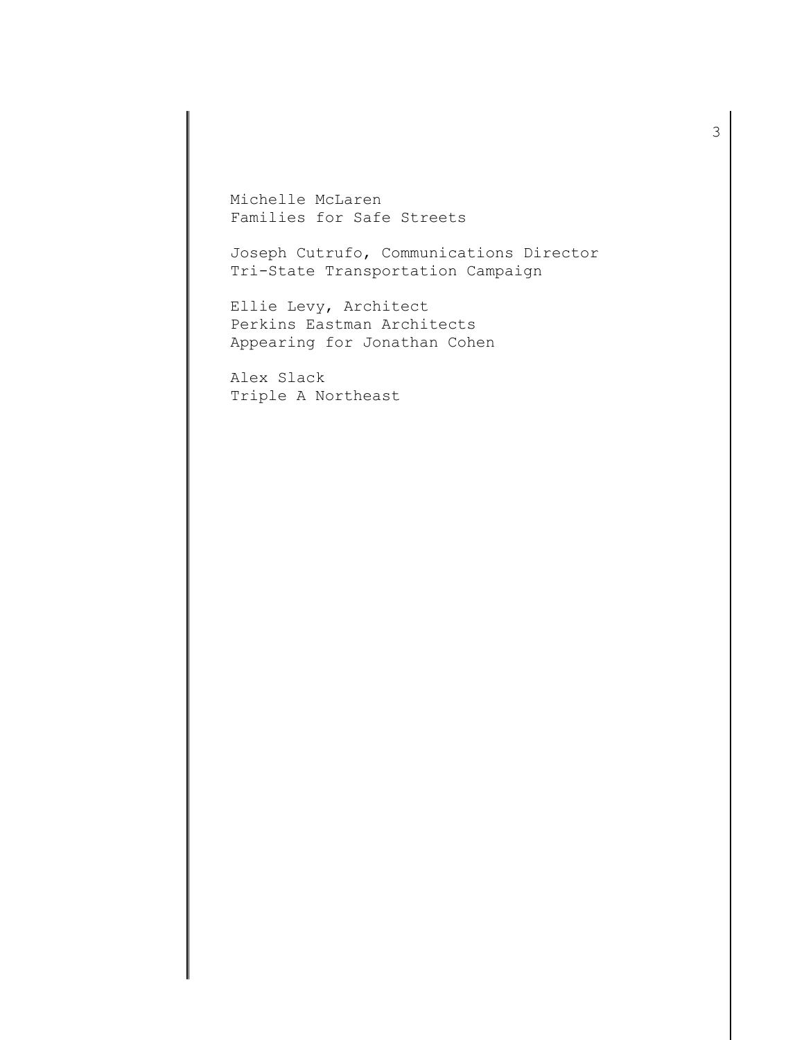Michelle McLaren
Families for Safe Streets

Joseph Cutrufo, Communications Director
Tri-State Transportation Campaign

Ellie Levy, Architect
Perkins Eastman Architects
Appearing for Jonathan Cohen

Alex Slack
Triple A Northeast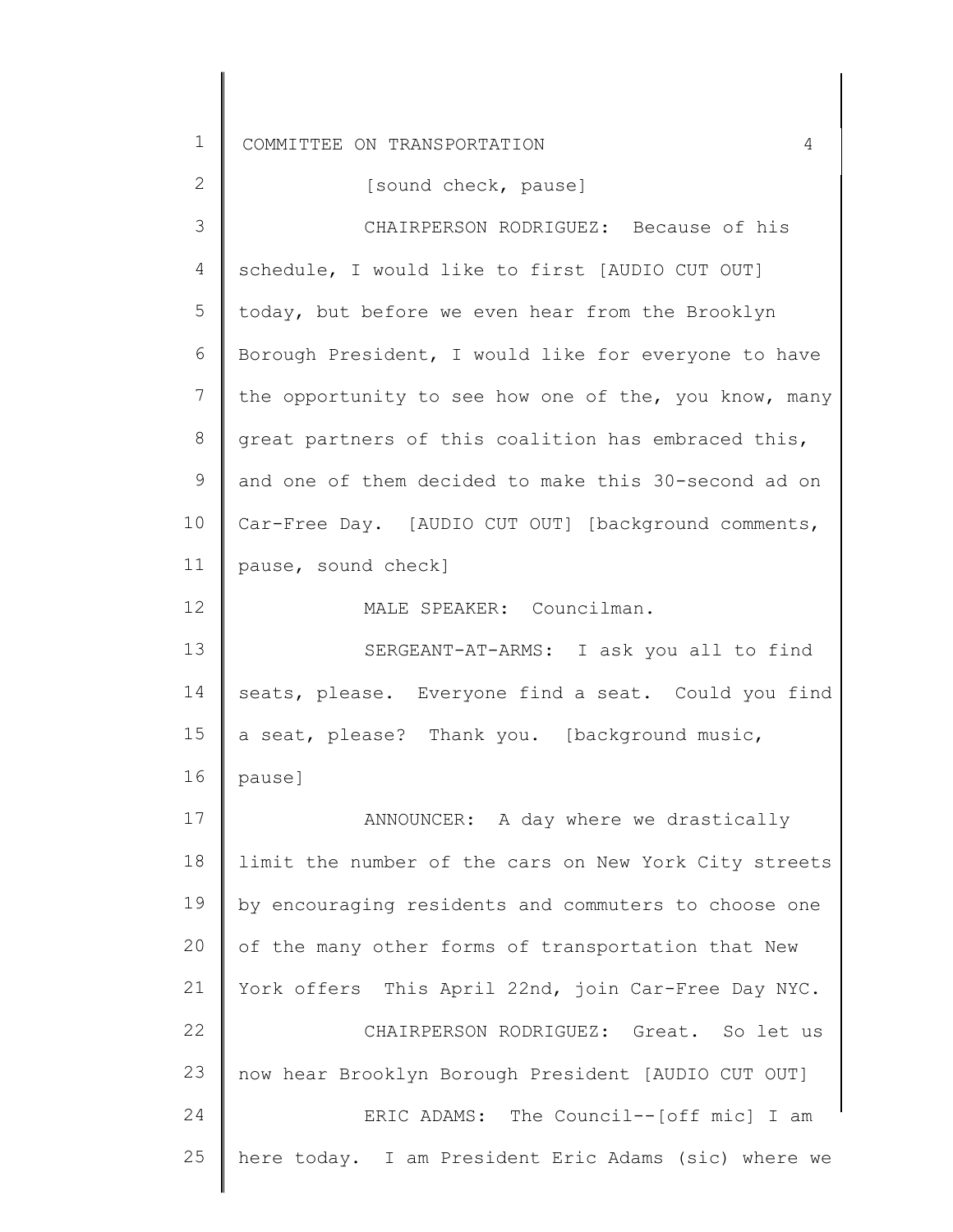[sound check, pause]

CHAIRPERSON RODRIGUEZ: Because of his schedule, I would like to first [AUDIO CUT OUT] today, but before we even hear from the Brooklyn Borough President, I would like for everyone to have the opportunity to see how one of the, you know, many great partners of this coalition has embraced this, and one of them decided to make this 30-second ad on Car-Free Day. [AUDIO CUT OUT] [background comments, pause, sound check]

MALE SPEAKER: Councilman.

SERGEANT-AT-ARMS: I ask you all to find seats, please. Everyone find a seat. Could you find a seat, please? Thank you. [background music, pause]

ANNOUNCER: A day where we drastically limit the number of the cars on New York City streets by encouraging residents and commuters to choose one of the many other forms of transportation that New York offers This April 22nd, join Car-Free Day NYC.

CHAIRPERSON RODRIGUEZ: Great. So let us now hear Brooklyn Borough President [AUDIO CUT OUT]

ERIC ADAMS: The Council--[off mic] I am here today. I am President Eric Adams (sic) where we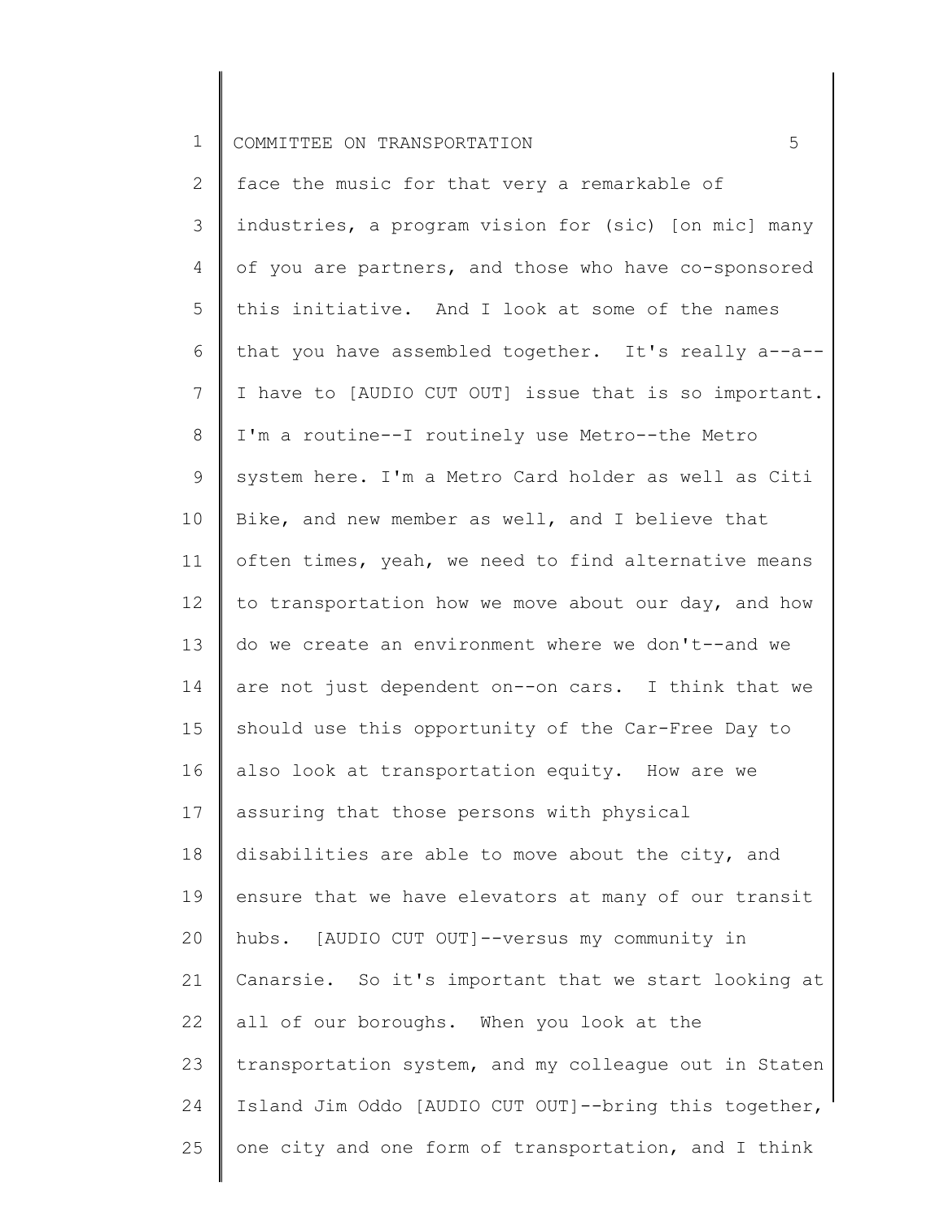face the music for that very a remarkable of industries, a program vision for (sic) [on mic] many of you are partners, and those who have co-sponsored this initiative. And I look at some of the names that you have assembled together. It's really a--a--I have to [AUDIO CUT OUT] issue that is so important. I'm a routine--I routinely use Metro--the Metro system here. I'm a Metro Card holder as well as Citi Bike, and new member as well, and I believe that often times, yeah, we need to find alternative means to transportation how we move about our day, and how do we create an environment where we don't--and we are not just dependent on--on cars. I think that we should use this opportunity of the Car-Free Day to also look at transportation equity. How are we assuring that those persons with physical disabilities are able to move about the city, and ensure that we have elevators at many of our transit hubs. [AUDIO CUT OUT]--versus my community in Canarsie. So it's important that we start looking at all of our boroughs. When you look at the transportation system, and my colleague out in Staten Island Jim Oddo [AUDIO CUT OUT]--bring this together, one city and one form of transportation, and I think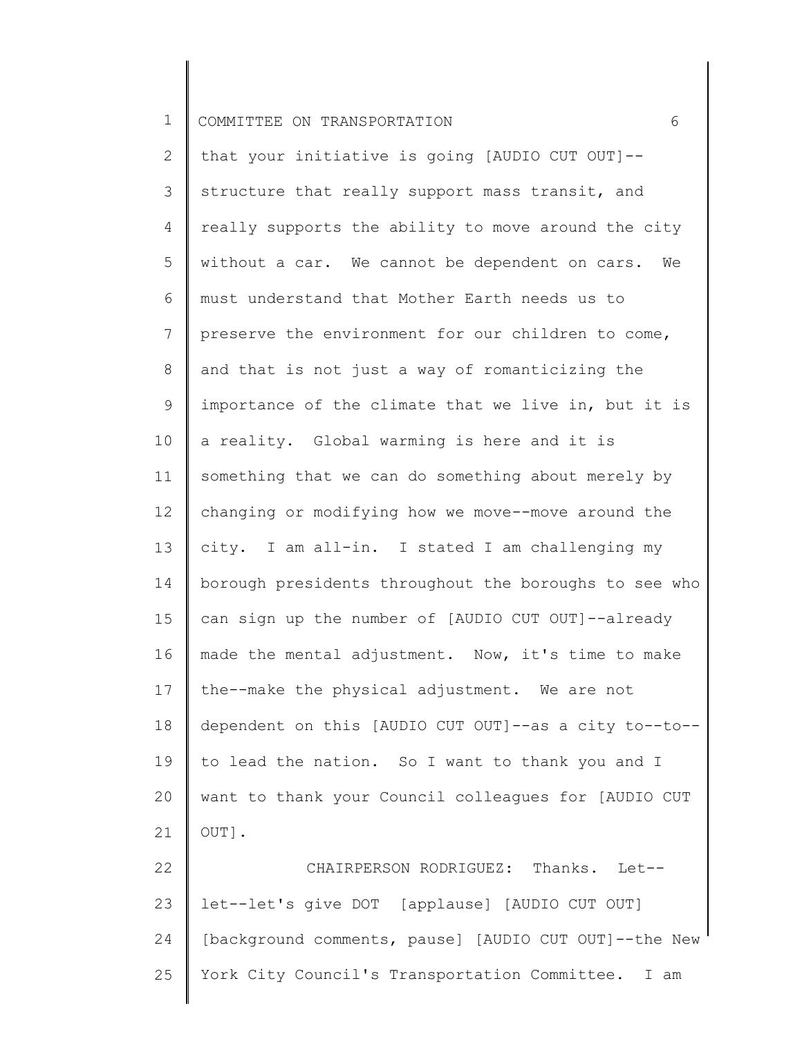that your initiative is going [AUDIO CUT OUT]--structure that really support mass transit, and really supports the ability to move around the city without a car. We cannot be dependent on cars. We must understand that Mother Earth needs us to preserve the environment for our children to come, and that is not just a way of romanticizing the importance of the climate that we live in, but it is a reality. Global warming is here and it is something that we can do something about merely by changing or modifying how we move--move around the city. I am all-in. I stated I am challenging my borough presidents throughout the boroughs to see who can sign up the number of [AUDIO CUT OUT]--already made the mental adjustment. Now, it's time to make the--make the physical adjustment. We are not dependent on this [AUDIO CUT OUT]--as a city to--to--to lead the nation. So I want to thank you and I want to thank your Council colleagues for [AUDIO CUT OUT].

CHAIRPERSON RODRIGUEZ: Thanks. Let--let--let's give DOT [applause] [AUDIO CUT OUT] [background comments, pause] [AUDIO CUT OUT]--the New York City Council's Transportation Committee. I am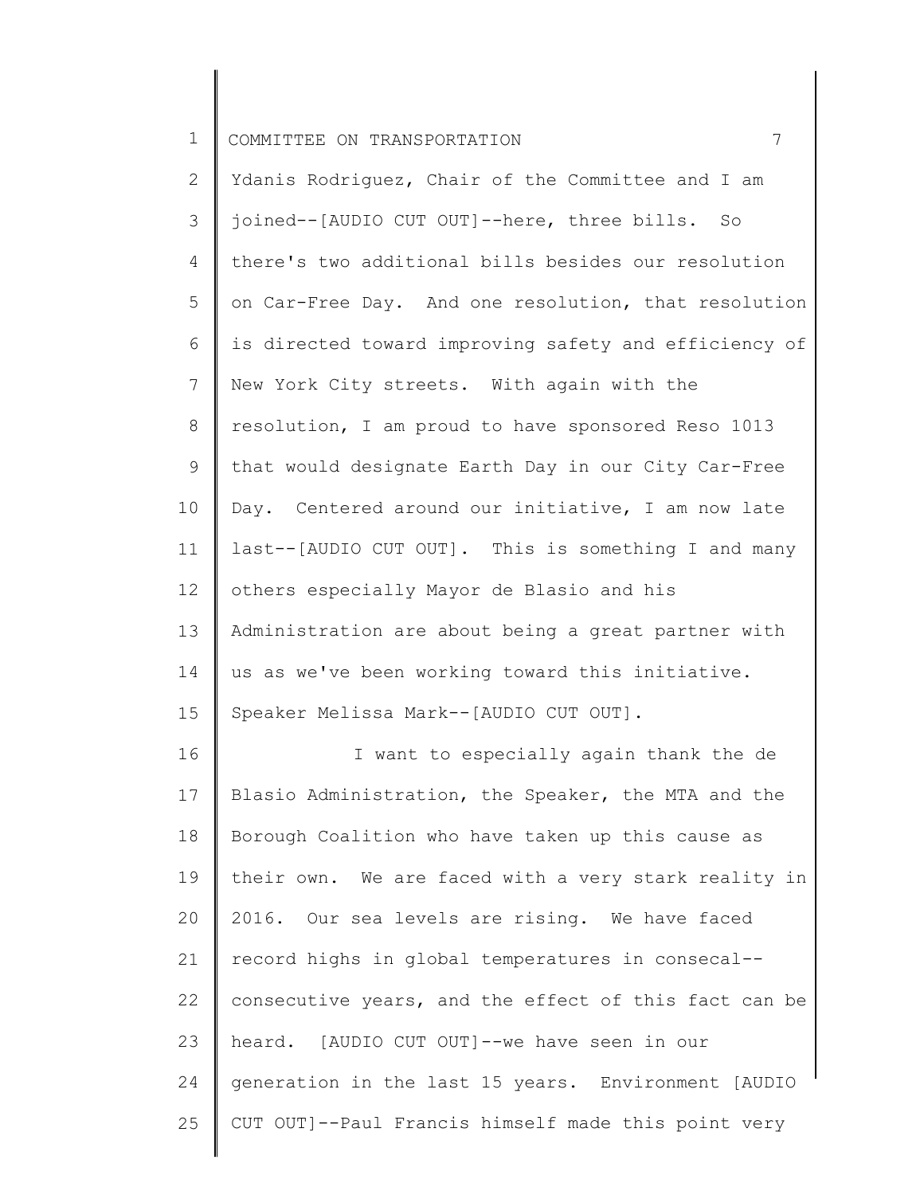Ydanis Rodriguez, Chair of the Committee and I am joined--[AUDIO CUT OUT]--here, three bills. So there's two additional bills besides our resolution on Car-Free Day. And one resolution, that resolution is directed toward improving safety and efficiency of New York City streets. With again with the resolution, I am proud to have sponsored Reso 1013 that would designate Earth Day in our City Car-Free Day. Centered around our initiative, I am now late last--[AUDIO CUT OUT]. This is something I and many others especially Mayor de Blasio and his Administration are about being a great partner with us as we've been working toward this initiative. Speaker Melissa Mark--[AUDIO CUT OUT].

I want to especially again thank the de Blasio Administration, the Speaker, the MTA and the Borough Coalition who have taken up this cause as their own. We are faced with a very stark reality in 2016. Our sea levels are rising. We have faced record highs in global temperatures in consecal--consecutive years, and the effect of this fact can be heard. [AUDIO CUT OUT]--we have seen in our generation in the last 15 years. Environment [AUDIO CUT OUT]--Paul Francis himself made this point very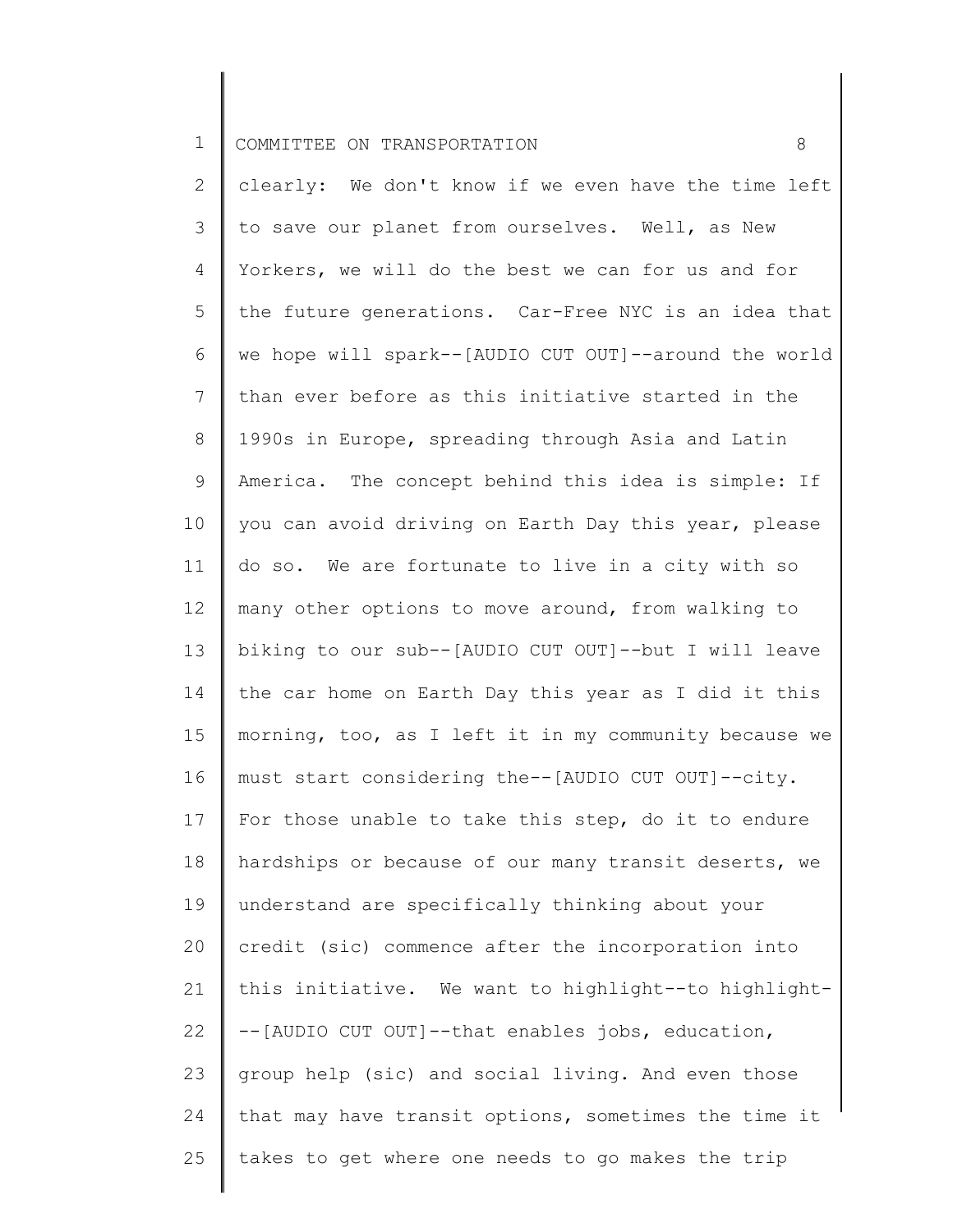clearly: We don't know if we even have the time left to save our planet from ourselves. Well, as New Yorkers, we will do the best we can for us and for the future generations. Car-Free NYC is an idea that we hope will spark--[AUDIO CUT OUT]--around the world than ever before as this initiative started in the 1990s in Europe, spreading through Asia and Latin America. The concept behind this idea is simple: If you can avoid driving on Earth Day this year, please do so. We are fortunate to live in a city with so many other options to move around, from walking to biking to our sub--[AUDIO CUT OUT]--but I will leave the car home on Earth Day this year as I did it this morning, too, as I left it in my community because we must start considering the--[AUDIO CUT OUT]--city. For those unable to take this step, do it to endure hardships or because of our many transit deserts, we understand are specifically thinking about your credit (sic) commence after the incorporation into this initiative. We want to highlight--to highlight---[AUDIO CUT OUT]--that enables jobs, education, group help (sic) and social living. And even those that may have transit options, sometimes the time it takes to get where one needs to go makes the trip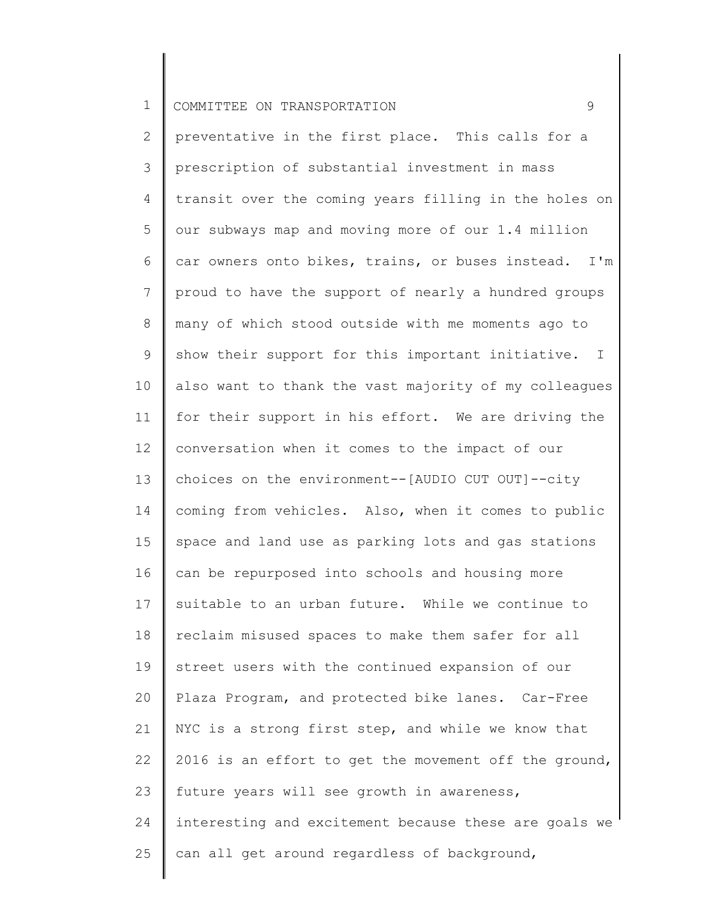preventative in the first place. This calls for a prescription of substantial investment in mass transit over the coming years filling in the holes on our subways map and moving more of our 1.4 million car owners onto bikes, trains, or buses instead. I'm proud to have the support of nearly a hundred groups many of which stood outside with me moments ago to show their support for this important initiative. I also want to thank the vast majority of my colleagues for their support in his effort. We are driving the conversation when it comes to the impact of our choices on the environment--[AUDIO CUT OUT]--city coming from vehicles. Also, when it comes to public space and land use as parking lots and gas stations can be repurposed into schools and housing more suitable to an urban future. While we continue to reclaim misused spaces to make them safer for all street users with the continued expansion of our Plaza Program, and protected bike lanes. Car-Free NYC is a strong first step, and while we know that 2016 is an effort to get the movement off the ground, future years will see growth in awareness, interesting and excitement because these are goals we can all get around regardless of background,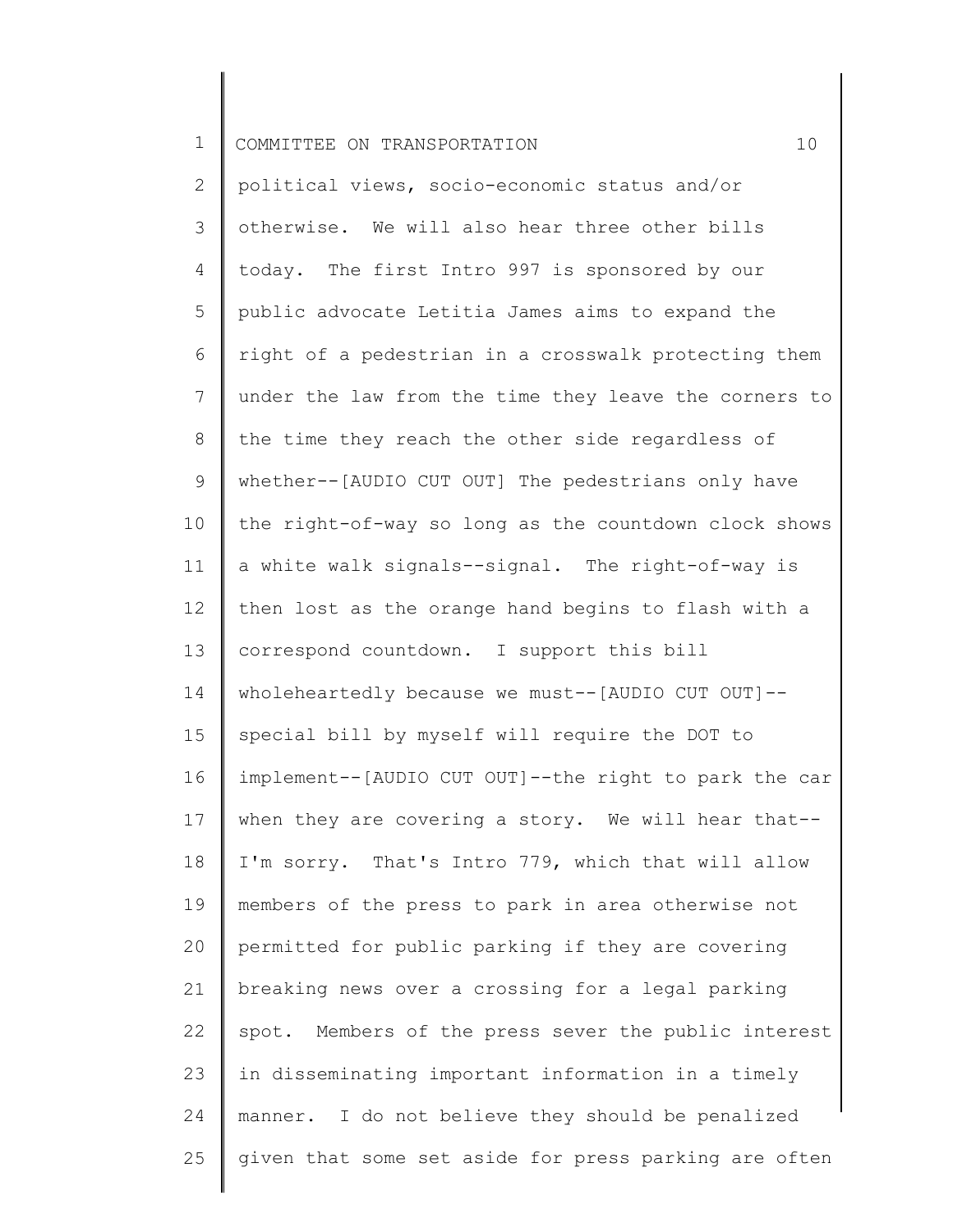political views, socio-economic status and/or otherwise. We will also hear three other bills today. The first Intro 997 is sponsored by our public advocate Letitia James aims to expand the right of a pedestrian in a crosswalk protecting them under the law from the time they leave the corners to the time they reach the other side regardless of whether--[AUDIO CUT OUT] The pedestrians only have the right-of-way so long as the countdown clock shows a white walk signals--signal. The right-of-way is then lost as the orange hand begins to flash with a correspond countdown. I support this bill wholeheartedly because we must--[AUDIO CUT OUT]--special bill by myself will require the DOT to implement--[AUDIO CUT OUT]--the right to park the car when they are covering a story. We will hear that--I'm sorry. That's Intro 779, which that will allow members of the press to park in area otherwise not permitted for public parking if they are covering breaking news over a crossing for a legal parking spot. Members of the press sever the public interest in disseminating important information in a timely manner. I do not believe they should be penalized given that some set aside for press parking are often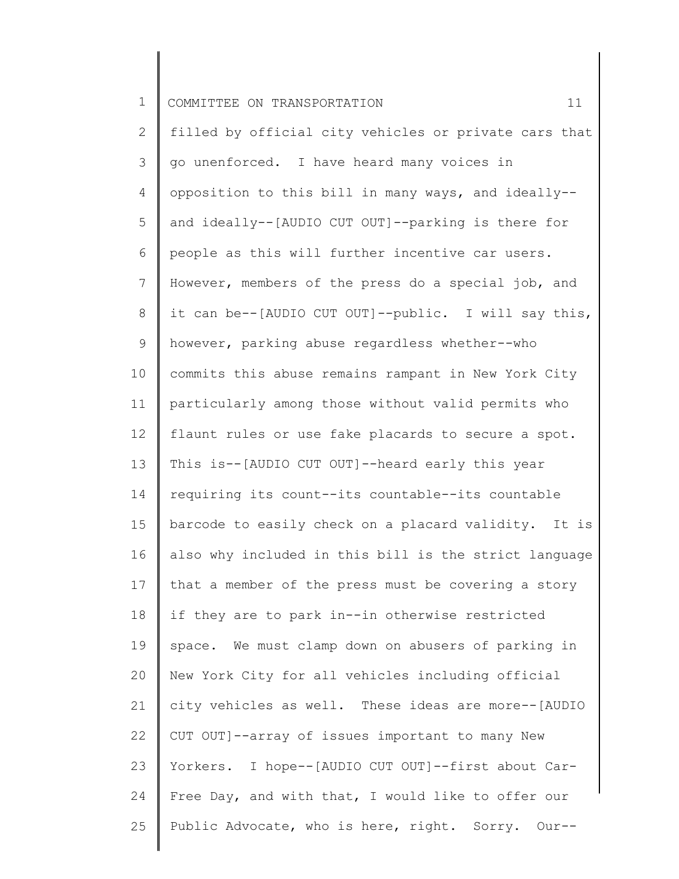filled by official city vehicles or private cars that go unenforced. I have heard many voices in opposition to this bill in many ways, and ideally--and ideally--[AUDIO CUT OUT]--parking is there for people as this will further incentive car users. However, members of the press do a special job, and it can be--[AUDIO CUT OUT]--public. I will say this, however, parking abuse regardless whether--who commits this abuse remains rampant in New York City particularly among those without valid permits who flaunt rules or use fake placards to secure a spot. This is--[AUDIO CUT OUT]--heard early this year requiring its count--its countable--its countable barcode to easily check on a placard validity. It is also why included in this bill is the strict language that a member of the press must be covering a story if they are to park in--in otherwise restricted space. We must clamp down on abusers of parking in New York City for all vehicles including official city vehicles as well. These ideas are more--[AUDIO CUT OUT]--array of issues important to many New Yorkers. I hope--[AUDIO CUT OUT]--first about Car-Free Day, and with that, I would like to offer our Public Advocate, who is here, right. Sorry. Our--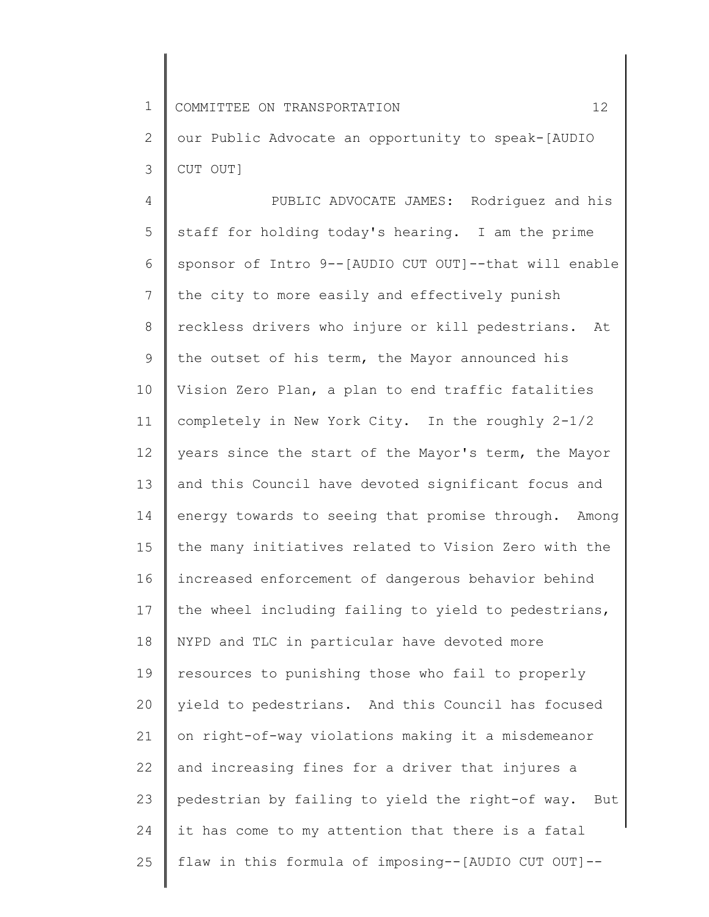our Public Advocate an opportunity to speak-[AUDIO CUT OUT]

PUBLIC ADVOCATE JAMES: Rodriguez and his staff for holding today's hearing. I am the prime sponsor of Intro 9--[AUDIO CUT OUT]--that will enable the city to more easily and effectively punish reckless drivers who injure or kill pedestrians. At the outset of his term, the Mayor announced his Vision Zero Plan, a plan to end traffic fatalities completely in New York City. In the roughly 2-1/2 years since the start of the Mayor's term, the Mayor and this Council have devoted significant focus and energy towards to seeing that promise through. Among the many initiatives related to Vision Zero with the increased enforcement of dangerous behavior behind the wheel including failing to yield to pedestrians, NYPD and TLC in particular have devoted more resources to punishing those who fail to properly yield to pedestrians. And this Council has focused on right-of-way violations making it a misdemeanor and increasing fines for a driver that injures a pedestrian by failing to yield the right-of way. But it has come to my attention that there is a fatal flaw in this formula of imposing--[AUDIO CUT OUT]--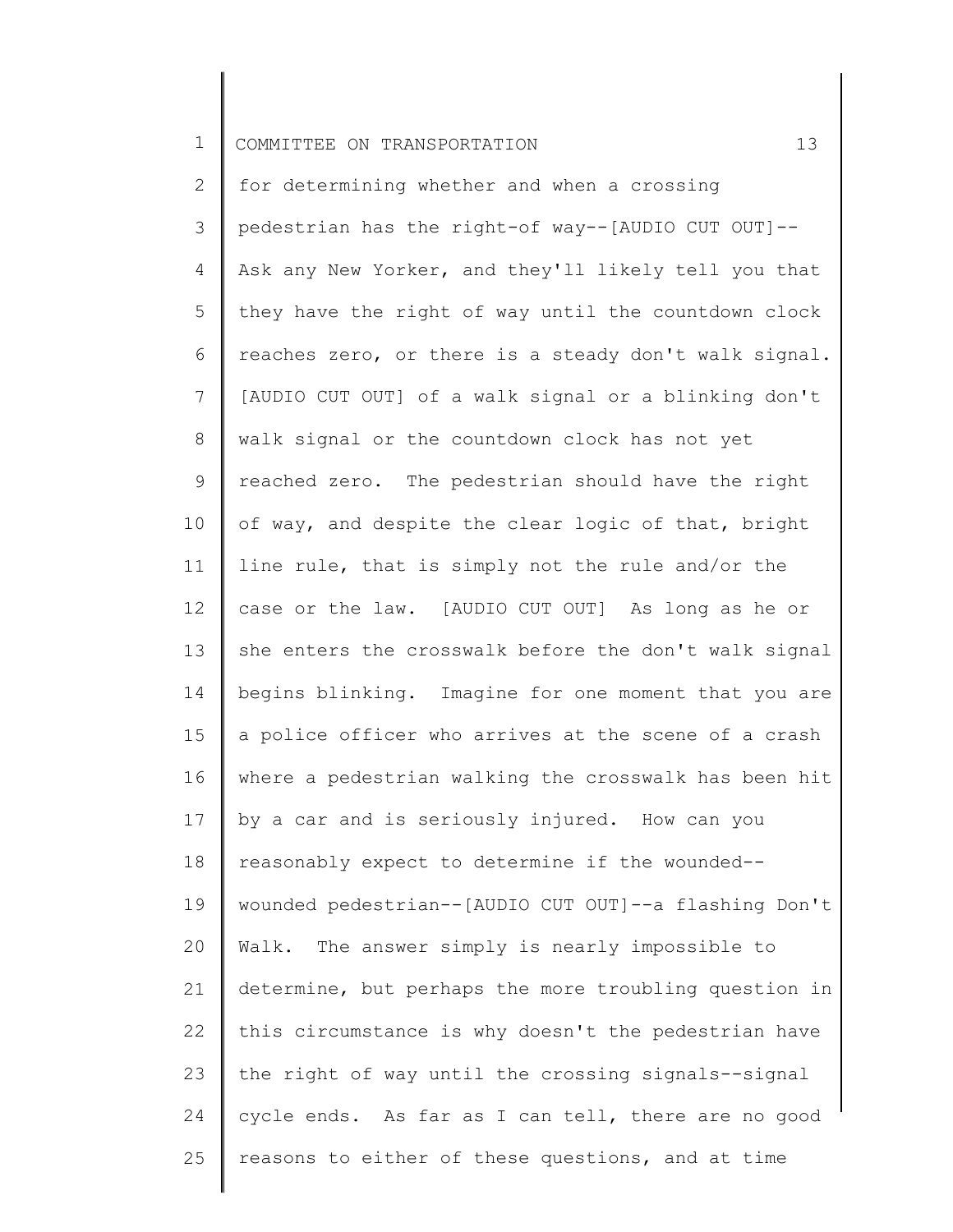for determining whether and when a crossing pedestrian has the right-of way--[AUDIO CUT OUT]-- Ask any New Yorker, and they'll likely tell you that they have the right of way until the countdown clock reaches zero, or there is a steady don't walk signal. [AUDIO CUT OUT] of a walk signal or a blinking don't walk signal or the countdown clock has not yet reached zero. The pedestrian should have the right of way, and despite the clear logic of that, bright line rule, that is simply not the rule and/or the case or the law. [AUDIO CUT OUT] As long as he or she enters the crosswalk before the don't walk signal begins blinking. Imagine for one moment that you are a police officer who arrives at the scene of a crash where a pedestrian walking the crosswalk has been hit by a car and is seriously injured. How can you reasonably expect to determine if the wounded-- wounded pedestrian--[AUDIO CUT OUT]--a flashing Don't Walk. The answer simply is nearly impossible to determine, but perhaps the more troubling question in this circumstance is why doesn't the pedestrian have the right of way until the crossing signals--signal cycle ends. As far as I can tell, there are no good reasons to either of these questions, and at time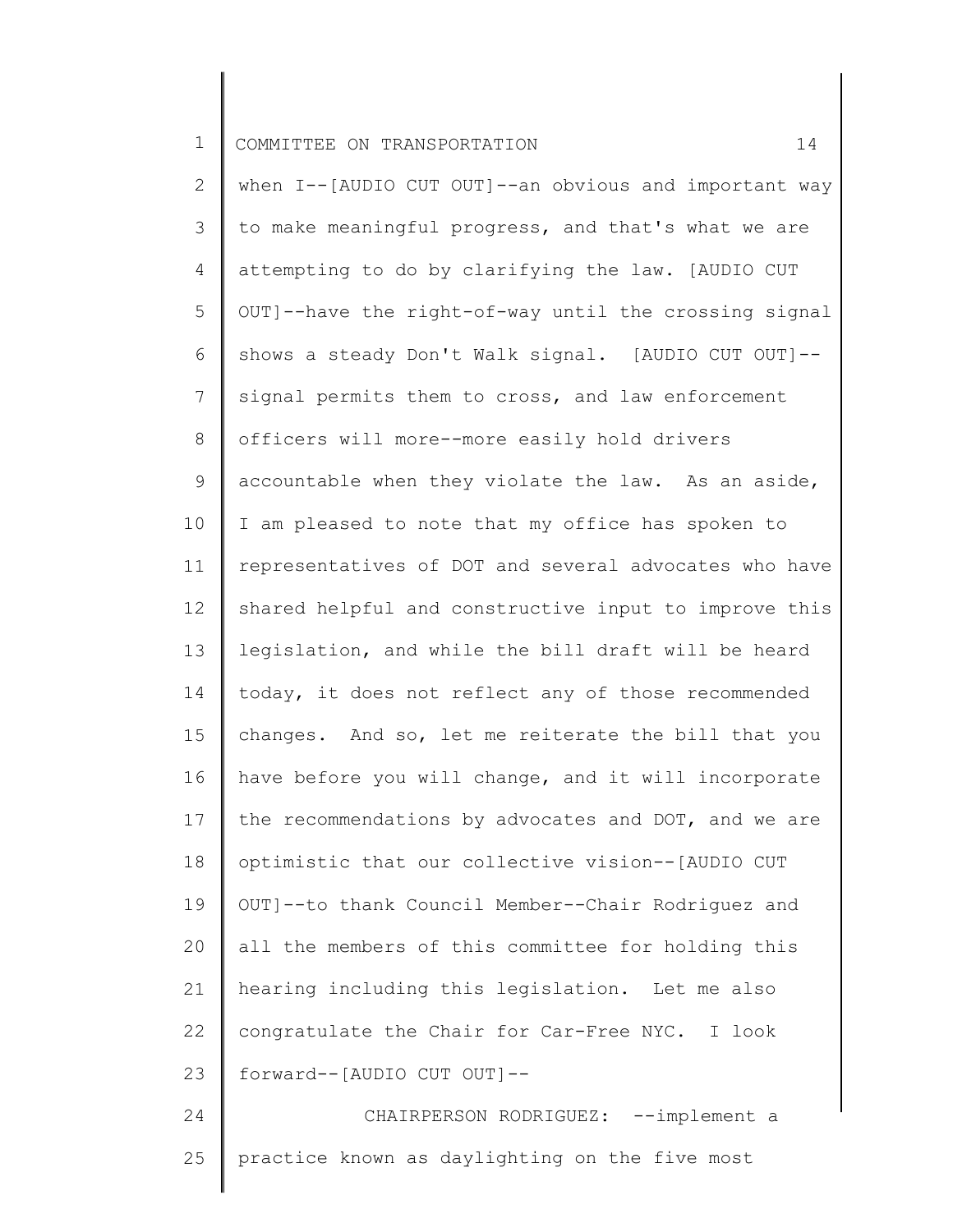when I--[AUDIO CUT OUT]--an obvious and important way to make meaningful progress, and that's what we are attempting to do by clarifying the law. [AUDIO CUT OUT]--have the right-of-way until the crossing signal shows a steady Don't Walk signal. [AUDIO CUT OUT]--signal permits them to cross, and law enforcement officers will more--more easily hold drivers accountable when they violate the law. As an aside, I am pleased to note that my office has spoken to representatives of DOT and several advocates who have shared helpful and constructive input to improve this legislation, and while the bill draft will be heard today, it does not reflect any of those recommended changes. And so, let me reiterate the bill that you have before you will change, and it will incorporate the recommendations by advocates and DOT, and we are optimistic that our collective vision--[AUDIO CUT OUT]--to thank Council Member--Chair Rodriguez and all the members of this committee for holding this hearing including this legislation. Let me also congratulate the Chair for Car-Free NYC. I look forward--[AUDIO CUT OUT]--

CHAIRPERSON RODRIGUEZ: --implement a practice known as daylighting on the five most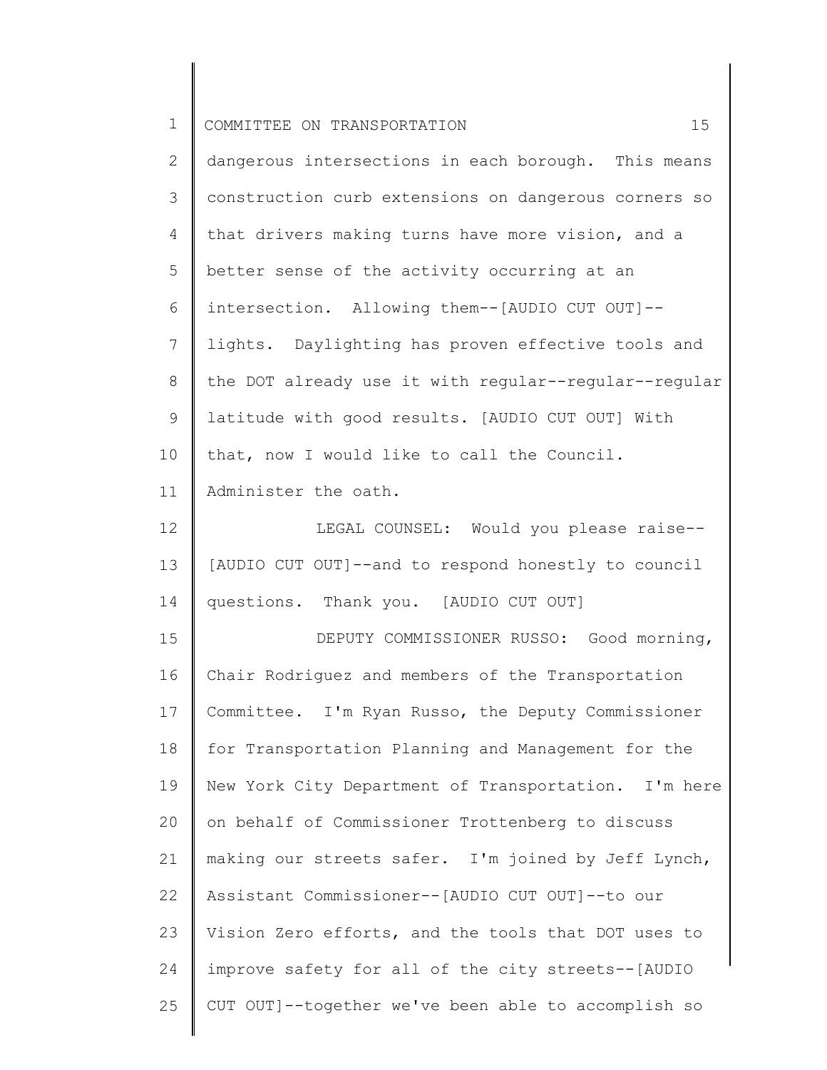dangerous intersections in each borough. This means construction curb extensions on dangerous corners so that drivers making turns have more vision, and a better sense of the activity occurring at an intersection. Allowing them--[AUDIO CUT OUT]--lights. Daylighting has proven effective tools and the DOT already use it with regular--regular--regular latitude with good results. [AUDIO CUT OUT] With that, now I would like to call the Council. Administer the oath.

LEGAL COUNSEL: Would you please raise--[AUDIO CUT OUT]--and to respond honestly to council questions. Thank you. [AUDIO CUT OUT]

DEPUTY COMMISSIONER RUSSO: Good morning, Chair Rodriguez and members of the Transportation Committee. I'm Ryan Russo, the Deputy Commissioner for Transportation Planning and Management for the New York City Department of Transportation. I'm here on behalf of Commissioner Trottenberg to discuss making our streets safer. I'm joined by Jeff Lynch, Assistant Commissioner--[AUDIO CUT OUT]--to our Vision Zero efforts, and the tools that DOT uses to improve safety for all of the city streets--[AUDIO CUT OUT]--together we've been able to accomplish so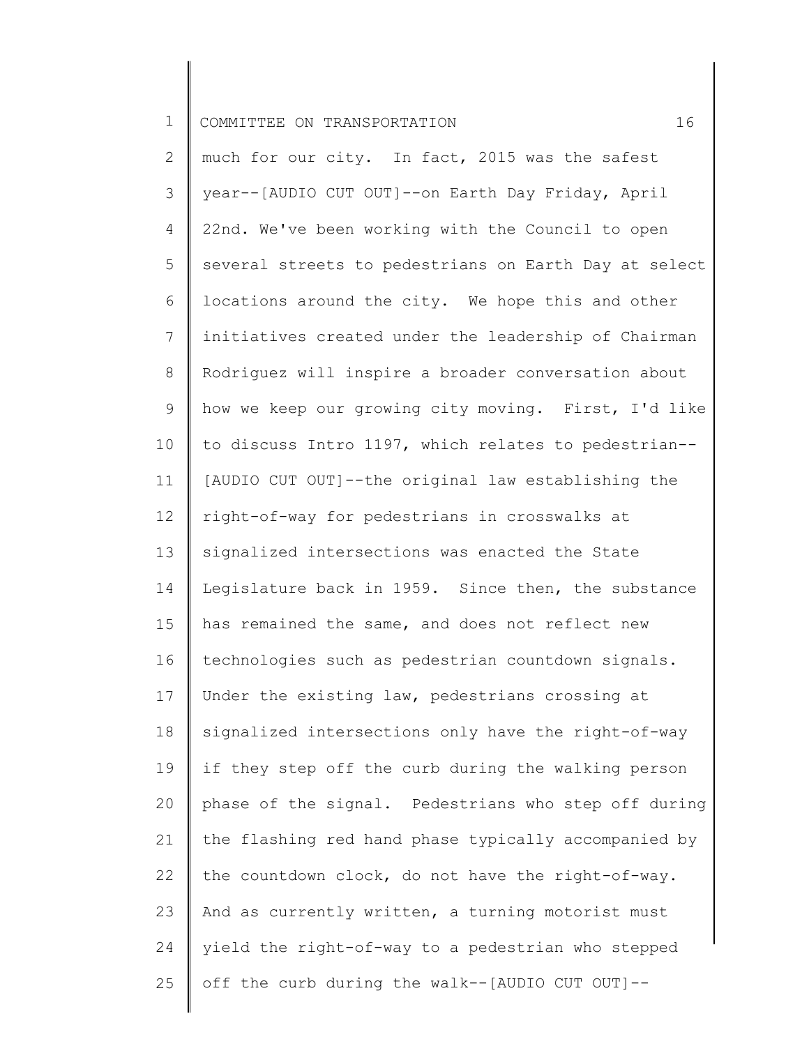much for our city. In fact, 2015 was the safest year--[AUDIO CUT OUT]--on Earth Day Friday, April 22nd. We've been working with the Council to open several streets to pedestrians on Earth Day at select locations around the city. We hope this and other initiatives created under the leadership of Chairman Rodriguez will inspire a broader conversation about how we keep our growing city moving. First, I'd like to discuss Intro 1197, which relates to pedestrian--[AUDIO CUT OUT]--the original law establishing the right-of-way for pedestrians in crosswalks at signalized intersections was enacted the State Legislature back in 1959. Since then, the substance has remained the same, and does not reflect new technologies such as pedestrian countdown signals. Under the existing law, pedestrians crossing at signalized intersections only have the right-of-way if they step off the curb during the walking person phase of the signal. Pedestrians who step off during the flashing red hand phase typically accompanied by the countdown clock, do not have the right-of-way. And as currently written, a turning motorist must yield the right-of-way to a pedestrian who stepped off the curb during the walk--[AUDIO CUT OUT]--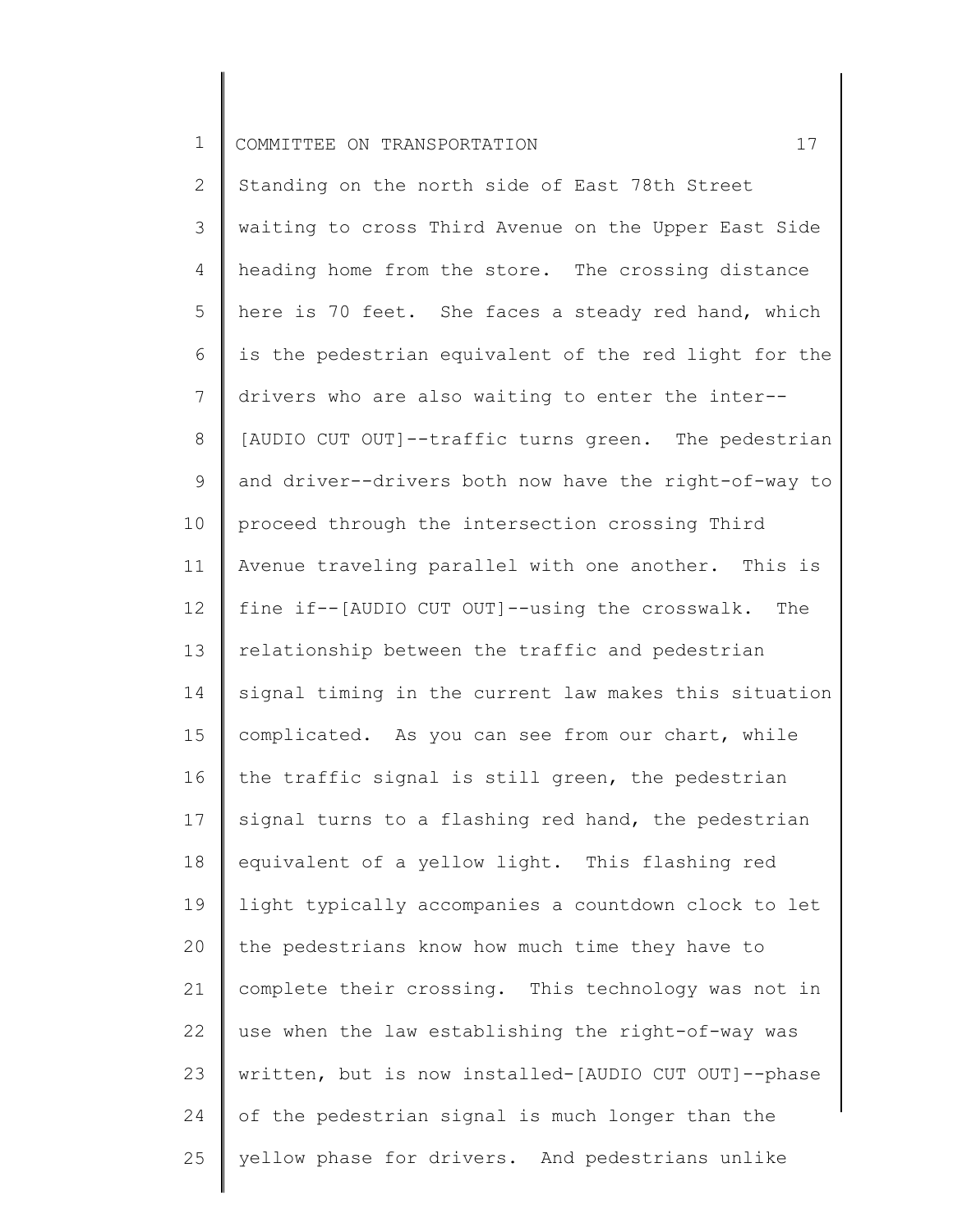Standing on the north side of East 78th Street waiting to cross Third Avenue on the Upper East Side heading home from the store. The crossing distance here is 70 feet. She faces a steady red hand, which is the pedestrian equivalent of the red light for the drivers who are also waiting to enter the inter--[AUDIO CUT OUT]--traffic turns green. The pedestrian and driver--drivers both now have the right-of-way to proceed through the intersection crossing Third Avenue traveling parallel with one another. This is fine if--[AUDIO CUT OUT]--using the crosswalk. The relationship between the traffic and pedestrian signal timing in the current law makes this situation complicated. As you can see from our chart, while the traffic signal is still green, the pedestrian signal turns to a flashing red hand, the pedestrian equivalent of a yellow light. This flashing red light typically accompanies a countdown clock to let the pedestrians know how much time they have to complete their crossing. This technology was not in use when the law establishing the right-of-way was written, but is now installed-[AUDIO CUT OUT]--phase of the pedestrian signal is much longer than the yellow phase for drivers. And pedestrians unlike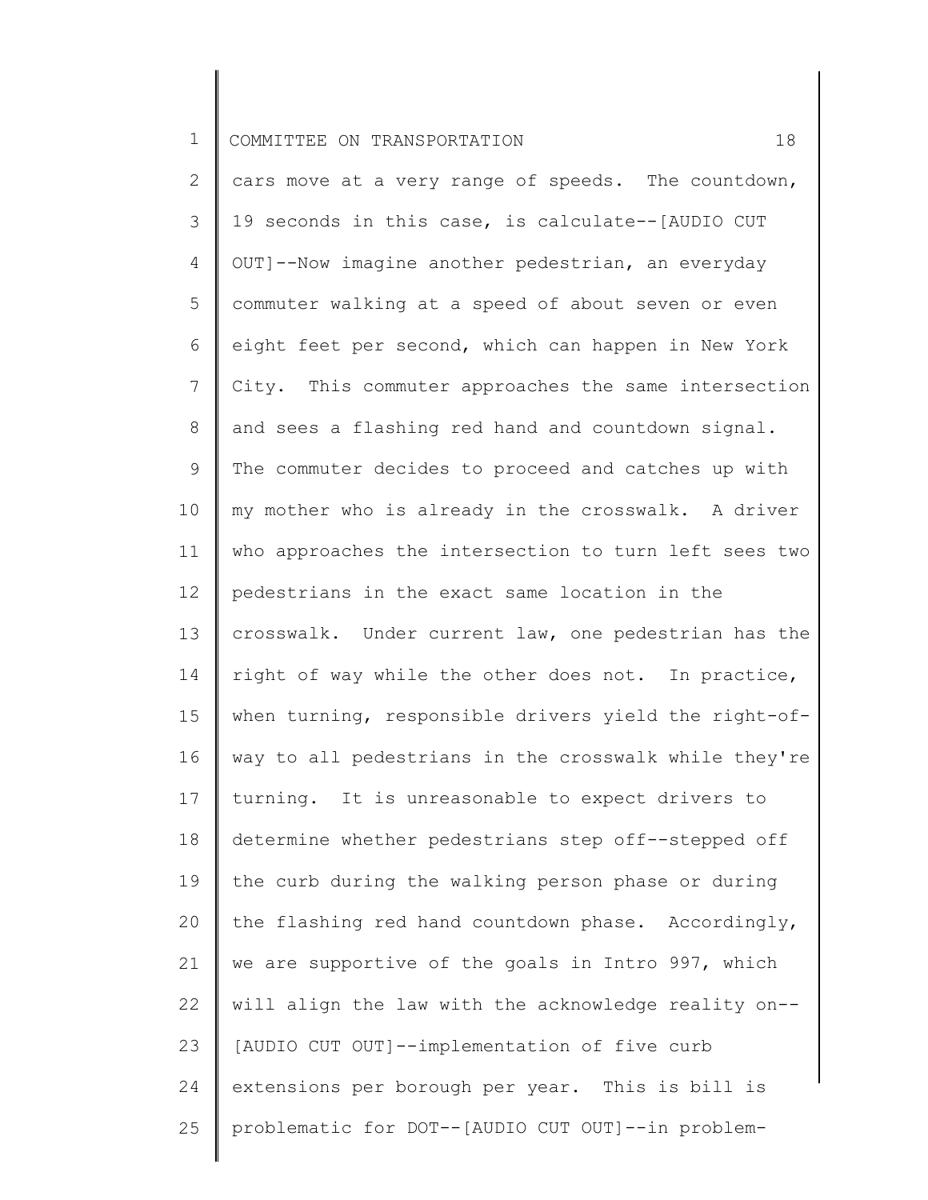cars move at a very range of speeds. The countdown, 19 seconds in this case, is calculate--[AUDIO CUT OUT]--Now imagine another pedestrian, an everyday commuter walking at a speed of about seven or even eight feet per second, which can happen in New York City. This commuter approaches the same intersection and sees a flashing red hand and countdown signal. The commuter decides to proceed and catches up with my mother who is already in the crosswalk. A driver who approaches the intersection to turn left sees two pedestrians in the exact same location in the crosswalk. Under current law, one pedestrian has the right of way while the other does not. In practice, when turning, responsible drivers yield the right-of-way to all pedestrians in the crosswalk while they're turning. It is unreasonable to expect drivers to determine whether pedestrians step off--stepped off the curb during the walking person phase or during the flashing red hand countdown phase. Accordingly, we are supportive of the goals in Intro 997, which will align the law with the acknowledge reality on--[AUDIO CUT OUT]--implementation of five curb extensions per borough per year. This is bill is problematic for DOT--[AUDIO CUT OUT]--in problem-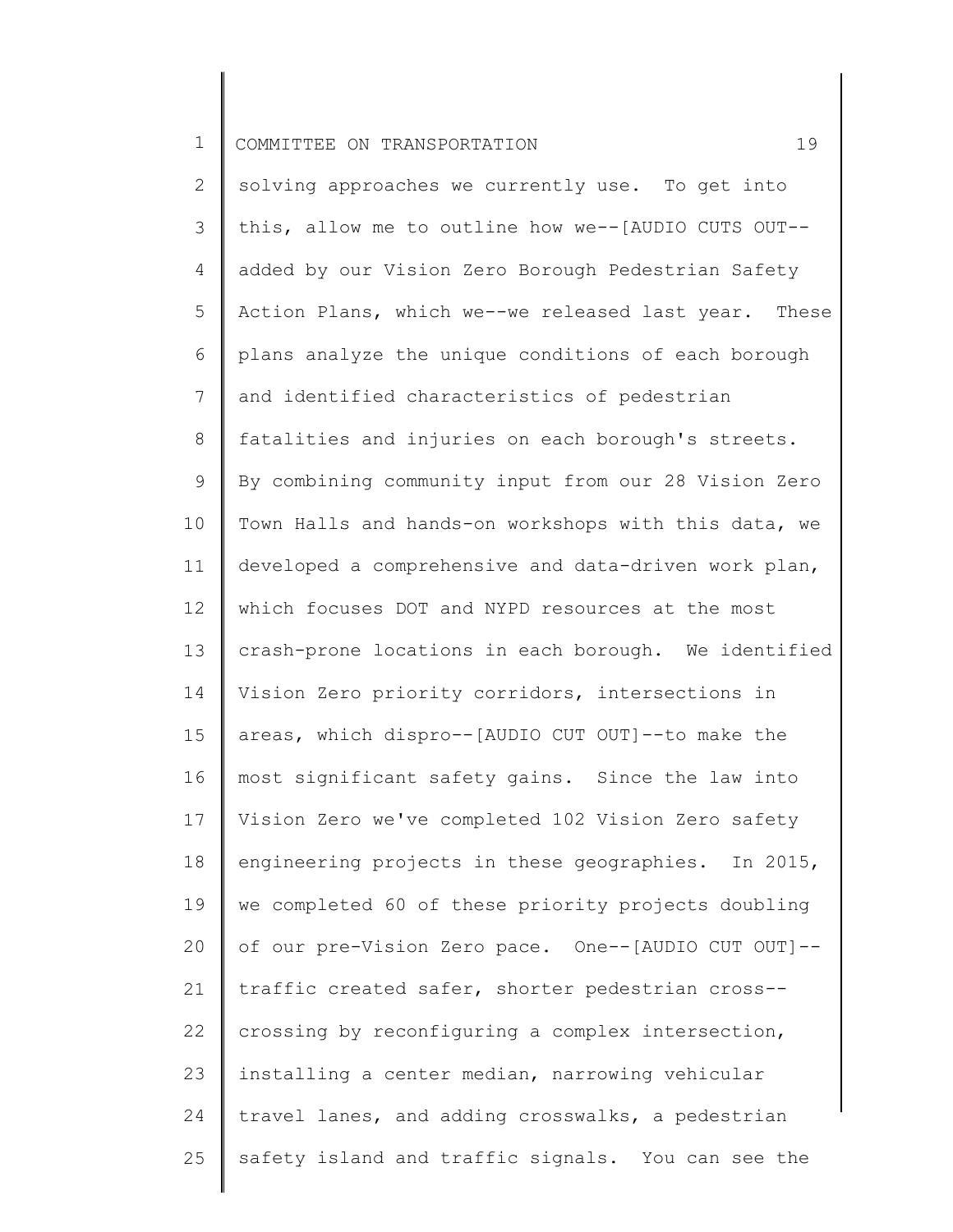solving approaches we currently use. To get into this, allow me to outline how we--[AUDIO CUTS OUT--added by our Vision Zero Borough Pedestrian Safety Action Plans, which we--we released last year. These plans analyze the unique conditions of each borough and identified characteristics of pedestrian fatalities and injuries on each borough's streets. By combining community input from our 28 Vision Zero Town Halls and hands-on workshops with this data, we developed a comprehensive and data-driven work plan, which focuses DOT and NYPD resources at the most crash-prone locations in each borough. We identified Vision Zero priority corridors, intersections in areas, which dispro--[AUDIO CUT OUT]--to make the most significant safety gains. Since the law into Vision Zero we've completed 102 Vision Zero safety engineering projects in these geographies. In 2015, we completed 60 of these priority projects doubling of our pre-Vision Zero pace. One--[AUDIO CUT OUT]--traffic created safer, shorter pedestrian cross--crossing by reconfiguring a complex intersection, installing a center median, narrowing vehicular travel lanes, and adding crosswalks, a pedestrian safety island and traffic signals. You can see the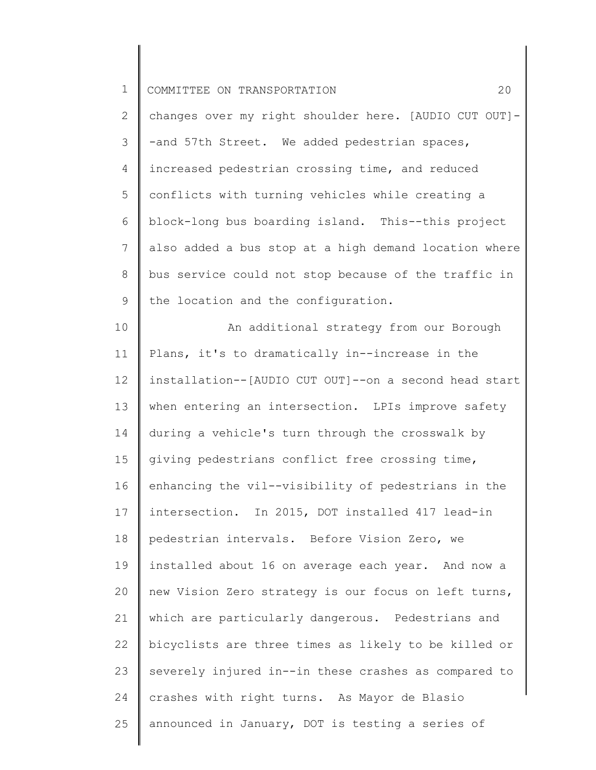changes over my right shoulder here. [AUDIO CUT OUT]--and 57th Street. We added pedestrian spaces, increased pedestrian crossing time, and reduced conflicts with turning vehicles while creating a block-long bus boarding island. This--this project also added a bus stop at a high demand location where bus service could not stop because of the traffic in the location and the configuration.

An additional strategy from our Borough Plans, it's to dramatically in--increase in the installation--[AUDIO CUT OUT]--on a second head start when entering an intersection. LPIs improve safety during a vehicle's turn through the crosswalk by giving pedestrians conflict free crossing time, enhancing the vil--visibility of pedestrians in the intersection. In 2015, DOT installed 417 lead-in pedestrian intervals. Before Vision Zero, we installed about 16 on average each year. And now a new Vision Zero strategy is our focus on left turns, which are particularly dangerous. Pedestrians and bicyclists are three times as likely to be killed or severely injured in--in these crashes as compared to crashes with right turns. As Mayor de Blasio announced in January, DOT is testing a series of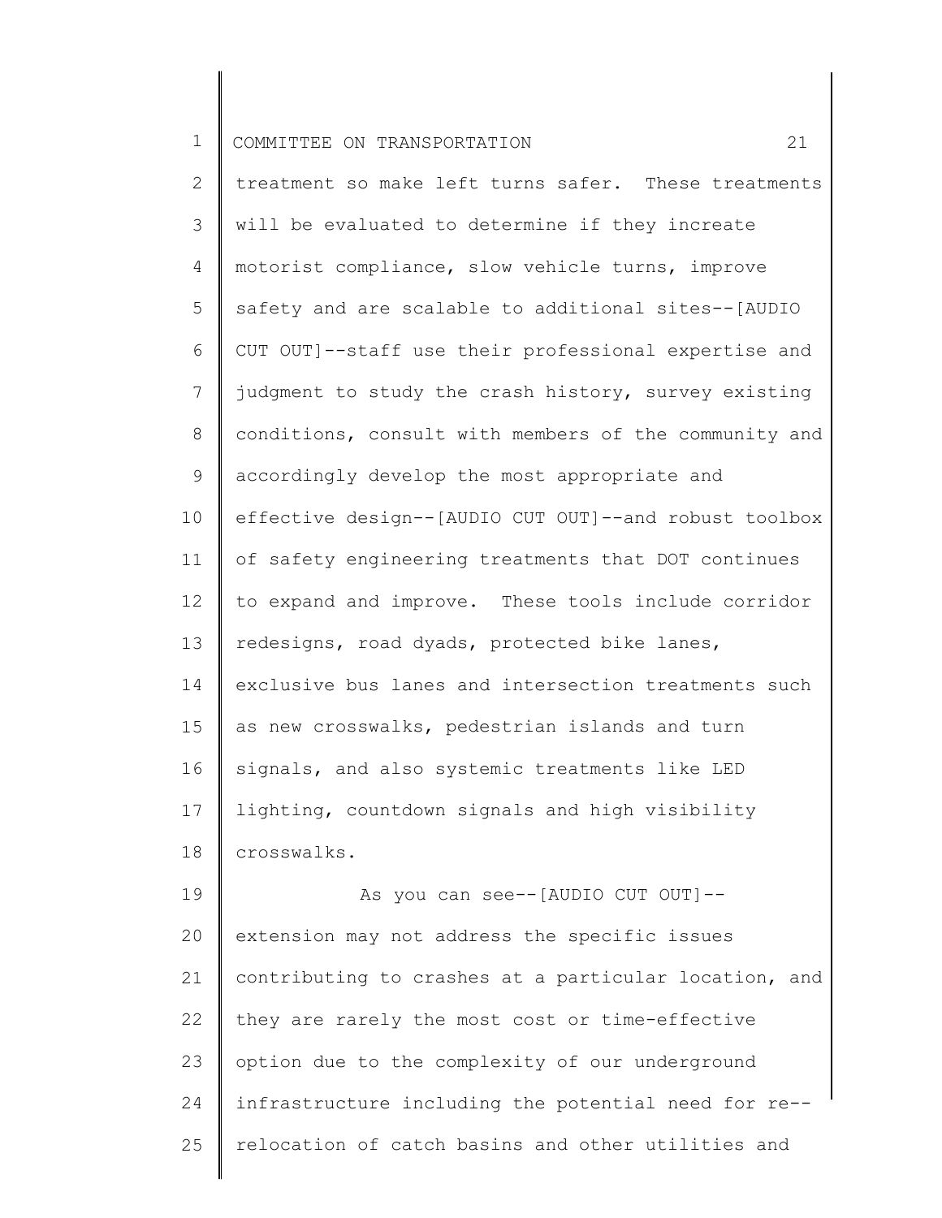treatment so make left turns safer. These treatments will be evaluated to determine if they increate motorist compliance, slow vehicle turns, improve safety and are scalable to additional sites--[AUDIO CUT OUT]--staff use their professional expertise and judgment to study the crash history, survey existing conditions, consult with members of the community and accordingly develop the most appropriate and effective design--[AUDIO CUT OUT]--and robust toolbox of safety engineering treatments that DOT continues to expand and improve. These tools include corridor redesigns, road dyads, protected bike lanes, exclusive bus lanes and intersection treatments such as new crosswalks, pedestrian islands and turn signals, and also systemic treatments like LED lighting, countdown signals and high visibility crosswalks.

As you can see--[AUDIO CUT OUT]--extension may not address the specific issues contributing to crashes at a particular location, and they are rarely the most cost or time-effective option due to the complexity of our underground infrastructure including the potential need for re--relocation of catch basins and other utilities and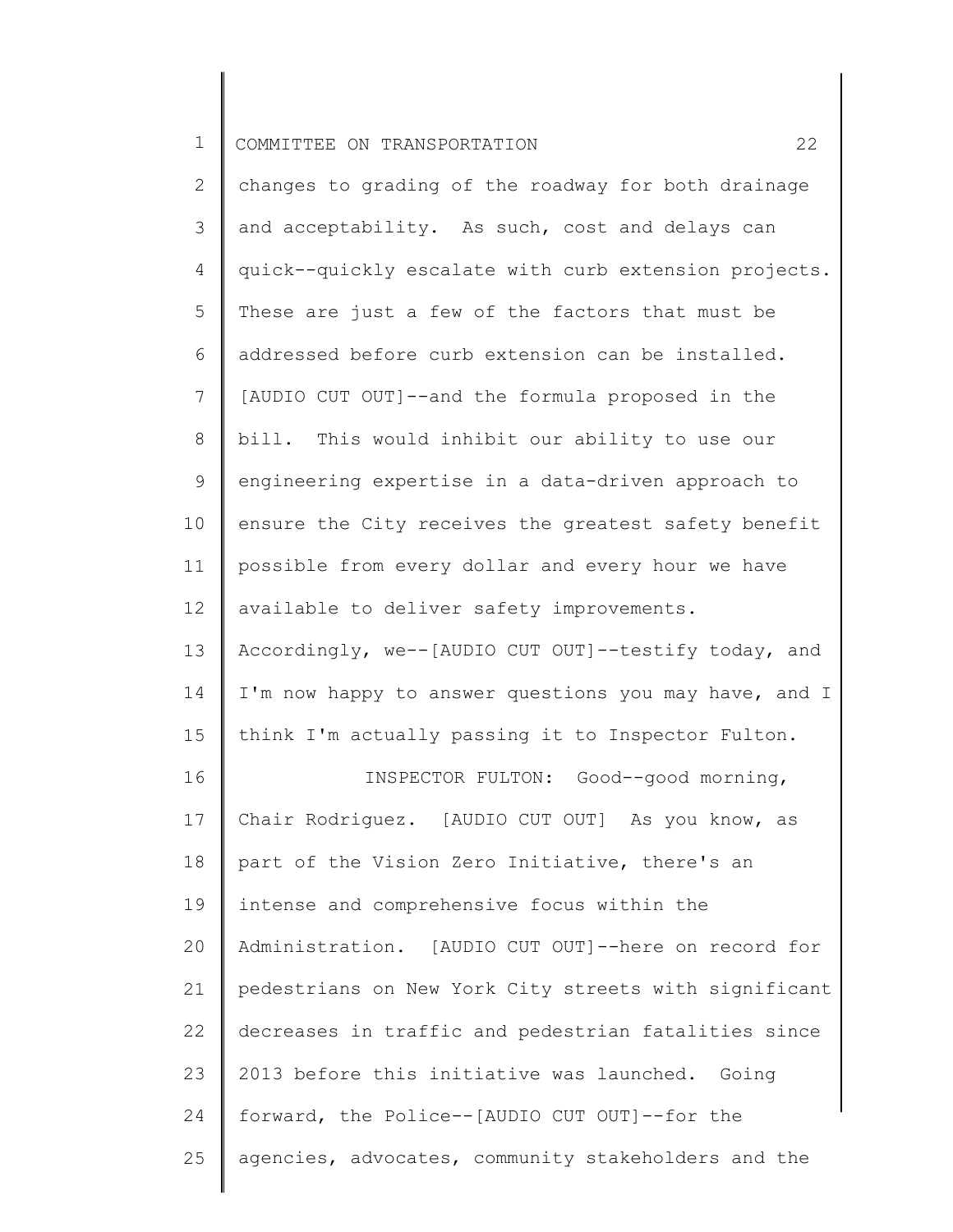changes to grading of the roadway for both drainage and acceptability. As such, cost and delays can quick--quickly escalate with curb extension projects. These are just a few of the factors that must be addressed before curb extension can be installed. [AUDIO CUT OUT]--and the formula proposed in the bill. This would inhibit our ability to use our engineering expertise in a data-driven approach to ensure the City receives the greatest safety benefit possible from every dollar and every hour we have available to deliver safety improvements. Accordingly, we--[AUDIO CUT OUT]--testify today, and I'm now happy to answer questions you may have, and I think I'm actually passing it to Inspector Fulton.

INSPECTOR FULTON: Good--good morning, Chair Rodriguez. [AUDIO CUT OUT] As you know, as part of the Vision Zero Initiative, there's an intense and comprehensive focus within the Administration. [AUDIO CUT OUT]--here on record for pedestrians on New York City streets with significant decreases in traffic and pedestrian fatalities since 2013 before this initiative was launched. Going forward, the Police--[AUDIO CUT OUT]--for the agencies, advocates, community stakeholders and the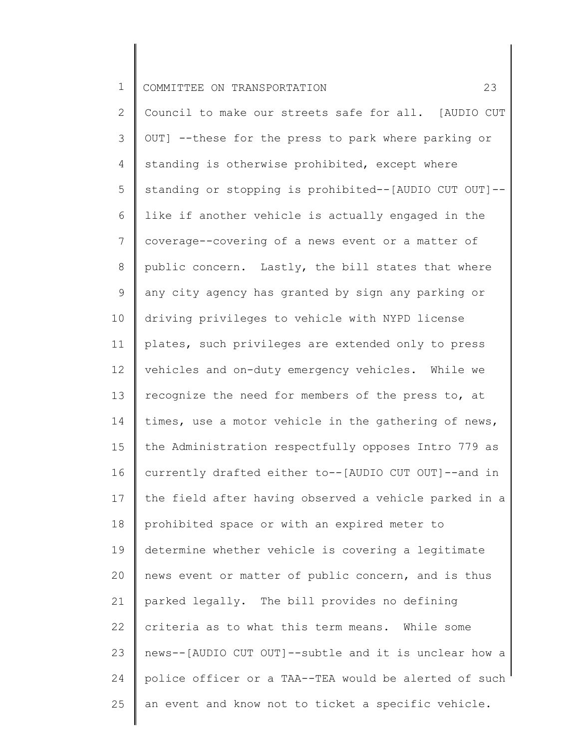Council to make our streets safe for all. [AUDIO CUT OUT] --these for the press to park where parking or standing is otherwise prohibited, except where standing or stopping is prohibited--[AUDIO CUT OUT]--like if another vehicle is actually engaged in the coverage--covering of a news event or a matter of public concern. Lastly, the bill states that where any city agency has granted by sign any parking or driving privileges to vehicle with NYPD license plates, such privileges are extended only to press vehicles and on-duty emergency vehicles. While we recognize the need for members of the press to, at times, use a motor vehicle in the gathering of news, the Administration respectfully opposes Intro 779 as currently drafted either to--[AUDIO CUT OUT]--and in the field after having observed a vehicle parked in a prohibited space or with an expired meter to determine whether vehicle is covering a legitimate news event or matter of public concern, and is thus parked legally. The bill provides no defining criteria as to what this term means. While some news--[AUDIO CUT OUT]--subtle and it is unclear how a police officer or a TAA--TEA would be alerted of such an event and know not to ticket a specific vehicle.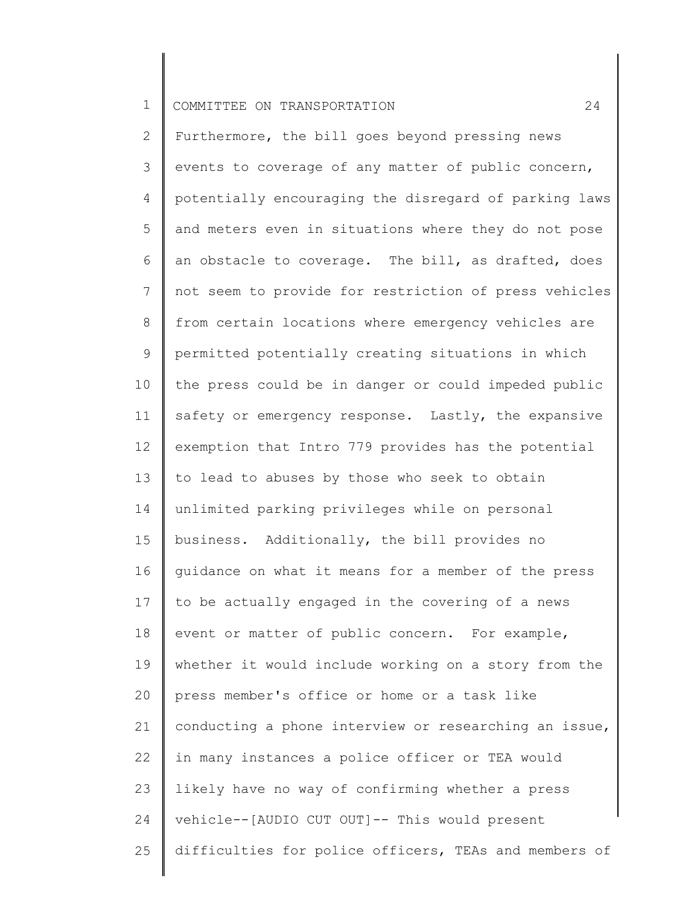Furthermore, the bill goes beyond pressing news events to coverage of any matter of public concern, potentially encouraging the disregard of parking laws and meters even in situations where they do not pose an obstacle to coverage. The bill, as drafted, does not seem to provide for restriction of press vehicles from certain locations where emergency vehicles are permitted potentially creating situations in which the press could be in danger or could impeded public safety or emergency response. Lastly, the expansive exemption that Intro 779 provides has the potential to lead to abuses by those who seek to obtain unlimited parking privileges while on personal business. Additionally, the bill provides no guidance on what it means for a member of the press to be actually engaged in the covering of a news event or matter of public concern. For example, whether it would include working on a story from the press member's office or home or a task like conducting a phone interview or researching an issue, in many instances a police officer or TEA would likely have no way of confirming whether a press vehicle--[AUDIO CUT OUT]-- This would present difficulties for police officers, TEAs and members of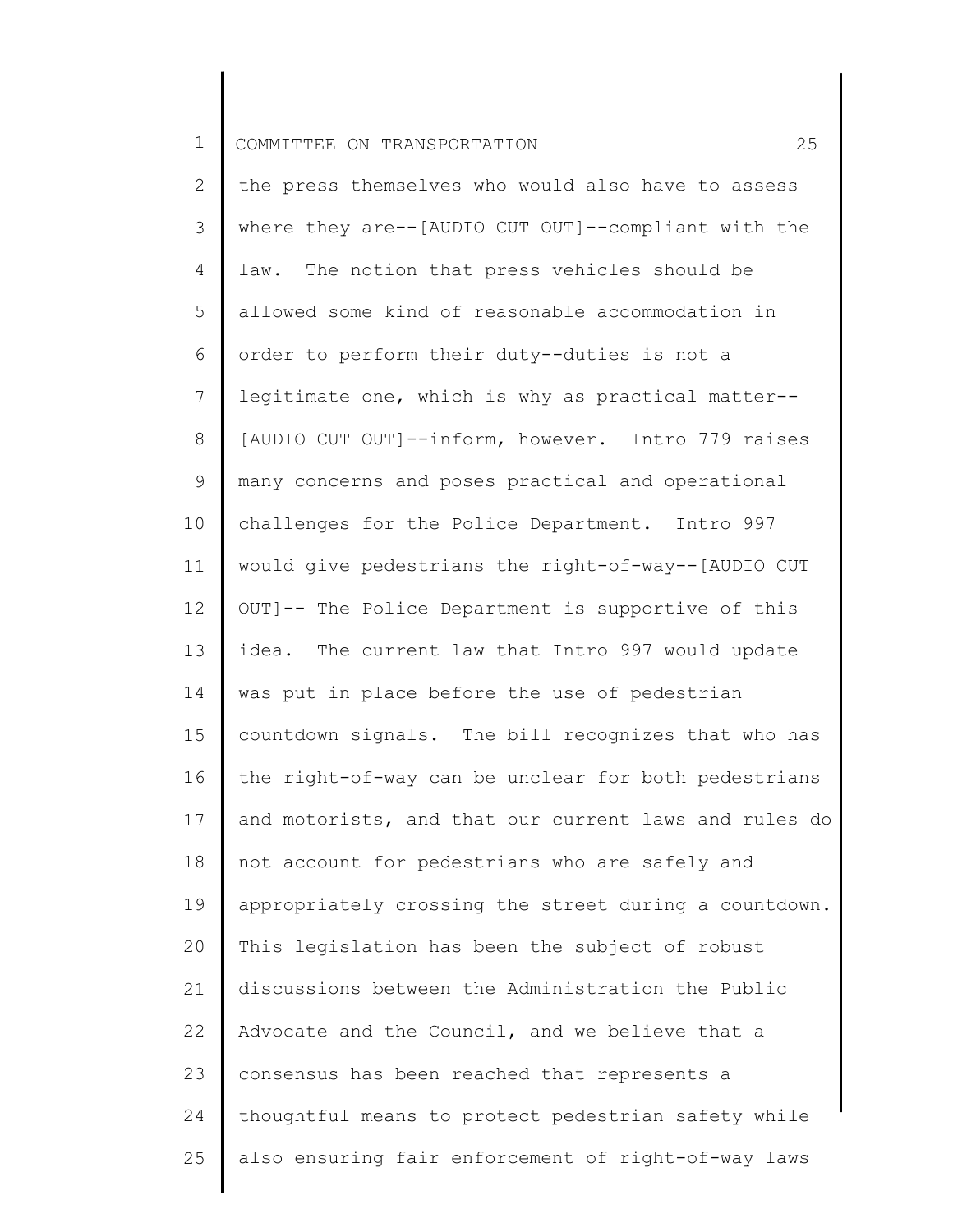the press themselves who would also have to assess where they are--[AUDIO CUT OUT]--compliant with the law. The notion that press vehicles should be allowed some kind of reasonable accommodation in order to perform their duty--duties is not a legitimate one, which is why as practical matter--[AUDIO CUT OUT]--inform, however. Intro 779 raises many concerns and poses practical and operational challenges for the Police Department. Intro 997 would give pedestrians the right-of-way--[AUDIO CUT OUT]-- The Police Department is supportive of this idea. The current law that Intro 997 would update was put in place before the use of pedestrian countdown signals. The bill recognizes that who has the right-of-way can be unclear for both pedestrians and motorists, and that our current laws and rules do not account for pedestrians who are safely and appropriately crossing the street during a countdown. This legislation has been the subject of robust discussions between the Administration the Public Advocate and the Council, and we believe that a consensus has been reached that represents a thoughtful means to protect pedestrian safety while also ensuring fair enforcement of right-of-way laws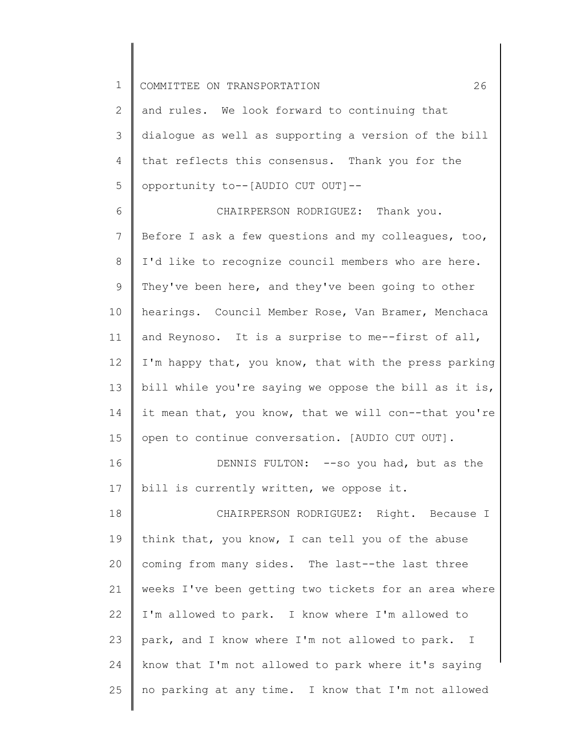and rules. We look forward to continuing that dialogue as well as supporting a version of the bill that reflects this consensus. Thank you for the opportunity to--[AUDIO CUT OUT]--

CHAIRPERSON RODRIGUEZ: Thank you. Before I ask a few questions and my colleagues, too, I'd like to recognize council members who are here. They've been here, and they've been going to other hearings. Council Member Rose, Van Bramer, Menchaca and Reynoso. It is a surprise to me--first of all, I'm happy that, you know, that with the press parking bill while you're saying we oppose the bill as it is, it mean that, you know, that we will con--that you're open to continue conversation. [AUDIO CUT OUT].

DENNIS FULTON: --so you had, but as the bill is currently written, we oppose it.

CHAIRPERSON RODRIGUEZ: Right. Because I think that, you know, I can tell you of the abuse coming from many sides. The last--the last three weeks I've been getting two tickets for an area where I'm allowed to park. I know where I'm allowed to park, and I know where I'm not allowed to park. I know that I'm not allowed to park where it's saying no parking at any time. I know that I'm not allowed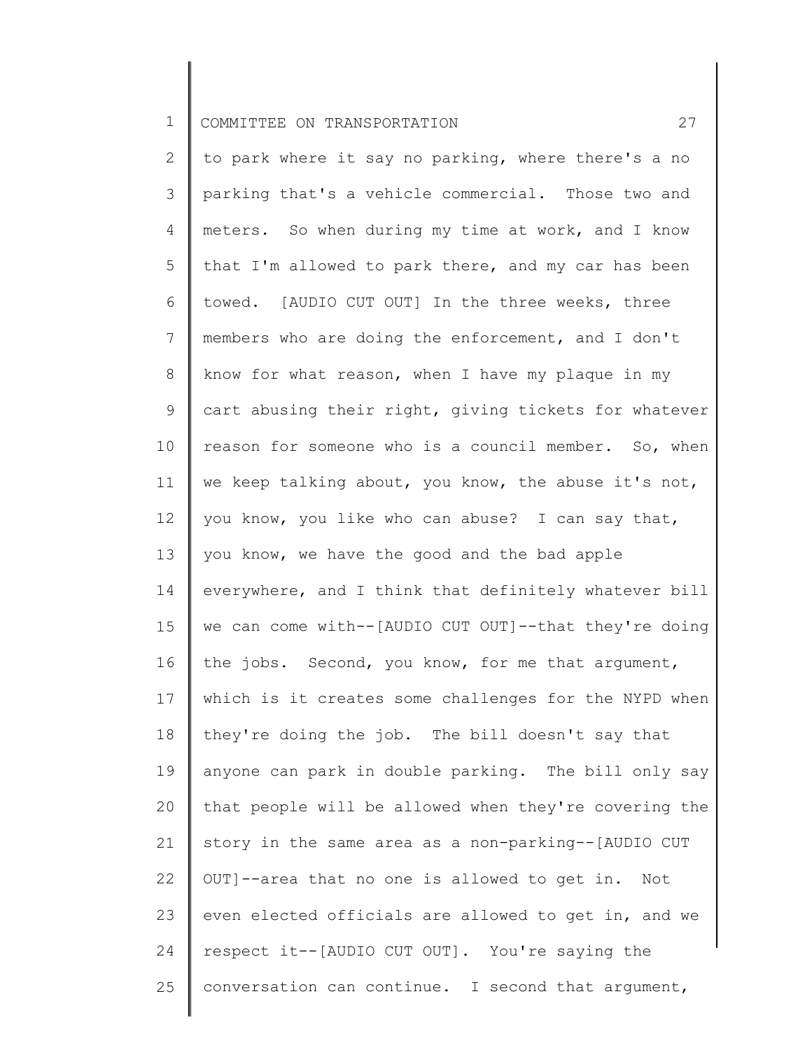to park where it say no parking, where there's a no parking that's a vehicle commercial. Those two and meters. So when during my time at work, and I know that I'm allowed to park there, and my car has been towed. [AUDIO CUT OUT] In the three weeks, three members who are doing the enforcement, and I don't know for what reason, when I have my plaque in my cart abusing their right, giving tickets for whatever reason for someone who is a council member. So, when we keep talking about, you know, the abuse it's not, you know, you like who can abuse? I can say that, you know, we have the good and the bad apple everywhere, and I think that definitely whatever bill we can come with--[AUDIO CUT OUT]--that they're doing the jobs. Second, you know, for me that argument, which is it creates some challenges for the NYPD when they're doing the job. The bill doesn't say that anyone can park in double parking. The bill only say that people will be allowed when they're covering the story in the same area as a non-parking--[AUDIO CUT OUT]--area that no one is allowed to get in. Not even elected officials are allowed to get in, and we respect it--[AUDIO CUT OUT]. You're saying the conversation can continue. I second that argument,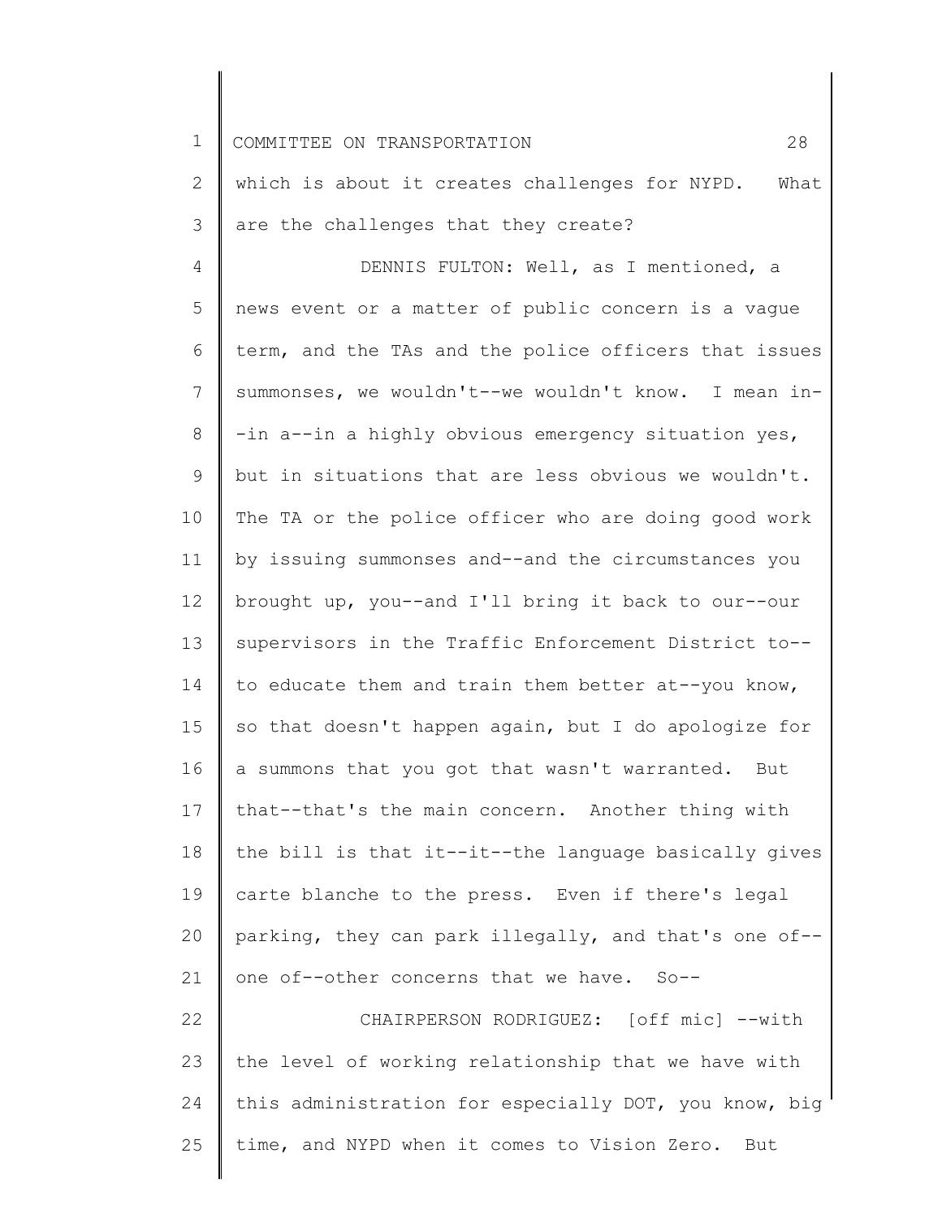which is about it creates challenges for NYPD. What are the challenges that they create?

DENNIS FULTON: Well, as I mentioned, a news event or a matter of public concern is a vague term, and the TAs and the police officers that issues summonses, we wouldn't--we wouldn't know. I mean in--in a--in a highly obvious emergency situation yes, but in situations that are less obvious we wouldn't. The TA or the police officer who are doing good work by issuing summonses and--and the circumstances you brought up, you--and I'll bring it back to our--our supervisors in the Traffic Enforcement District to--to educate them and train them better at--you know, so that doesn't happen again, but I do apologize for a summons that you got that wasn't warranted. But that--that's the main concern. Another thing with the bill is that it--it--the language basically gives carte blanche to the press. Even if there's legal parking, they can park illegally, and that's one of--one of--other concerns that we have. So--

CHAIRPERSON RODRIGUEZ: [off mic] --with the level of working relationship that we have with this administration for especially DOT, you know, big time, and NYPD when it comes to Vision Zero. But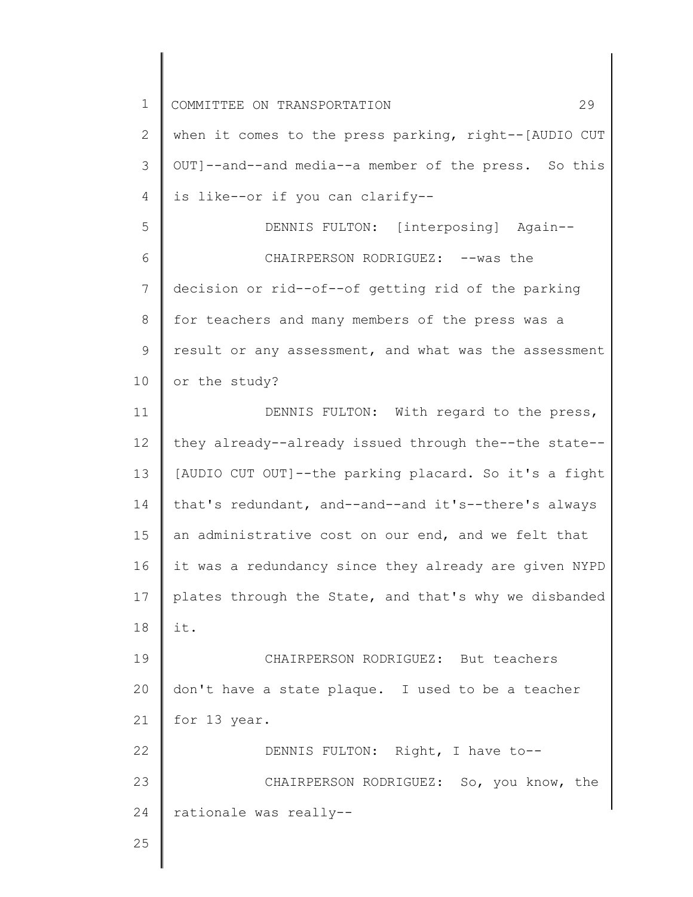when it comes to the press parking, right--[AUDIO CUT OUT]--and--and media--a member of the press. So this is like--or if you can clarify--

DENNIS FULTON: [interposing] Again--

CHAIRPERSON RODRIGUEZ: --was the decision or rid--of--of getting rid of the parking for teachers and many members of the press was a result or any assessment, and what was the assessment or the study?

DENNIS FULTON: With regard to the press, they already--already issued through the--the state--[AUDIO CUT OUT]--the parking placard. So it's a fight that's redundant, and--and--and it's--there's always an administrative cost on our end, and we felt that it was a redundancy since they already are given NYPD plates through the State, and that's why we disbanded it.

CHAIRPERSON RODRIGUEZ: But teachers don't have a state plaque. I used to be a teacher for 13 year.

DENNIS FULTON: Right, I have to--

CHAIRPERSON RODRIGUEZ: So, you know, the rationale was really--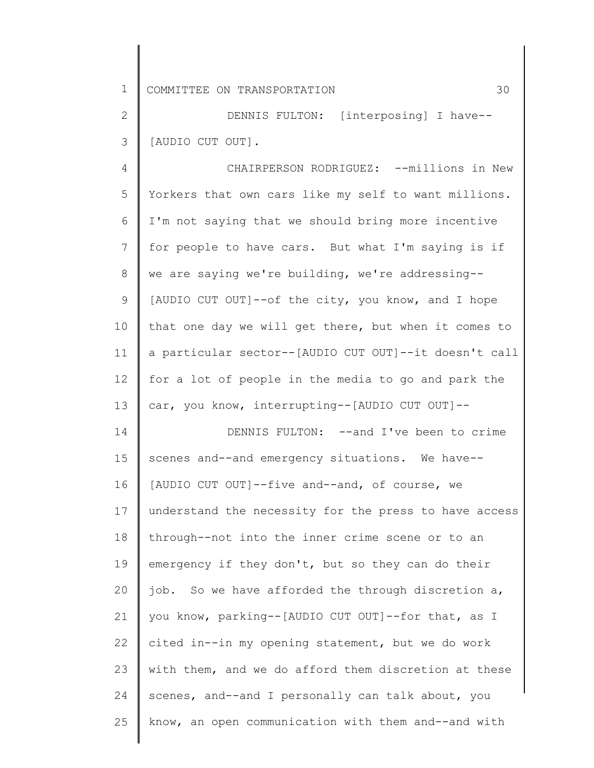DENNIS FULTON: [interposing] I have-- [AUDIO CUT OUT].

CHAIRPERSON RODRIGUEZ: --millions in New Yorkers that own cars like my self to want millions. I'm not saying that we should bring more incentive for people to have cars. But what I'm saying is if we are saying we're building, we're addressing-- [AUDIO CUT OUT]--of the city, you know, and I hope that one day we will get there, but when it comes to a particular sector--[AUDIO CUT OUT]--it doesn't call for a lot of people in the media to go and park the car, you know, interrupting--[AUDIO CUT OUT]--

DENNIS FULTON: --and I've been to crime scenes and--and emergency situations. We have-- [AUDIO CUT OUT]--five and--and, of course, we understand the necessity for the press to have access through--not into the inner crime scene or to an emergency if they don't, but so they can do their job. So we have afforded the through discretion a, you know, parking--[AUDIO CUT OUT]--for that, as I cited in--in my opening statement, but we do work with them, and we do afford them discretion at these scenes, and--and I personally can talk about, you know, an open communication with them and--and with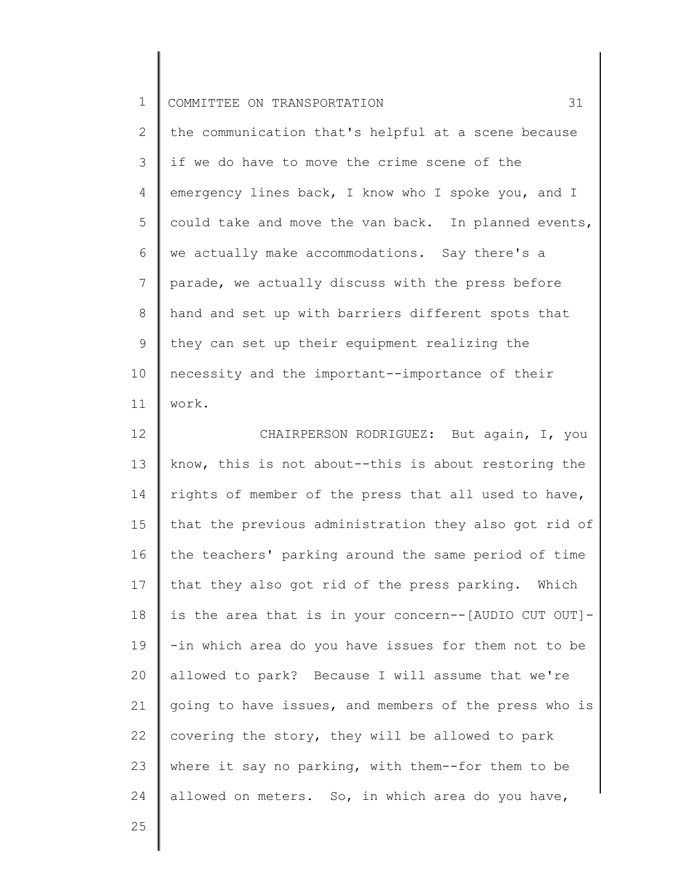the communication that's helpful at a scene because if we do have to move the crime scene of the emergency lines back, I know who I spoke you, and I could take and move the van back. In planned events, we actually make accommodations. Say there's a parade, we actually discuss with the press before hand and set up with barriers different spots that they can set up their equipment realizing the necessity and the important--importance of their work.

CHAIRPERSON RODRIGUEZ: But again, I, you know, this is not about--this is about restoring the rights of member of the press that all used to have, that the previous administration they also got rid of the teachers' parking around the same period of time that they also got rid of the press parking. Which is the area that is in your concern--[AUDIO CUT OUT]--in which area do you have issues for them not to be allowed to park? Because I will assume that we're going to have issues, and members of the press who is covering the story, they will be allowed to park where it say no parking, with them--for them to be allowed on meters. So, in which area do you have,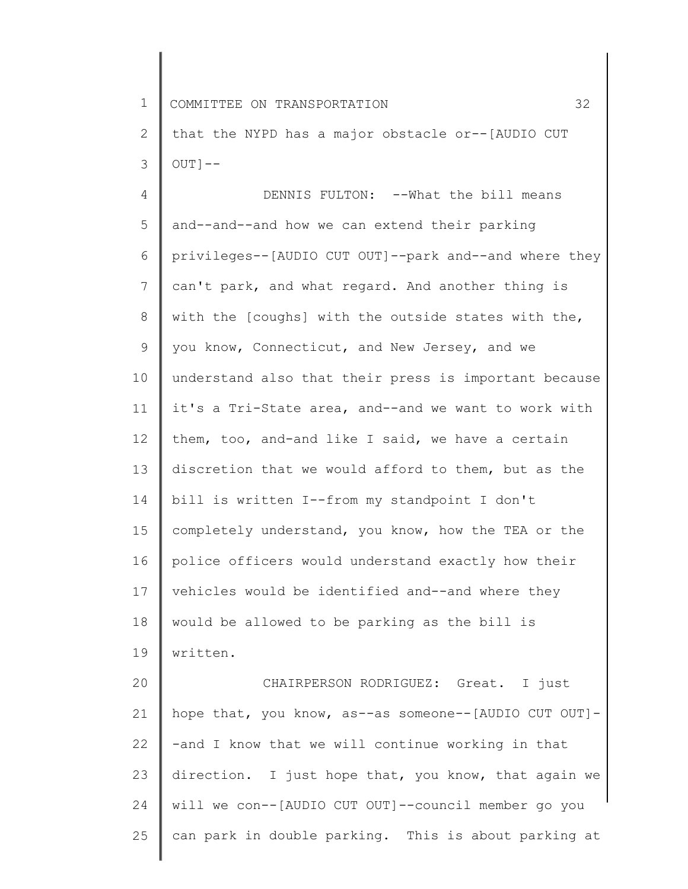that the NYPD has a major obstacle or--[AUDIO CUT OUT]--

DENNIS FULTON: --What the bill means and--and--and how we can extend their parking privileges--[AUDIO CUT OUT]--park and--and where they can't park, and what regard. And another thing is with the [coughs] with the outside states with the, you know, Connecticut, and New Jersey, and we understand also that their press is important because it's a Tri-State area, and--and we want to work with them, too, and-and like I said, we have a certain discretion that we would afford to them, but as the bill is written I--from my standpoint I don't completely understand, you know, how the TEA or the police officers would understand exactly how their vehicles would be identified and--and where they would be allowed to be parking as the bill is written.

CHAIRPERSON RODRIGUEZ: Great. I just hope that, you know, as--as someone--[AUDIO CUT OUT]--and I know that we will continue working in that direction. I just hope that, you know, that again we will we con--[AUDIO CUT OUT]--council member go you can park in double parking. This is about parking at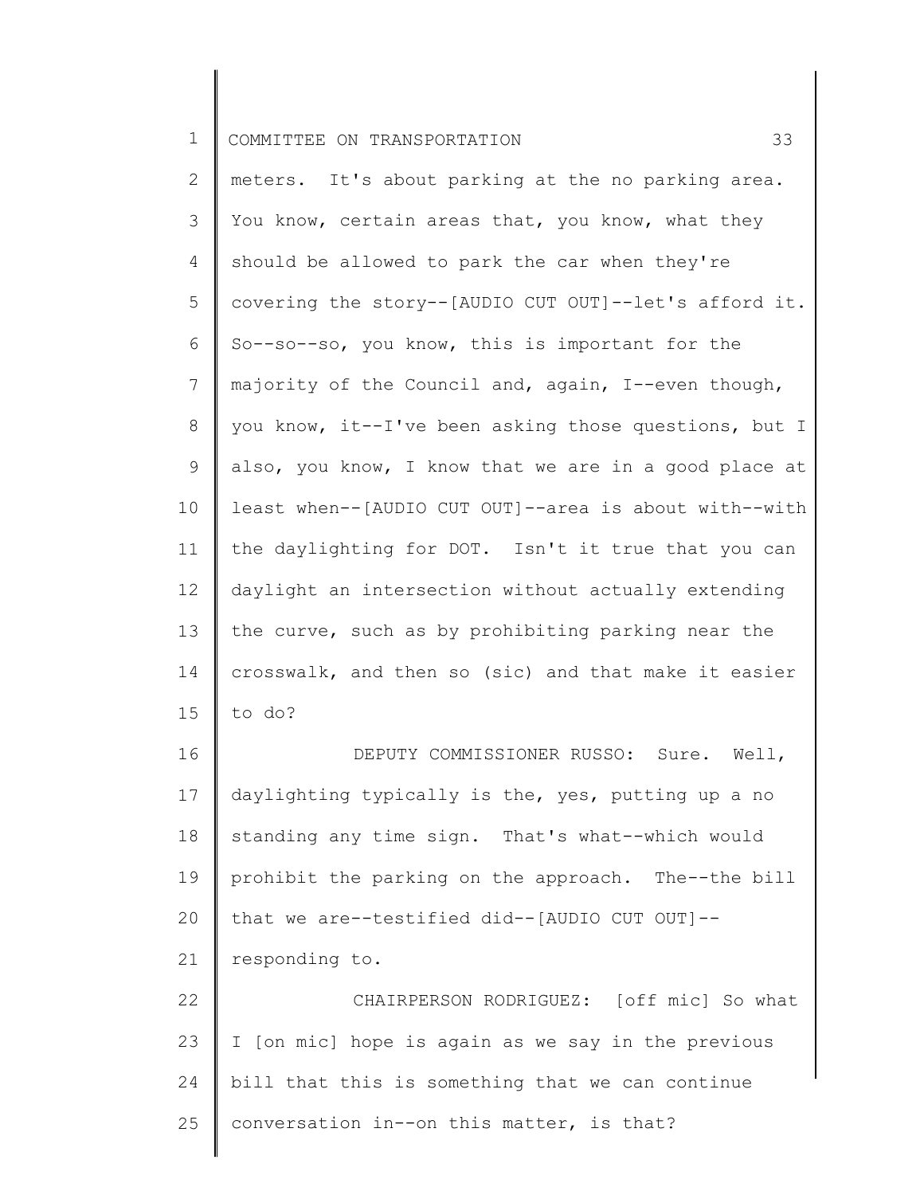meters. It's about parking at the no parking area. You know, certain areas that, you know, what they should be allowed to park the car when they're covering the story--[AUDIO CUT OUT]--let's afford it. So--so--so, you know, this is important for the majority of the Council and, again, I--even though, you know, it--I've been asking those questions, but I also, you know, I know that we are in a good place at least when--[AUDIO CUT OUT]--area is about with--with the daylighting for DOT. Isn't it true that you can daylight an intersection without actually extending the curve, such as by prohibiting parking near the crosswalk, and then so (sic) and that make it easier to do?

DEPUTY COMMISSIONER RUSSO: Sure. Well, daylighting typically is the, yes, putting up a no standing any time sign. That's what--which would prohibit the parking on the approach. The--the bill that we are--testified did--[AUDIO CUT OUT]--responding to.

CHAIRPERSON RODRIGUEZ: [off mic] So what I [on mic] hope is again as we say in the previous bill that this is something that we can continue conversation in--on this matter, is that?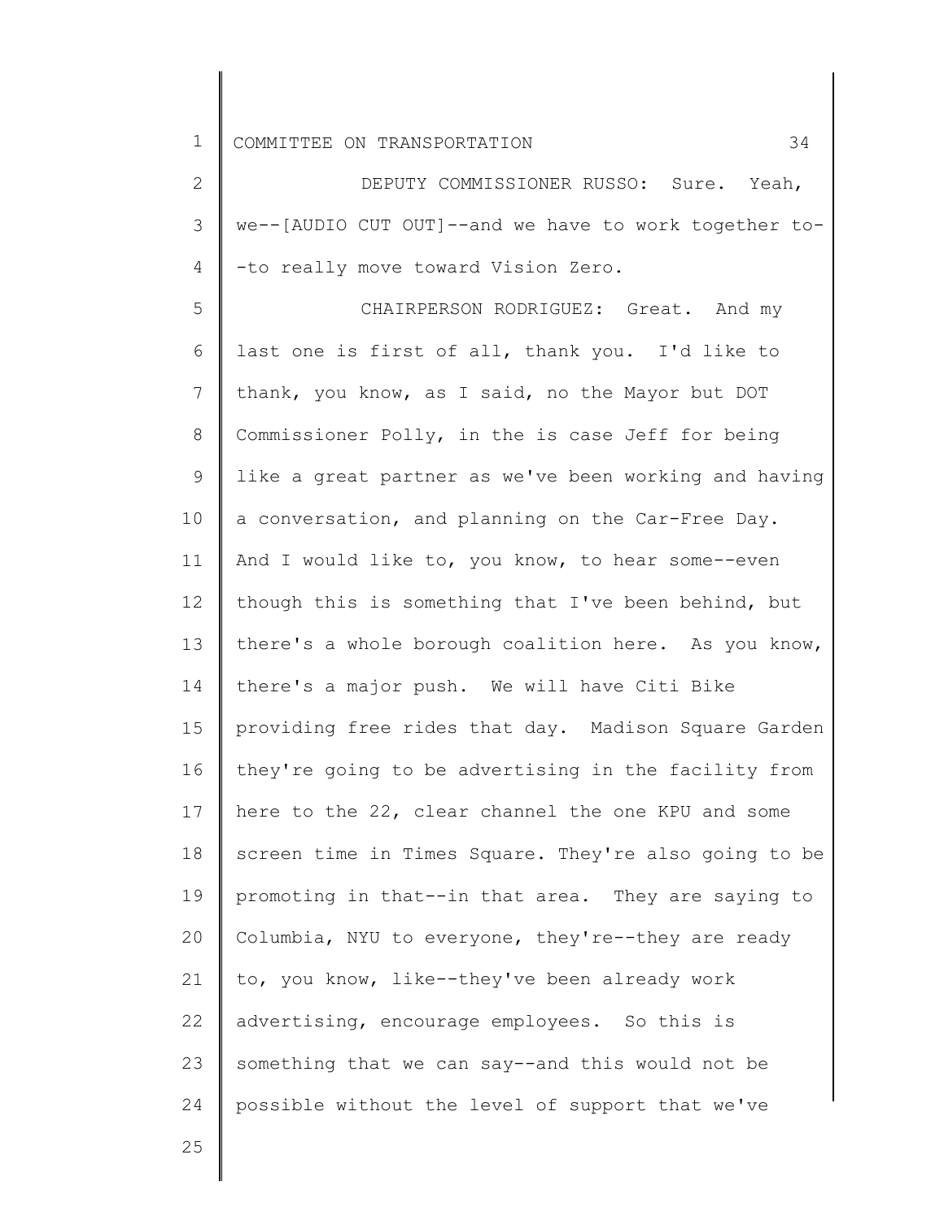DEPUTY COMMISSIONER RUSSO: Sure. Yeah, we--[AUDIO CUT OUT]--and we have to work together to--to really move toward Vision Zero.

CHAIRPERSON RODRIGUEZ: Great. And my last one is first of all, thank you. I'd like to thank, you know, as I said, no the Mayor but DOT Commissioner Polly, in the is case Jeff for being like a great partner as we've been working and having a conversation, and planning on the Car-Free Day. And I would like to, you know, to hear some--even though this is something that I've been behind, but there's a whole borough coalition here. As you know, there's a major push. We will have Citi Bike providing free rides that day. Madison Square Garden they're going to be advertising in the facility from here to the 22, clear channel the one KPU and some screen time in Times Square. They're also going to be promoting in that--in that area. They are saying to Columbia, NYU to everyone, they're--they are ready to, you know, like--they've been already work advertising, encourage employees. So this is something that we can say--and this would not be possible without the level of support that we've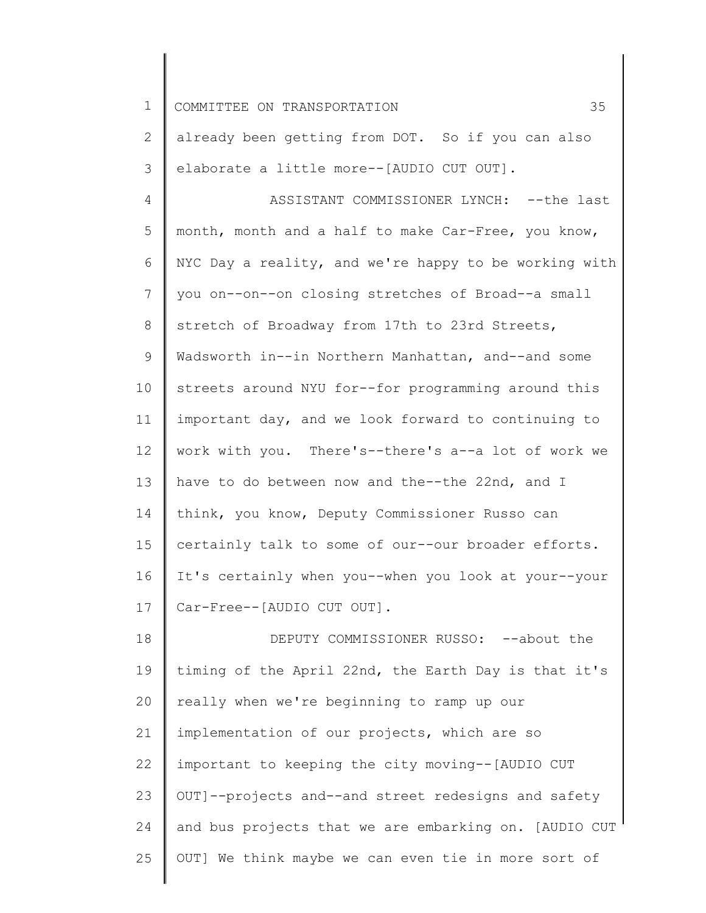already been getting from DOT. So if you can also elaborate a little more--[AUDIO CUT OUT].

ASSISTANT COMMISSIONER LYNCH: --the last month, month and a half to make Car-Free, you know, NYC Day a reality, and we're happy to be working with you on--on--on closing stretches of Broad--a small stretch of Broadway from 17th to 23rd Streets, Wadsworth in--in Northern Manhattan, and--and some streets around NYU for--for programming around this important day, and we look forward to continuing to work with you. There's--there's a--a lot of work we have to do between now and the--the 22nd, and I think, you know, Deputy Commissioner Russo can certainly talk to some of our--our broader efforts. It's certainly when you--when you look at your--your Car-Free--[AUDIO CUT OUT].

DEPUTY COMMISSIONER RUSSO: --about the timing of the April 22nd, the Earth Day is that it's really when we're beginning to ramp up our implementation of our projects, which are so important to keeping the city moving--[AUDIO CUT OUT]--projects and--and street redesigns and safety and bus projects that we are embarking on. [AUDIO CUT OUT] We think maybe we can even tie in more sort of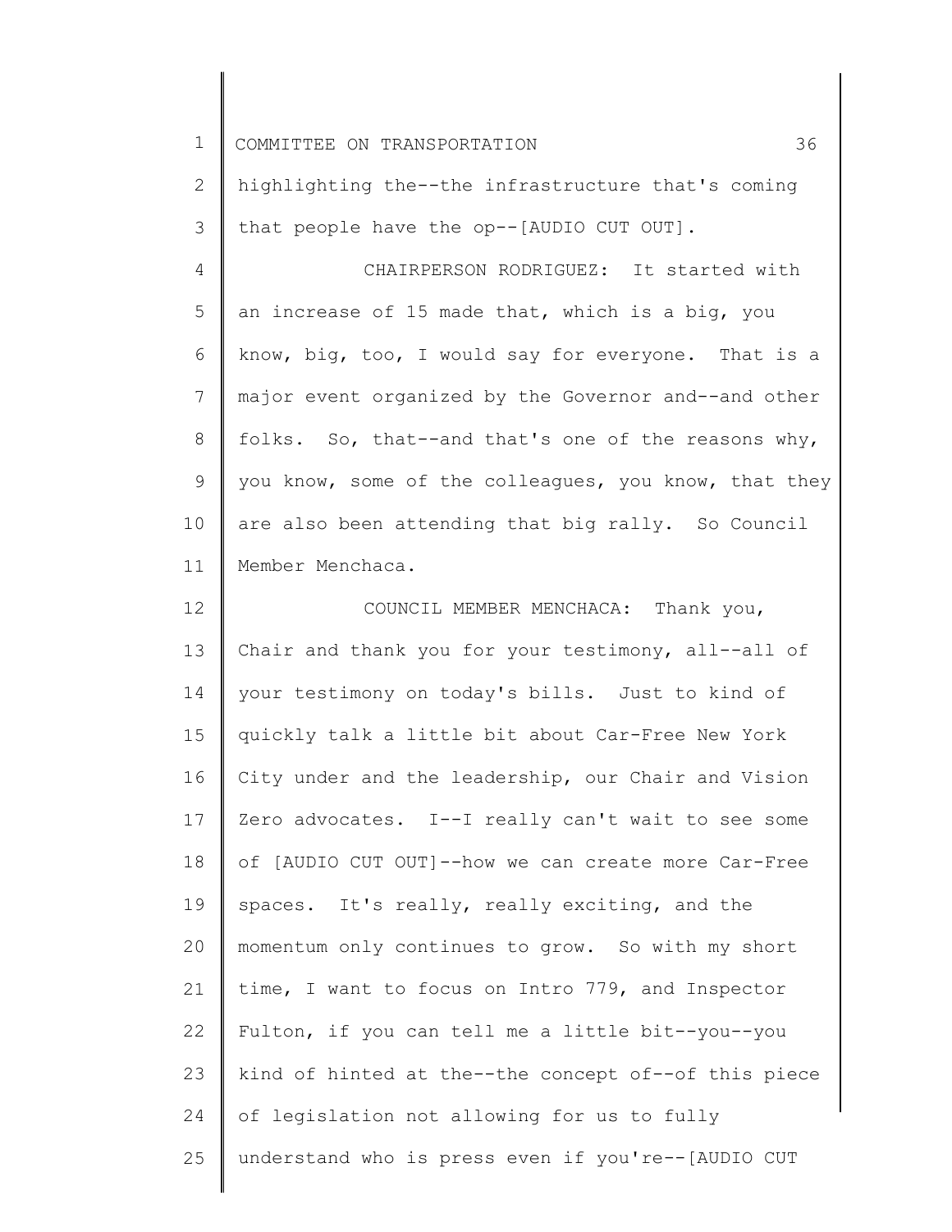highlighting the--the infrastructure that's coming that people have the op--[AUDIO CUT OUT].

CHAIRPERSON RODRIGUEZ: It started with an increase of 15 made that, which is a big, you know, big, too, I would say for everyone. That is a major event organized by the Governor and--and other folks. So, that--and that's one of the reasons why, you know, some of the colleagues, you know, that they are also been attending that big rally. So Council Member Menchaca.

COUNCIL MEMBER MENCHACA: Thank you, Chair and thank you for your testimony, all--all of your testimony on today's bills. Just to kind of quickly talk a little bit about Car-Free New York City under and the leadership, our Chair and Vision Zero advocates. I--I really can't wait to see some of [AUDIO CUT OUT]--how we can create more Car-Free spaces. It's really, really exciting, and the momentum only continues to grow. So with my short time, I want to focus on Intro 779, and Inspector Fulton, if you can tell me a little bit--you--you kind of hinted at the--the concept of--of this piece of legislation not allowing for us to fully understand who is press even if you're--[AUDIO CUT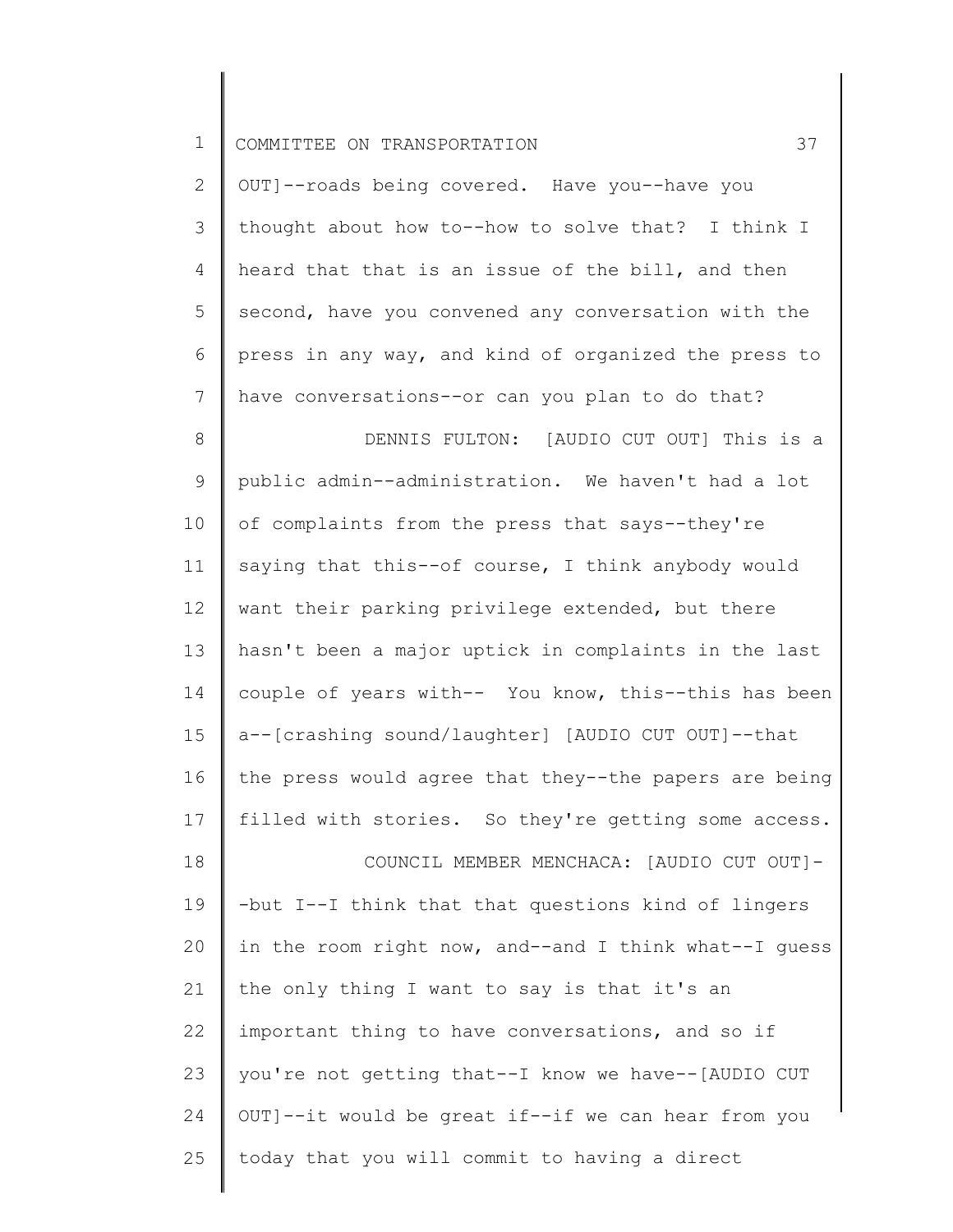OUT]--roads being covered. Have you--have you thought about how to--how to solve that? I think I heard that that is an issue of the bill, and then second, have you convened any conversation with the press in any way, and kind of organized the press to have conversations--or can you plan to do that?

DENNIS FULTON: [AUDIO CUT OUT] This is a public admin--administration. We haven't had a lot of complaints from the press that says--they're saying that this--of course, I think anybody would want their parking privilege extended, but there hasn't been a major uptick in complaints in the last couple of years with-- You know, this--this has been a--[crashing sound/laughter] [AUDIO CUT OUT]--that the press would agree that they--the papers are being filled with stories. So they're getting some access.

COUNCIL MEMBER MENCHACA: [AUDIO CUT OUT]--but I--I think that that questions kind of lingers in the room right now, and--and I think what--I guess the only thing I want to say is that it's an important thing to have conversations, and so if you're not getting that--I know we have--[AUDIO CUT OUT]--it would be great if--if we can hear from you today that you will commit to having a direct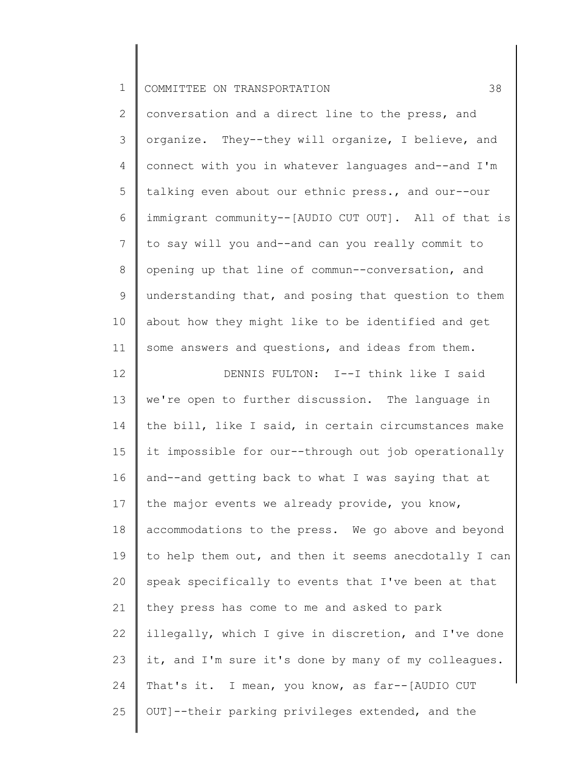conversation and a direct line to the press, and organize. They--they will organize, I believe, and connect with you in whatever languages and--and I'm talking even about our ethnic press., and our--our immigrant community--[AUDIO CUT OUT]. All of that is to say will you and--and can you really commit to opening up that line of commun--conversation, and understanding that, and posing that question to them about how they might like to be identified and get some answers and questions, and ideas from them.

DENNIS FULTON: I--I think like I said we're open to further discussion. The language in the bill, like I said, in certain circumstances make it impossible for our--through out job operationally and--and getting back to what I was saying that at the major events we already provide, you know, accommodations to the press. We go above and beyond to help them out, and then it seems anecdotally I can speak specifically to events that I've been at that they press has come to me and asked to park illegally, which I give in discretion, and I've done it, and I'm sure it's done by many of my colleagues. That's it. I mean, you know, as far--[AUDIO CUT OUT]--their parking privileges extended, and the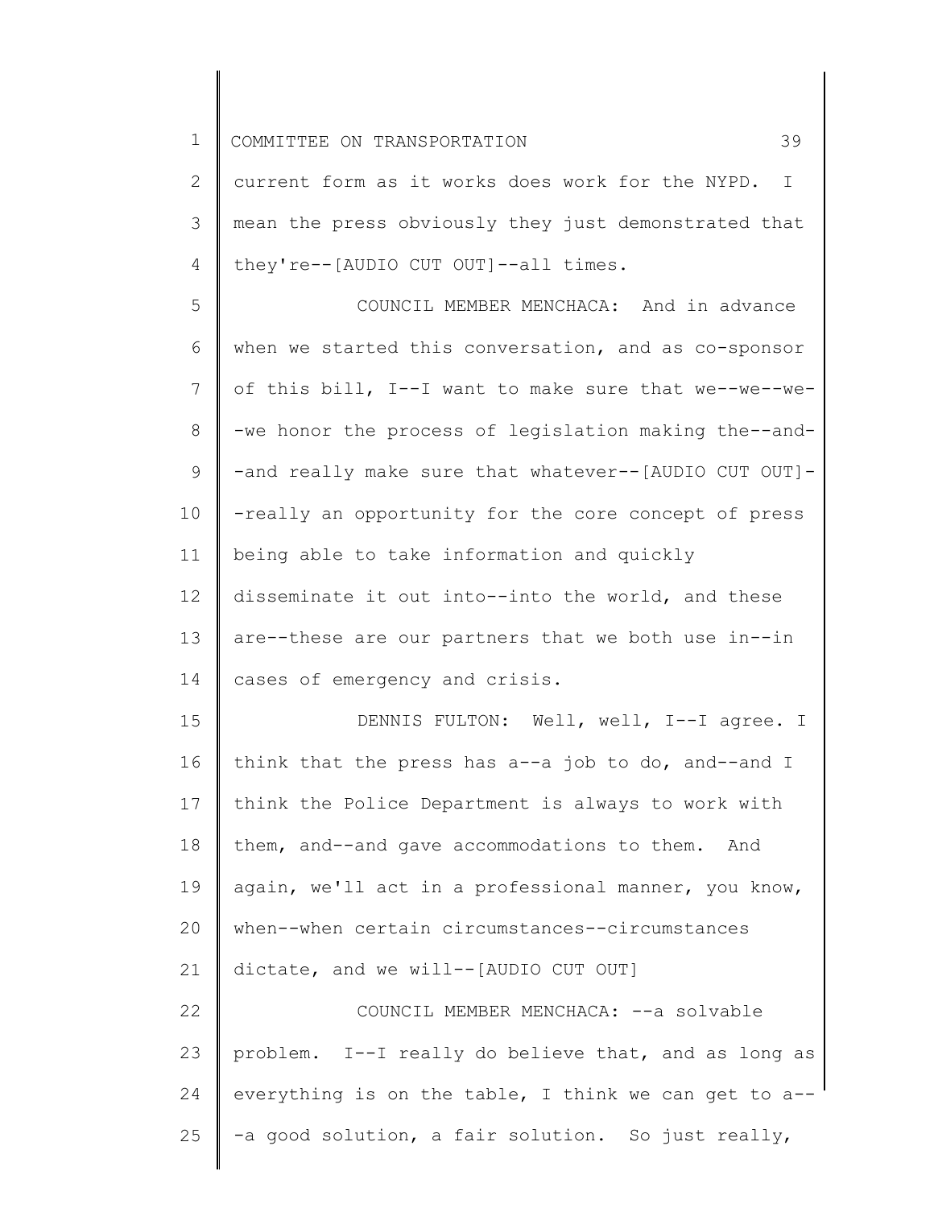current form as it works does work for the NYPD. I mean the press obviously they just demonstrated that they're--[AUDIO CUT OUT]--all times.

COUNCIL MEMBER MENCHACA: And in advance when we started this conversation, and as co-sponsor of this bill, I--I want to make sure that we--we--we--we honor the process of legislation making the--and--and really make sure that whatever--[AUDIO CUT OUT]--really an opportunity for the core concept of press being able to take information and quickly disseminate it out into--into the world, and these are--these are our partners that we both use in--in cases of emergency and crisis.

DENNIS FULTON: Well, well, I--I agree. I think that the press has a--a job to do, and--and I think the Police Department is always to work with them, and--and gave accommodations to them. And again, we'll act in a professional manner, you know, when--when certain circumstances--circumstances dictate, and we will--[AUDIO CUT OUT]

COUNCIL MEMBER MENCHACA: --a solvable problem. I--I really do believe that, and as long as everything is on the table, I think we can get to a---a good solution, a fair solution. So just really,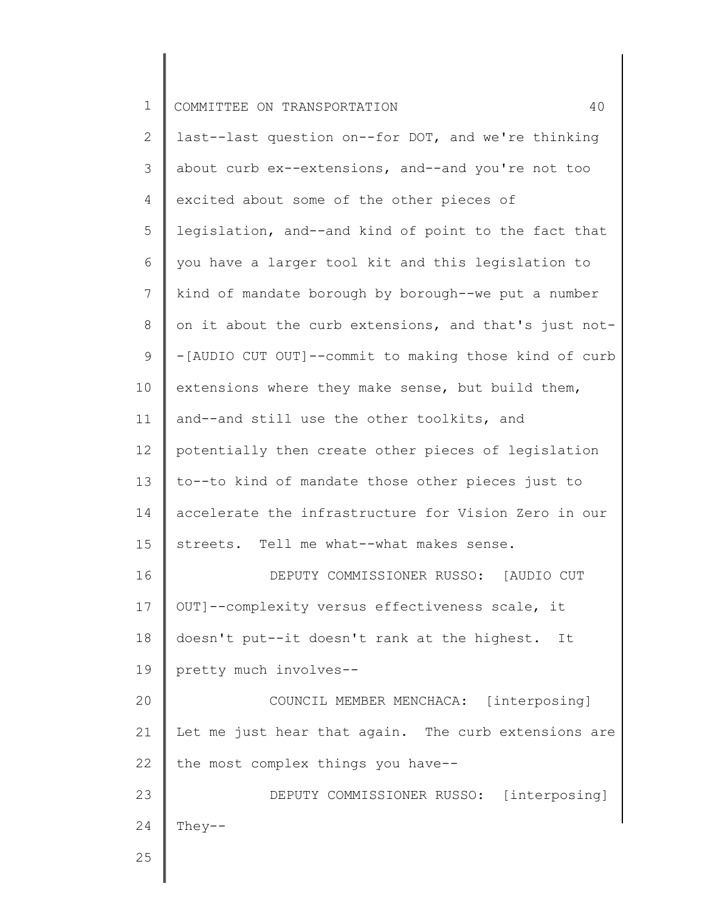last--last question on--for DOT, and we're thinking about curb ex--extensions, and--and you're not too excited about some of the other pieces of legislation, and--and kind of point to the fact that you have a larger tool kit and this legislation to kind of mandate borough by borough--we put a number on it about the curb extensions, and that's just not--[AUDIO CUT OUT]--commit to making those kind of curb extensions where they make sense, but build them, and--and still use the other toolkits, and potentially then create other pieces of legislation to--to kind of mandate those other pieces just to accelerate the infrastructure for Vision Zero in our streets. Tell me what--what makes sense.

DEPUTY COMMISSIONER RUSSO: [AUDIO CUT OUT]--complexity versus effectiveness scale, it doesn't put--it doesn't rank at the highest. It pretty much involves--

COUNCIL MEMBER MENCHACA: [interposing] Let me just hear that again. The curb extensions are the most complex things you have--

DEPUTY COMMISSIONER RUSSO: [interposing] They--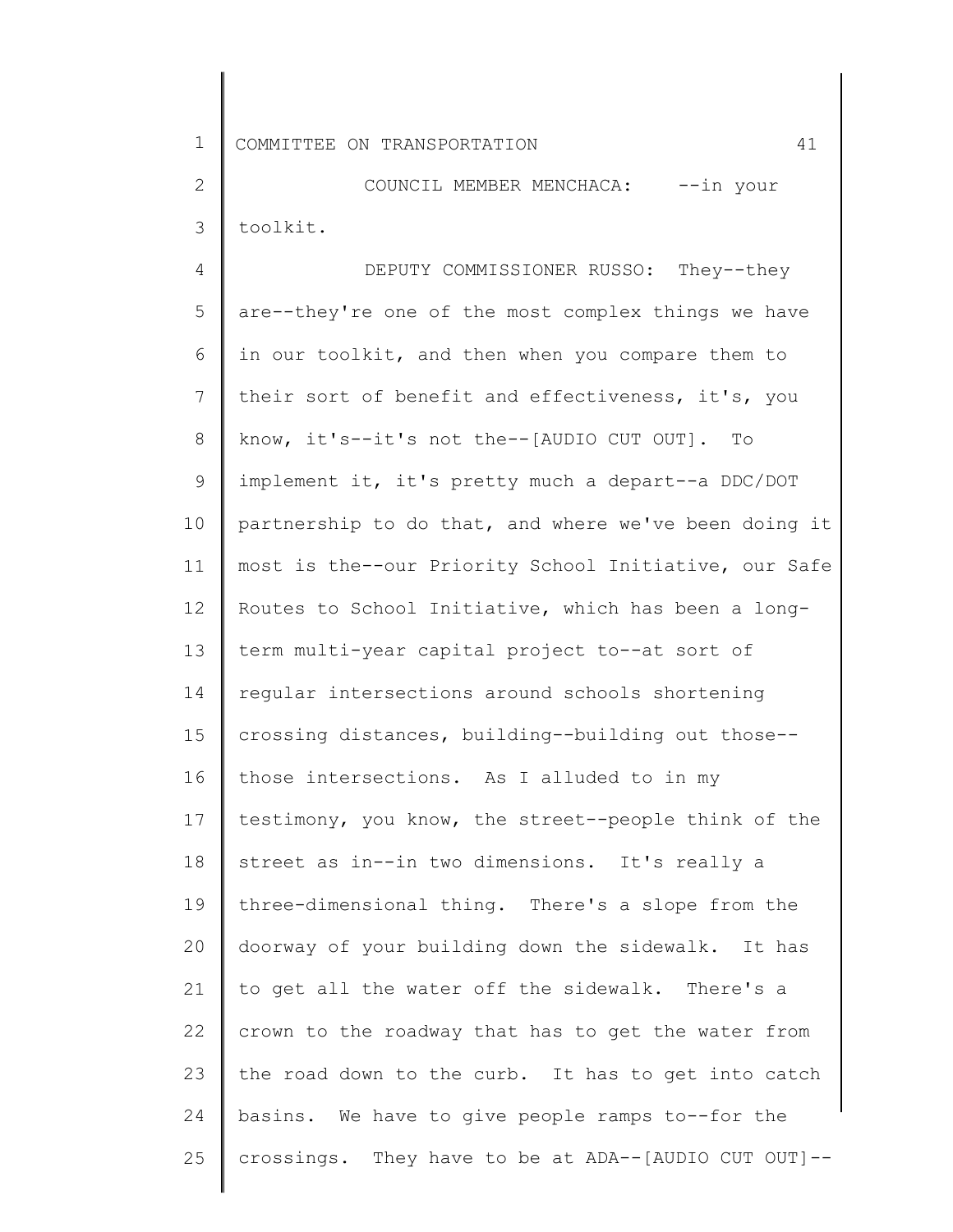COUNCIL MEMBER MENCHACA: --in your toolkit.

DEPUTY COMMISSIONER RUSSO: They--they are--they're one of the most complex things we have in our toolkit, and then when you compare them to their sort of benefit and effectiveness, it's, you know, it's--it's not the--[AUDIO CUT OUT]. To implement it, it's pretty much a depart--a DDC/DOT partnership to do that, and where we've been doing it most is the--our Priority School Initiative, our Safe Routes to School Initiative, which has been a long-term multi-year capital project to--at sort of regular intersections around schools shortening crossing distances, building--building out those--those intersections. As I alluded to in my testimony, you know, the street--people think of the street as in--in two dimensions. It's really a three-dimensional thing. There's a slope from the doorway of your building down the sidewalk. It has to get all the water off the sidewalk. There's a crown to the roadway that has to get the water from the road down to the curb. It has to get into catch basins. We have to give people ramps to--for the crossings. They have to be at ADA--[AUDIO CUT OUT]--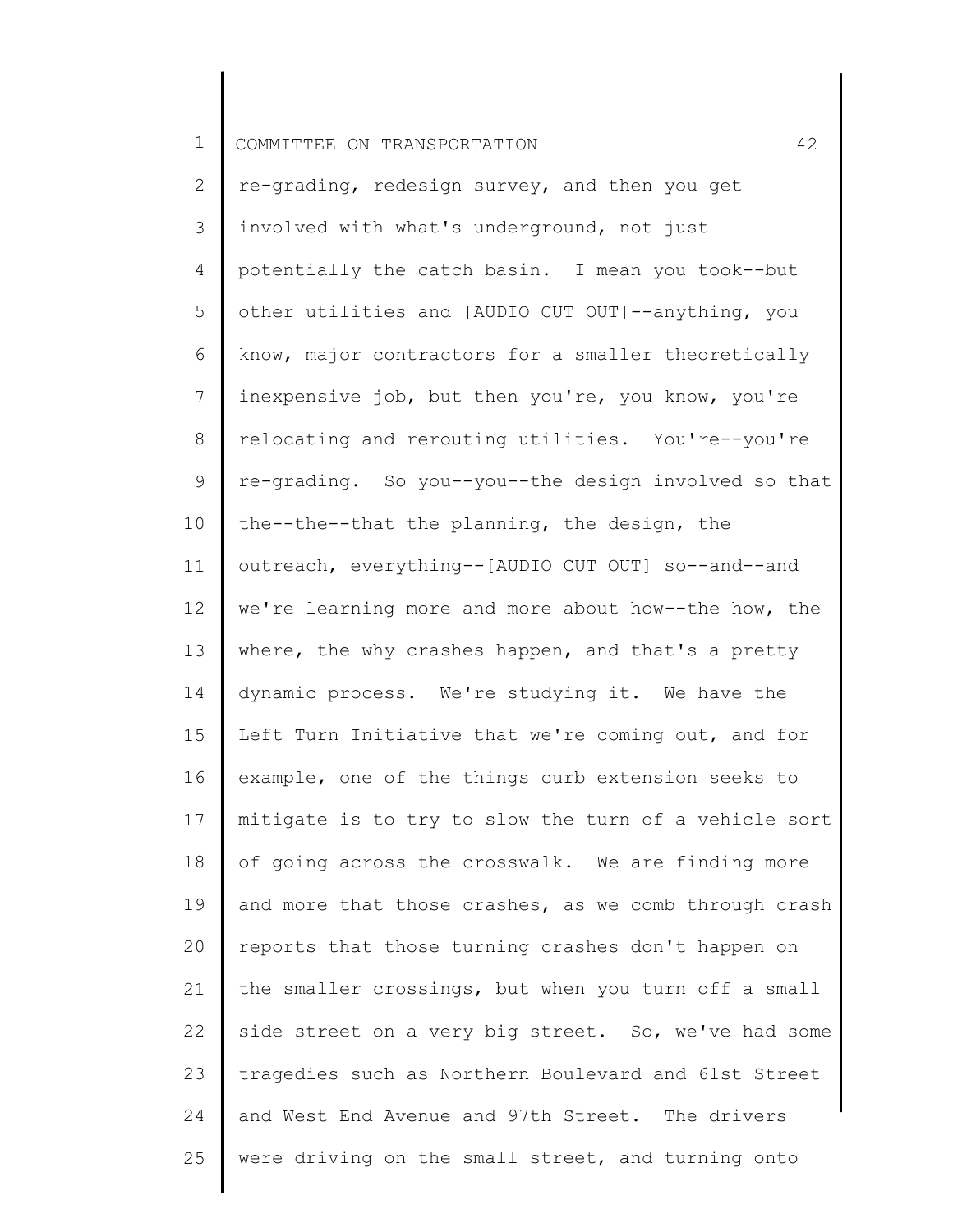re-grading, redesign survey, and then you get involved with what's underground, not just potentially the catch basin. I mean you took--but other utilities and [AUDIO CUT OUT]--anything, you know, major contractors for a smaller theoretically inexpensive job, but then you're, you know, you're relocating and rerouting utilities. You're--you're re-grading. So you--you--the design involved so that the--the--that the planning, the design, the outreach, everything--[AUDIO CUT OUT] so--and--and we're learning more and more about how--the how, the where, the why crashes happen, and that's a pretty dynamic process. We're studying it. We have the Left Turn Initiative that we're coming out, and for example, one of the things curb extension seeks to mitigate is to try to slow the turn of a vehicle sort of going across the crosswalk. We are finding more and more that those crashes, as we comb through crash reports that those turning crashes don't happen on the smaller crossings, but when you turn off a small side street on a very big street. So, we've had some tragedies such as Northern Boulevard and 61st Street and West End Avenue and 97th Street. The drivers were driving on the small street, and turning onto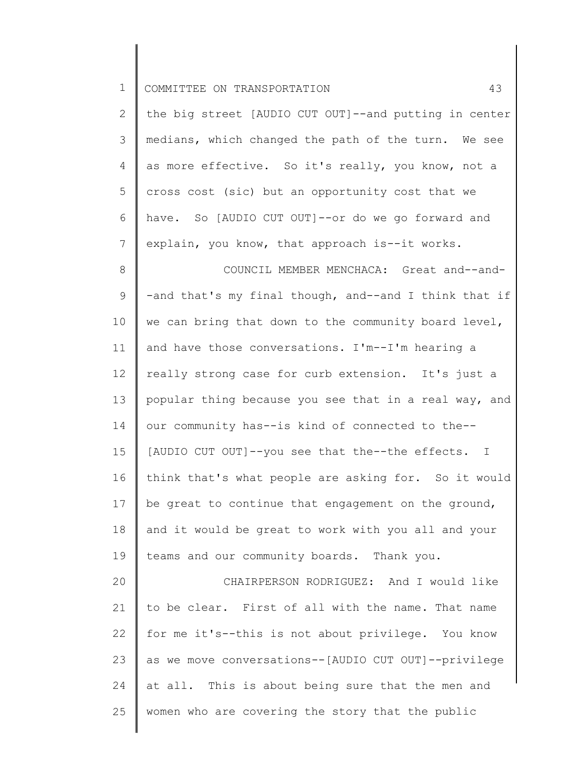the big street [AUDIO CUT OUT]--and putting in center medians, which changed the path of the turn. We see as more effective. So it's really, you know, not a cross cost (sic) but an opportunity cost that we have. So [AUDIO CUT OUT]--or do we go forward and explain, you know, that approach is--it works.

COUNCIL MEMBER MENCHACA: Great and--and--and that's my final though, and--and I think that if we can bring that down to the community board level, and have those conversations. I'm--I'm hearing a really strong case for curb extension. It's just a popular thing because you see that in a real way, and our community has--is kind of connected to the--[AUDIO CUT OUT]--you see that the--the effects. I think that's what people are asking for. So it would be great to continue that engagement on the ground, and it would be great to work with you all and your teams and our community boards. Thank you.

CHAIRPERSON RODRIGUEZ: And I would like to be clear. First of all with the name. That name for me it's--this is not about privilege. You know as we move conversations--[AUDIO CUT OUT]--privilege at all. This is about being sure that the men and women who are covering the story that the public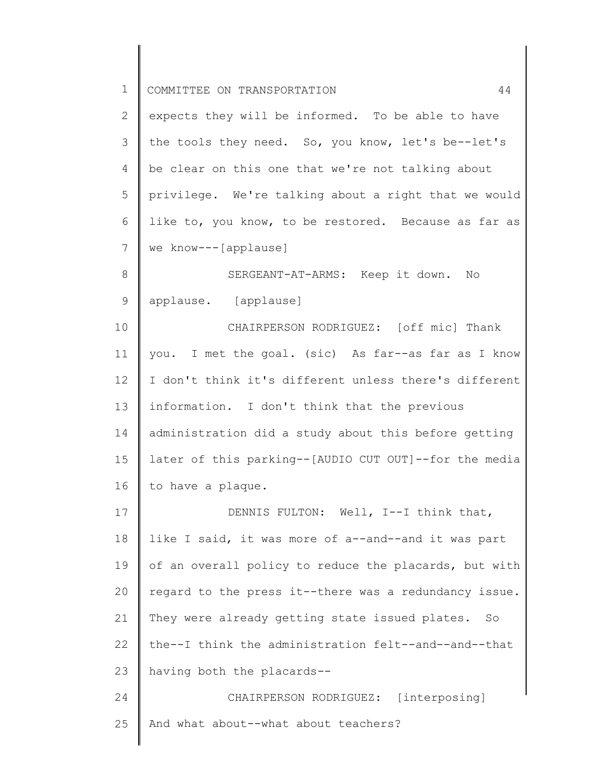expects they will be informed. To be able to have the tools they need. So, you know, let's be--let's be clear on this one that we're not talking about privilege. We're talking about a right that we would like to, you know, to be restored. Because as far as we know---[applause]

SERGEANT-AT-ARMS: Keep it down. No applause. [applause]

CHAIRPERSON RODRIGUEZ: [off mic] Thank you. I met the goal. (sic) As far--as far as I know I don't think it's different unless there's different information. I don't think that the previous administration did a study about this before getting later of this parking--[AUDIO CUT OUT]--for the media to have a plaque.

DENNIS FULTON: Well, I--I think that, like I said, it was more of a--and--and it was part of an overall policy to reduce the placards, but with regard to the press it--there was a redundancy issue. They were already getting state issued plates. So the--I think the administration felt--and--and--that having both the placards--

CHAIRPERSON RODRIGUEZ: [interposing] And what about--what about teachers?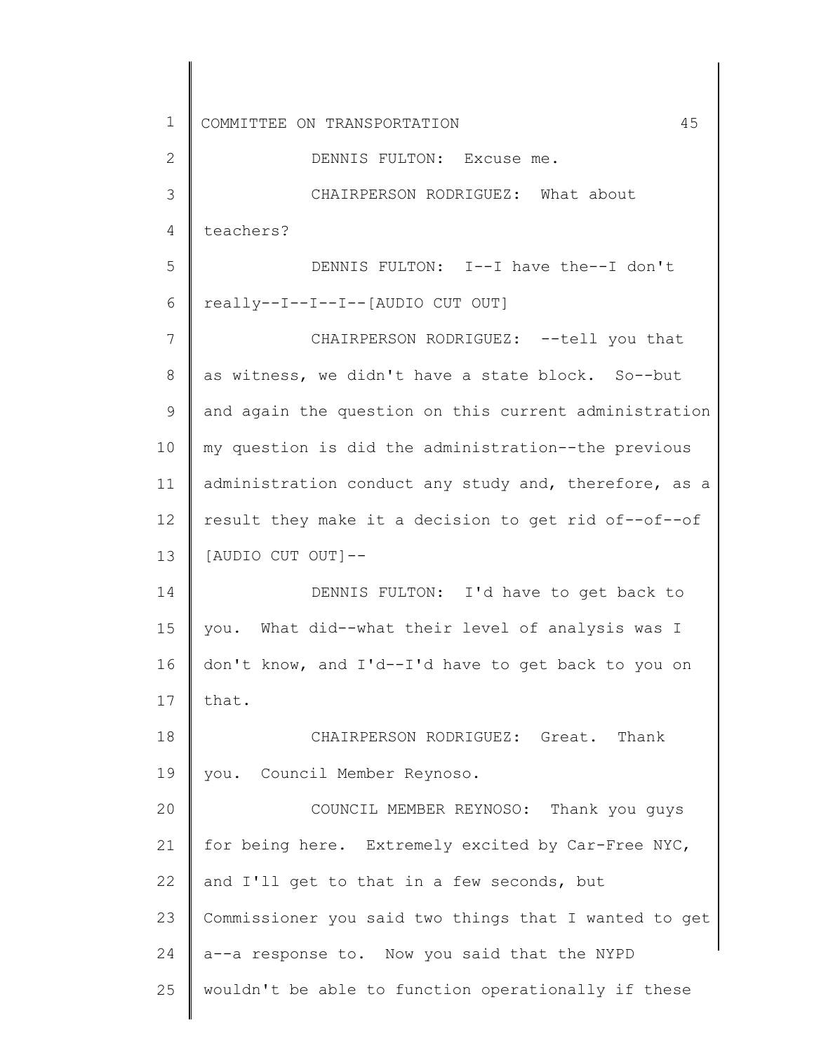DENNIS FULTON: Excuse me.

CHAIRPERSON RODRIGUEZ: What about teachers?

DENNIS FULTON: I--I have the--I don't really--I--I--I--[AUDIO CUT OUT]

CHAIRPERSON RODRIGUEZ: --tell you that as witness, we didn't have a state block. So--but and again the question on this current administration my question is did the administration--the previous administration conduct any study and, therefore, as a result they make it a decision to get rid of--of--of [AUDIO CUT OUT]--

DENNIS FULTON: I'd have to get back to you. What did--what their level of analysis was I don't know, and I'd--I'd have to get back to you on that.

CHAIRPERSON RODRIGUEZ: Great. Thank you. Council Member Reynoso.

COUNCIL MEMBER REYNOSO: Thank you guys for being here. Extremely excited by Car-Free NYC, and I'll get to that in a few seconds, but Commissioner you said two things that I wanted to get a--a response to. Now you said that the NYPD wouldn't be able to function operationally if these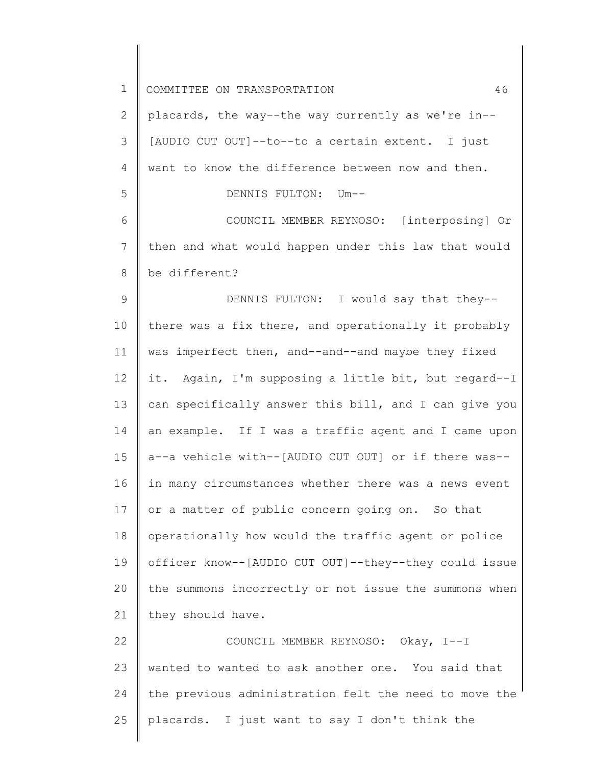placards, the way--the way currently as we're in--[AUDIO CUT OUT]--to--to a certain extent. I just want to know the difference between now and then.

DENNIS FULTON: Um--

COUNCIL MEMBER REYNOSO: [interposing] Or then and what would happen under this law that would be different?

DENNIS FULTON: I would say that they--there was a fix there, and operationally it probably was imperfect then, and--and--and maybe they fixed it. Again, I'm supposing a little bit, but regard--I can specifically answer this bill, and I can give you an example. If I was a traffic agent and I came upon a--a vehicle with--[AUDIO CUT OUT] or if there was--in many circumstances whether there was a news event or a matter of public concern going on. So that operationally how would the traffic agent or police officer know--[AUDIO CUT OUT]--they--they could issue the summons incorrectly or not issue the summons when they should have.

COUNCIL MEMBER REYNOSO: Okay, I--I wanted to wanted to ask another one. You said that the previous administration felt the need to move the placards. I just want to say I don't think the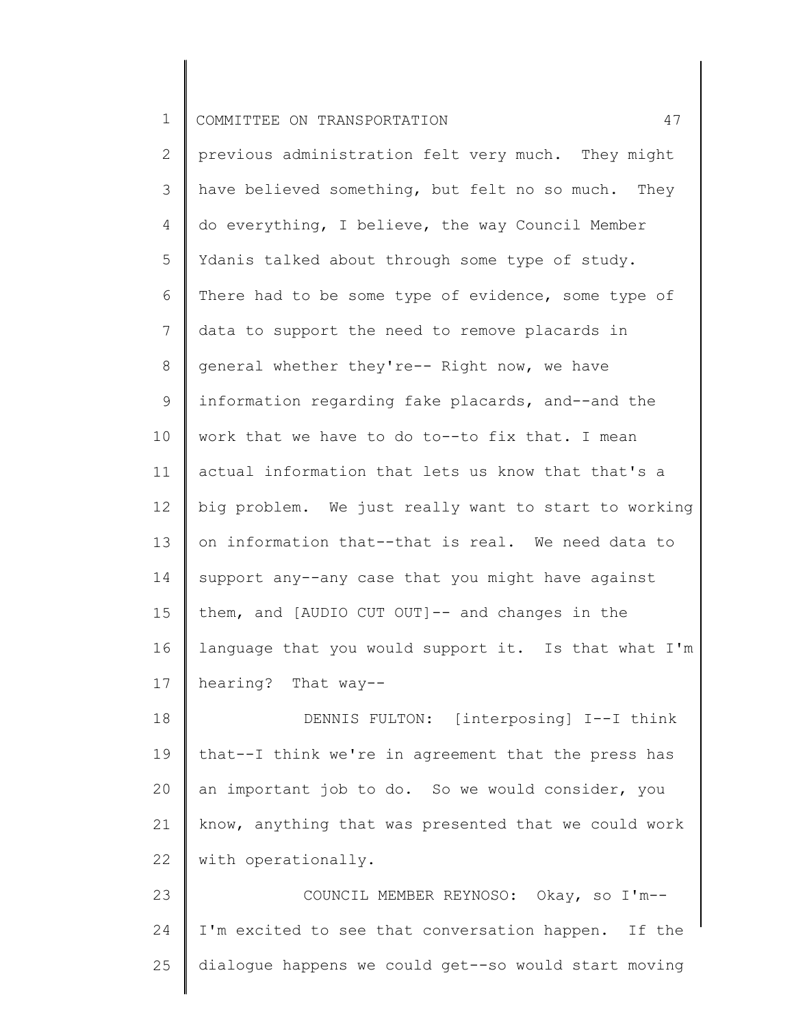previous administration felt very much. They might have believed something, but felt no so much. They do everything, I believe, the way Council Member Ydanis talked about through some type of study. There had to be some type of evidence, some type of data to support the need to remove placards in general whether they're-- Right now, we have information regarding fake placards, and--and the work that we have to do to--to fix that. I mean actual information that lets us know that that's a big problem. We just really want to start to working on information that--that is real. We need data to support any--any case that you might have against them, and [AUDIO CUT OUT]-- and changes in the language that you would support it. Is that what I'm hearing? That way--

DENNIS FULTON: [interposing] I--I think that--I think we're in agreement that the press has an important job to do. So we would consider, you know, anything that was presented that we could work with operationally.

COUNCIL MEMBER REYNOSO: Okay, so I'm-- I'm excited to see that conversation happen. If the dialogue happens we could get--so would start moving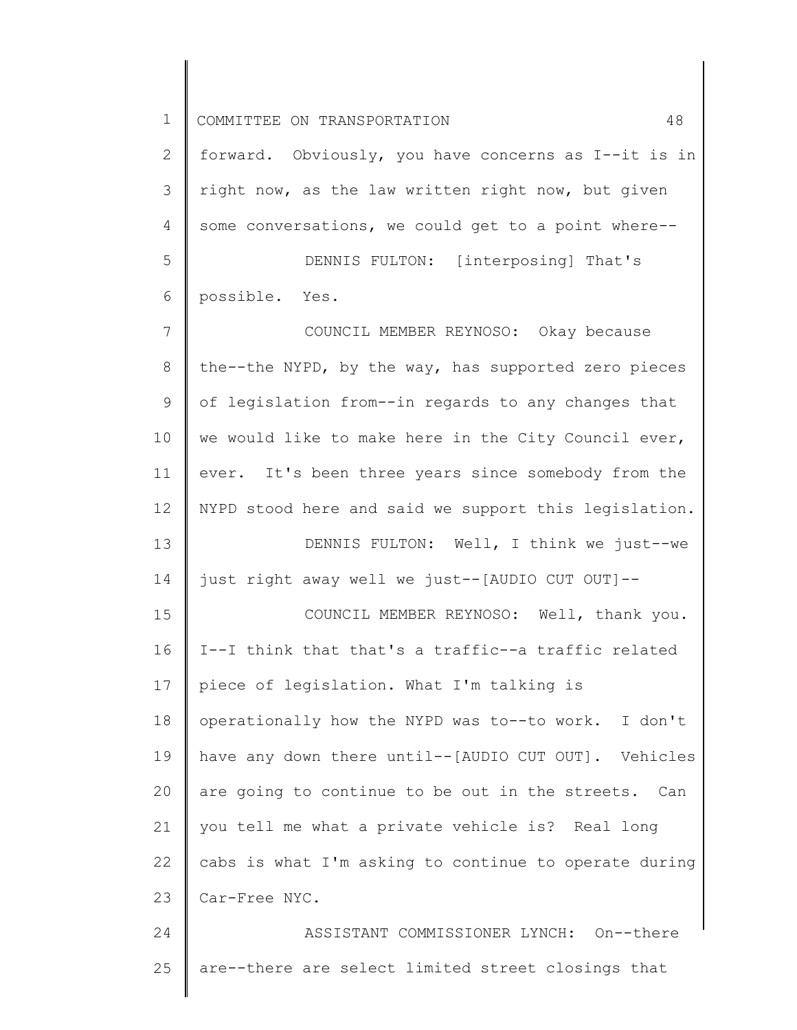forward. Obviously, you have concerns as I--it is in right now, as the law written right now, but given some conversations, we could get to a point where--

DENNIS FULTON: [interposing] That's possible. Yes.

COUNCIL MEMBER REYNOSO: Okay because the--the NYPD, by the way, has supported zero pieces of legislation from--in regards to any changes that we would like to make here in the City Council ever, ever. It's been three years since somebody from the NYPD stood here and said we support this legislation.

DENNIS FULTON: Well, I think we just--we just right away well we just--[AUDIO CUT OUT]--

COUNCIL MEMBER REYNOSO: Well, thank you. I--I think that that's a traffic--a traffic related piece of legislation. What I'm talking is operationally how the NYPD was to--to work. I don't have any down there until--[AUDIO CUT OUT]. Vehicles are going to continue to be out in the streets. Can you tell me what a private vehicle is? Real long cabs is what I'm asking to continue to operate during Car-Free NYC.

ASSISTANT COMMISSIONER LYNCH: On--there are--there are select limited street closings that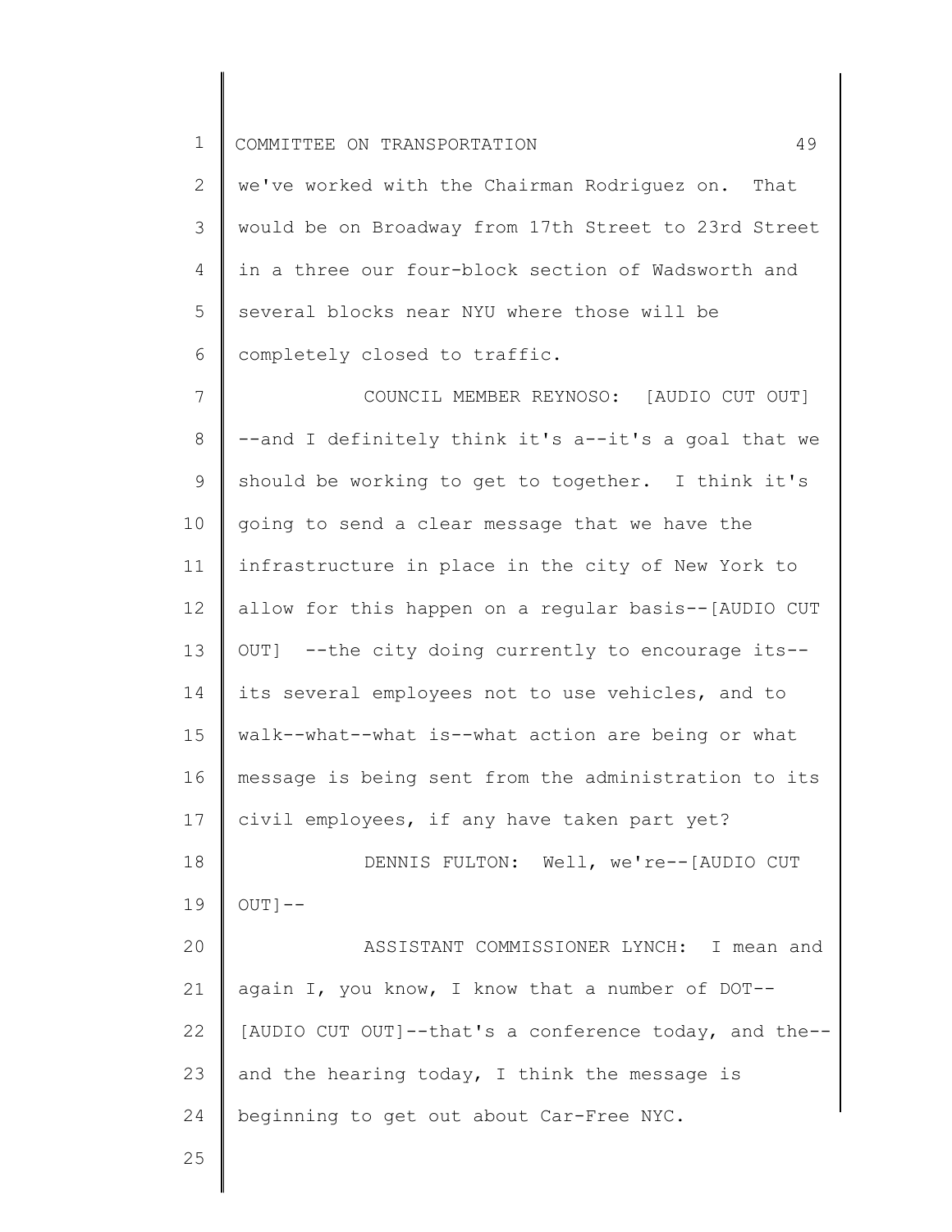we've worked with the Chairman Rodriguez on. That would be on Broadway from 17th Street to 23rd Street in a three our four-block section of Wadsworth and several blocks near NYU where those will be completely closed to traffic.

COUNCIL MEMBER REYNOSO: [AUDIO CUT OUT] --and I definitely think it's a--it's a goal that we should be working to get to together. I think it's going to send a clear message that we have the infrastructure in place in the city of New York to allow for this happen on a regular basis--[AUDIO CUT OUT] --the city doing currently to encourage its--its several employees not to use vehicles, and to walk--what--what is--what action are being or what message is being sent from the administration to its civil employees, if any have taken part yet?

DENNIS FULTON: Well, we're--[AUDIO CUT OUT]--

ASSISTANT COMMISSIONER LYNCH: I mean and again I, you know, I know that a number of DOT--[AUDIO CUT OUT]--that's a conference today, and the--and the hearing today, I think the message is beginning to get out about Car-Free NYC.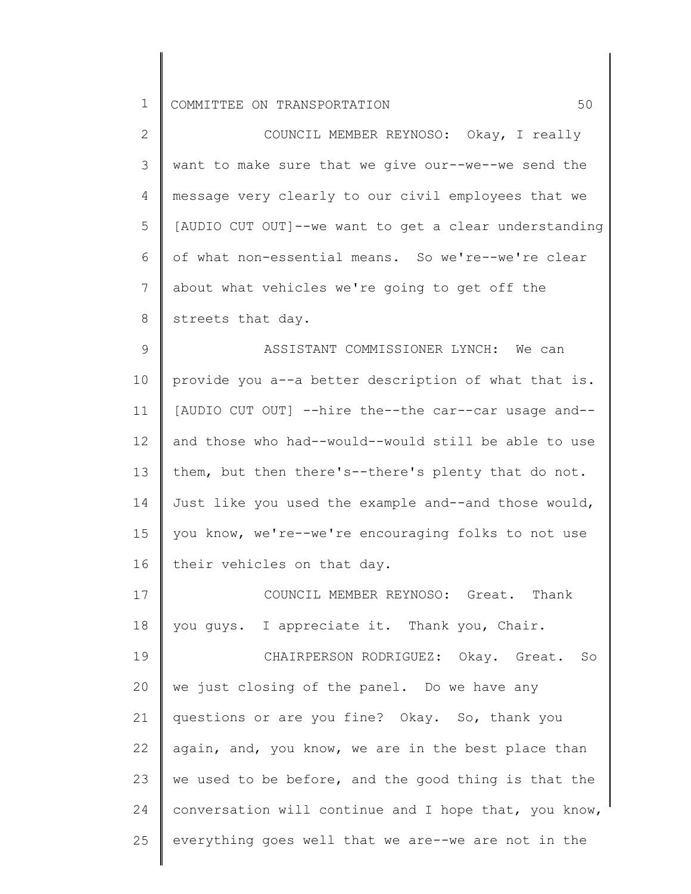COUNCIL MEMBER REYNOSO: Okay, I really want to make sure that we give our--we--we send the message very clearly to our civil employees that we [AUDIO CUT OUT]--we want to get a clear understanding of what non-essential means. So we're--we're clear about what vehicles we're going to get off the streets that day.

ASSISTANT COMMISSIONER LYNCH: We can provide you a--a better description of what that is. [AUDIO CUT OUT] --hire the--the car--car usage and--and those who had--would--would still be able to use them, but then there's--there's plenty that do not. Just like you used the example and--and those would, you know, we're--we're encouraging folks to not use their vehicles on that day.

COUNCIL MEMBER REYNOSO: Great. Thank you guys. I appreciate it. Thank you, Chair.

CHAIRPERSON RODRIGUEZ: Okay. Great. So we just closing of the panel. Do we have any questions or are you fine? Okay. So, thank you again, and, you know, we are in the best place than we used to be before, and the good thing is that the conversation will continue and I hope that, you know, everything goes well that we are--we are not in the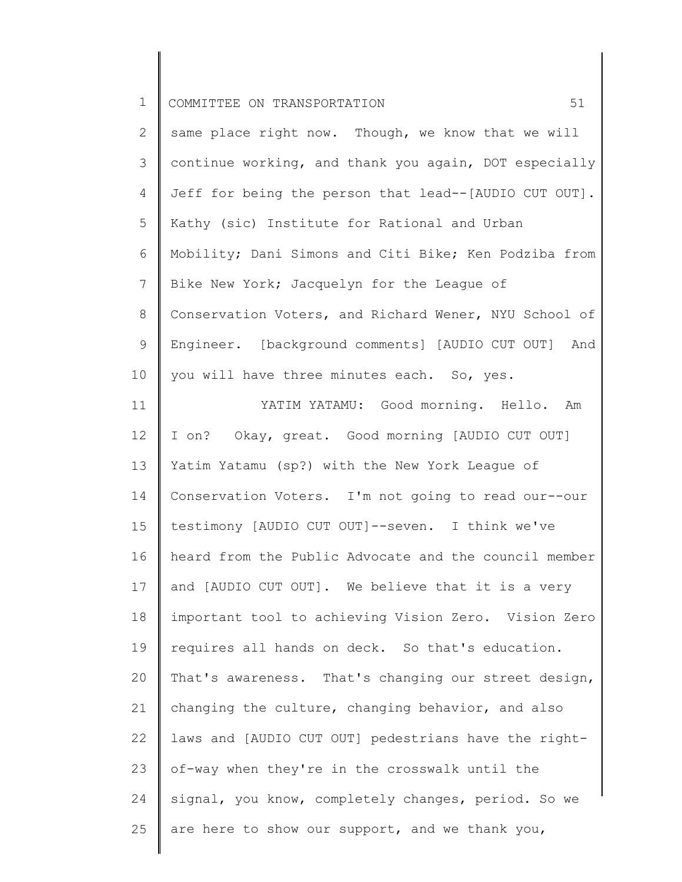same place right now. Though, we know that we will continue working, and thank you again, DOT especially Jeff for being the person that lead--[AUDIO CUT OUT]. Kathy (sic) Institute for Rational and Urban Mobility; Dani Simons and Citi Bike; Ken Podziba from Bike New York; Jacquelyn for the League of Conservation Voters, and Richard Wener, NYU School of Engineer. [background comments] [AUDIO CUT OUT] And you will have three minutes each. So, yes.

YATIM YATAMU: Good morning. Hello. Am I on? Okay, great. Good morning [AUDIO CUT OUT] Yatim Yatamu (sp?) with the New York League of Conservation Voters. I'm not going to read our--our testimony [AUDIO CUT OUT]--seven. I think we've heard from the Public Advocate and the council member and [AUDIO CUT OUT]. We believe that it is a very important tool to achieving Vision Zero. Vision Zero requires all hands on deck. So that's education. That's awareness. That's changing our street design, changing the culture, changing behavior, and also laws and [AUDIO CUT OUT] pedestrians have the right-of-way when they're in the crosswalk until the signal, you know, completely changes, period. So we are here to show our support, and we thank you,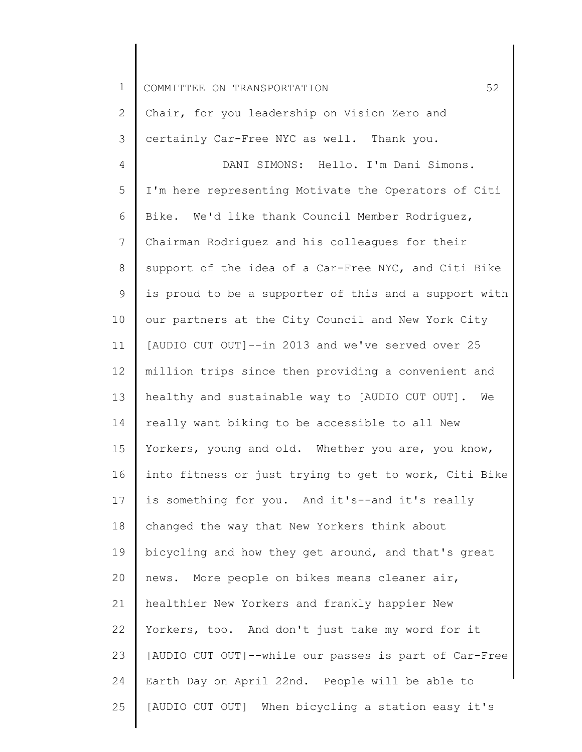Chair, for you leadership on Vision Zero and certainly Car-Free NYC as well. Thank you.

DANI SIMONS: Hello. I'm Dani Simons. I'm here representing Motivate the Operators of Citi Bike. We'd like thank Council Member Rodriguez, Chairman Rodriguez and his colleagues for their support of the idea of a Car-Free NYC, and Citi Bike is proud to be a supporter of this and a support with our partners at the City Council and New York City [AUDIO CUT OUT]--in 2013 and we've served over 25 million trips since then providing a convenient and healthy and sustainable way to [AUDIO CUT OUT]. We really want biking to be accessible to all New Yorkers, young and old. Whether you are, you know, into fitness or just trying to get to work, Citi Bike is something for you. And it's--and it's really changed the way that New Yorkers think about bicycling and how they get around, and that's great news. More people on bikes means cleaner air, healthier New Yorkers and frankly happier New Yorkers, too. And don't just take my word for it [AUDIO CUT OUT]--while our passes is part of Car-Free Earth Day on April 22nd. People will be able to [AUDIO CUT OUT] When bicycling a station easy it's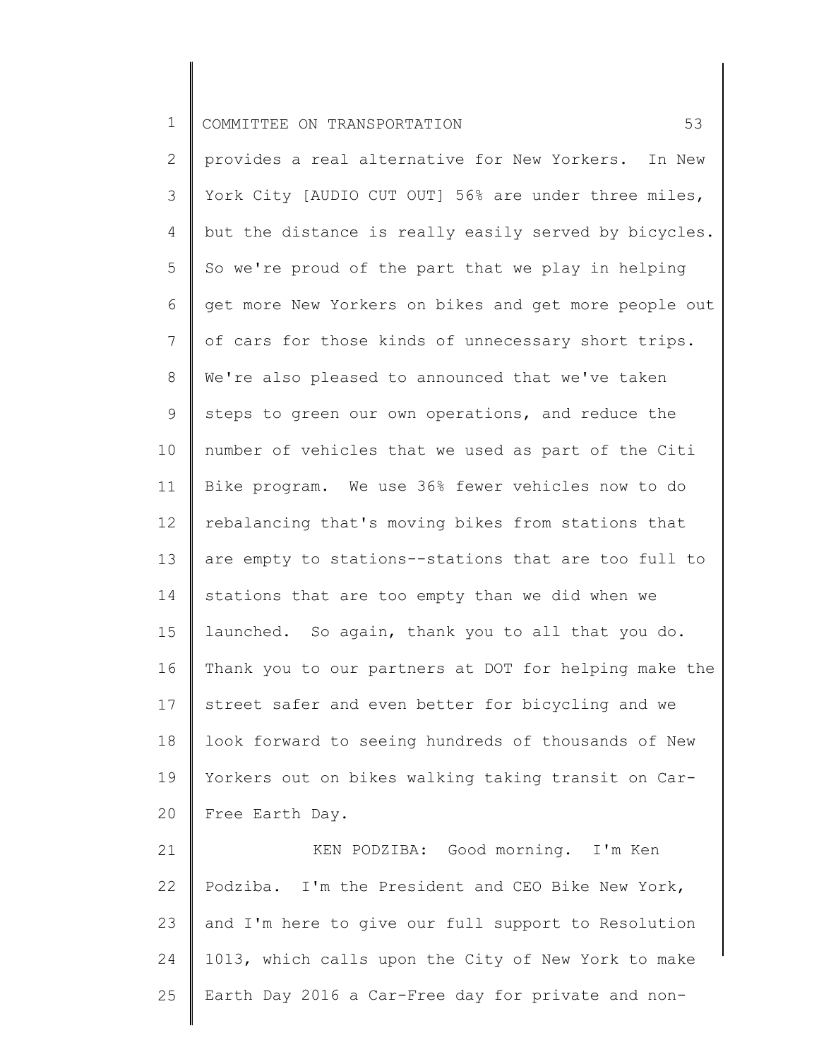provides a real alternative for New Yorkers. In New York City [AUDIO CUT OUT] 56% are under three miles, but the distance is really easily served by bicycles. So we're proud of the part that we play in helping get more New Yorkers on bikes and get more people out of cars for those kinds of unnecessary short trips. We're also pleased to announced that we've taken steps to green our own operations, and reduce the number of vehicles that we used as part of the Citi Bike program. We use 36% fewer vehicles now to do rebalancing that's moving bikes from stations that are empty to stations--stations that are too full to stations that are too empty than we did when we launched. So again, thank you to all that you do. Thank you to our partners at DOT for helping make the street safer and even better for bicycling and we look forward to seeing hundreds of thousands of New Yorkers out on bikes walking taking transit on Car-Free Earth Day.

KEN PODZIBA: Good morning. I'm Ken Podziba. I'm the President and CEO Bike New York, and I'm here to give our full support to Resolution 1013, which calls upon the City of New York to make Earth Day 2016 a Car-Free day for private and non-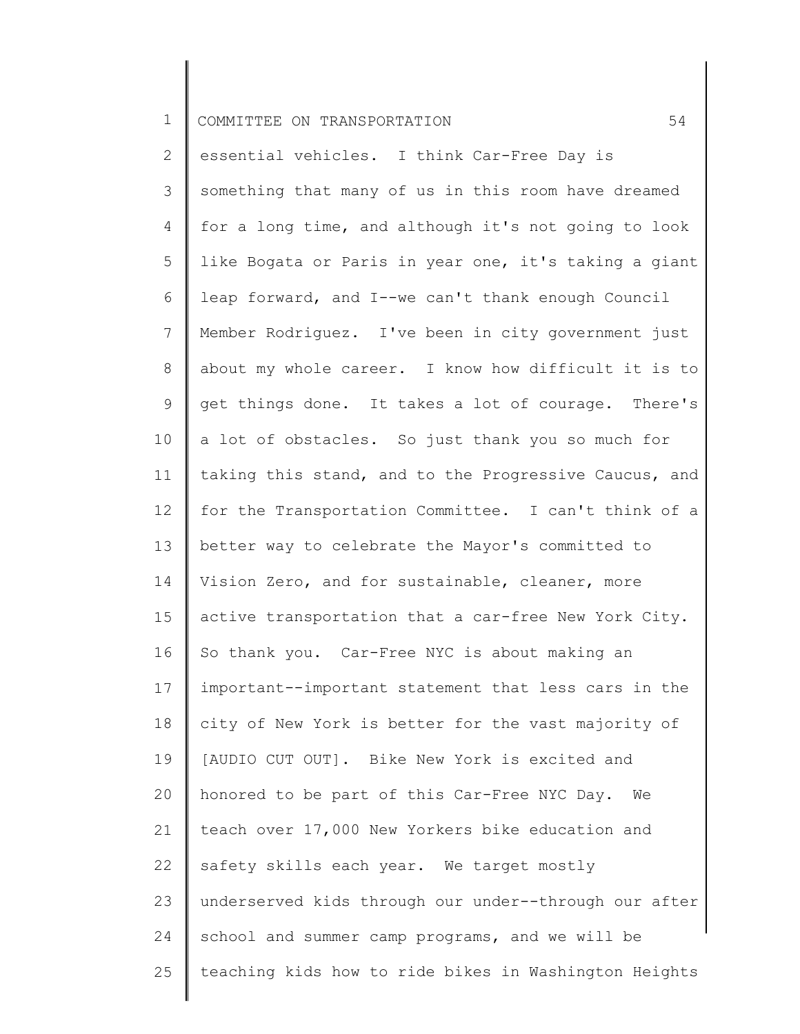essential vehicles. I think Car-Free Day is something that many of us in this room have dreamed for a long time, and although it's not going to look like Bogata or Paris in year one, it's taking a giant leap forward, and I--we can't thank enough Council Member Rodriguez. I've been in city government just about my whole career. I know how difficult it is to get things done. It takes a lot of courage. There's a lot of obstacles. So just thank you so much for taking this stand, and to the Progressive Caucus, and for the Transportation Committee. I can't think of a better way to celebrate the Mayor's committed to Vision Zero, and for sustainable, cleaner, more active transportation that a car-free New York City. So thank you. Car-Free NYC is about making an important--important statement that less cars in the city of New York is better for the vast majority of [AUDIO CUT OUT]. Bike New York is excited and honored to be part of this Car-Free NYC Day. We teach over 17,000 New Yorkers bike education and safety skills each year. We target mostly underserved kids through our under--through our after school and summer camp programs, and we will be teaching kids how to ride bikes in Washington Heights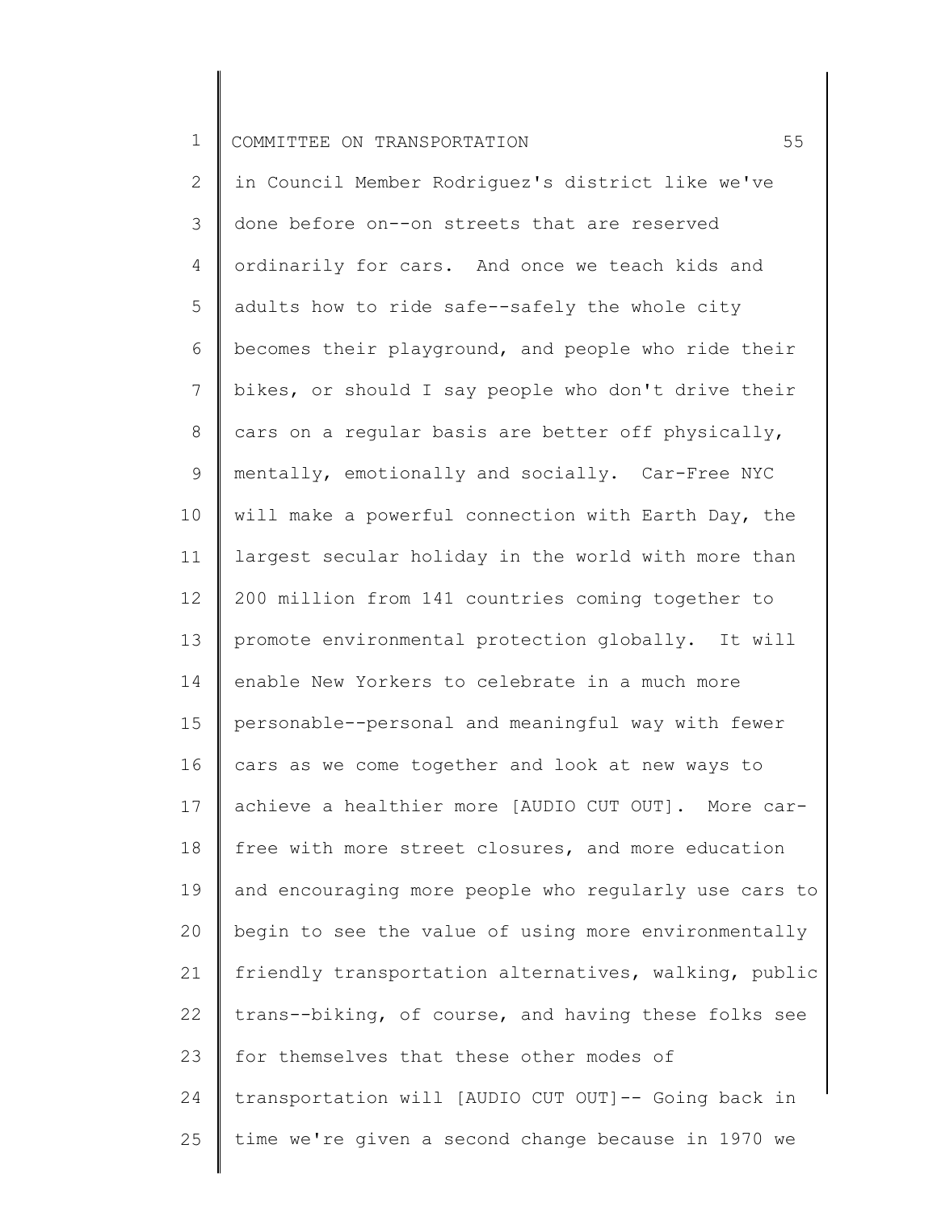in Council Member Rodriguez's district like we've done before on--on streets that are reserved ordinarily for cars. And once we teach kids and adults how to ride safe--safely the whole city becomes their playground, and people who ride their bikes, or should I say people who don't drive their cars on a regular basis are better off physically, mentally, emotionally and socially. Car-Free NYC will make a powerful connection with Earth Day, the largest secular holiday in the world with more than 200 million from 141 countries coming together to promote environmental protection globally. It will enable New Yorkers to celebrate in a much more personable--personal and meaningful way with fewer cars as we come together and look at new ways to achieve a healthier more [AUDIO CUT OUT]. More car-free with more street closures, and more education and encouraging more people who regularly use cars to begin to see the value of using more environmentally friendly transportation alternatives, walking, public trans--biking, of course, and having these folks see for themselves that these other modes of transportation will [AUDIO CUT OUT]-- Going back in time we're given a second change because in 1970 we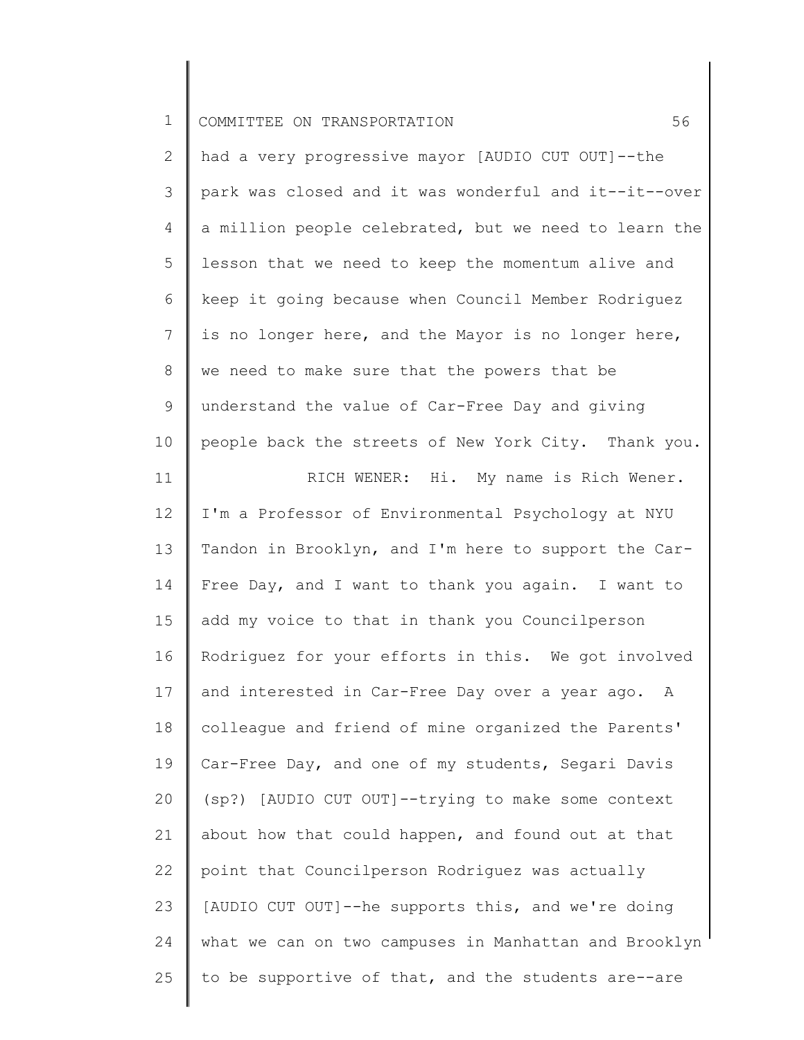had a very progressive mayor [AUDIO CUT OUT]--the park was closed and it was wonderful and it--it--over a million people celebrated, but we need to learn the lesson that we need to keep the momentum alive and keep it going because when Council Member Rodriguez is no longer here, and the Mayor is no longer here, we need to make sure that the powers that be understand the value of Car-Free Day and giving people back the streets of New York City. Thank you.

RICH WENER: Hi. My name is Rich Wener. I'm a Professor of Environmental Psychology at NYU Tandon in Brooklyn, and I'm here to support the Car-Free Day, and I want to thank you again. I want to add my voice to that in thank you Councilperson Rodriguez for your efforts in this. We got involved and interested in Car-Free Day over a year ago. A colleague and friend of mine organized the Parents' Car-Free Day, and one of my students, Segari Davis (sp?) [AUDIO CUT OUT]--trying to make some context about how that could happen, and found out at that point that Councilperson Rodriguez was actually [AUDIO CUT OUT]--he supports this, and we're doing what we can on two campuses in Manhattan and Brooklyn to be supportive of that, and the students are--are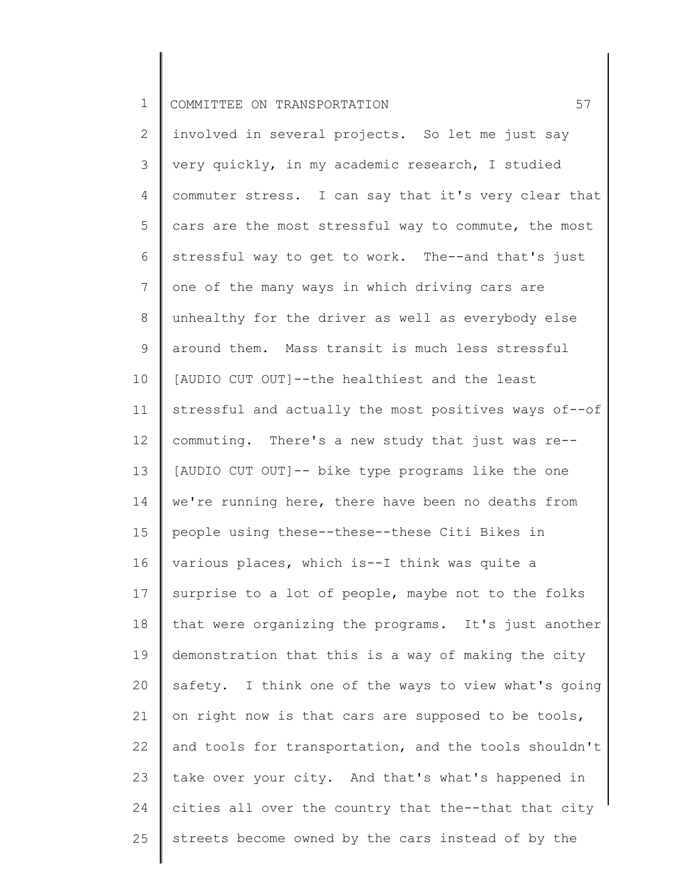involved in several projects. So let me just say very quickly, in my academic research, I studied commuter stress. I can say that it's very clear that cars are the most stressful way to commute, the most stressful way to get to work. The--and that's just one of the many ways in which driving cars are unhealthy for the driver as well as everybody else around them. Mass transit is much less stressful [AUDIO CUT OUT]--the healthiest and the least stressful and actually the most positives ways of--of commuting. There's a new study that just was re-- [AUDIO CUT OUT]-- bike type programs like the one we're running here, there have been no deaths from people using these--these--these Citi Bikes in various places, which is--I think was quite a surprise to a lot of people, maybe not to the folks that were organizing the programs. It's just another demonstration that this is a way of making the city safety. I think one of the ways to view what's going on right now is that cars are supposed to be tools, and tools for transportation, and the tools shouldn't take over your city. And that's what's happened in cities all over the country that the--that that city streets become owned by the cars instead of by the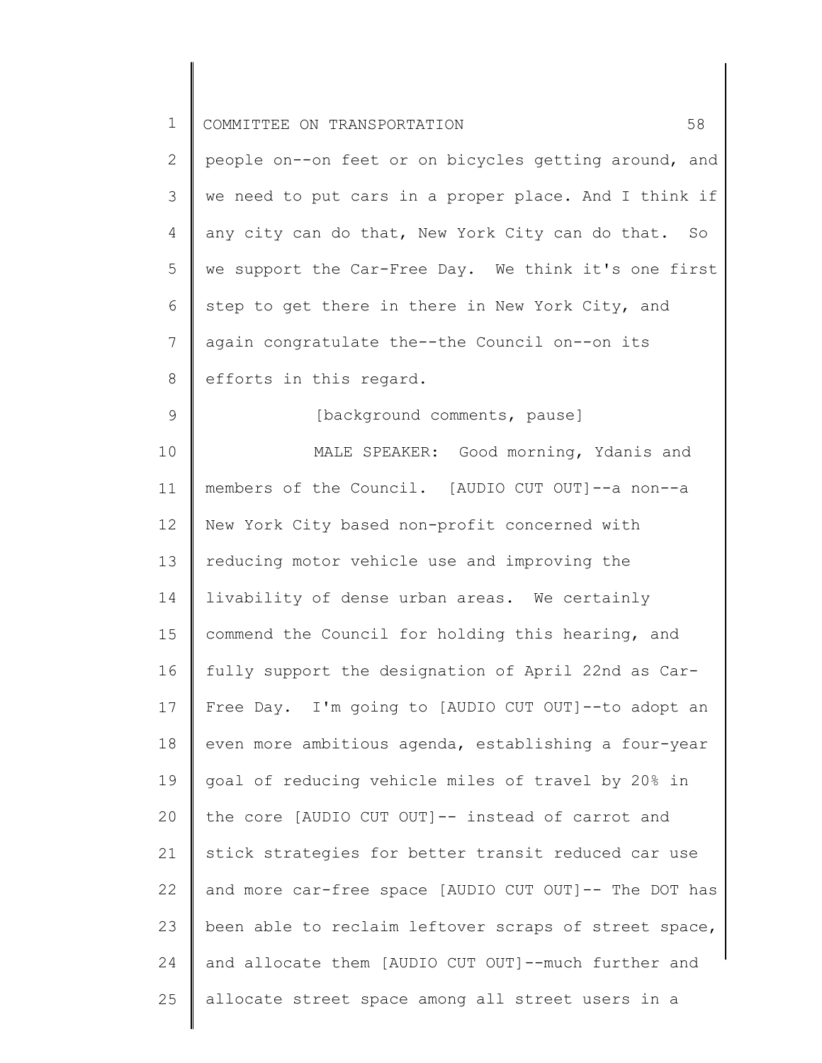people on--on feet or on bicycles getting around, and we need to put cars in a proper place. And I think if any city can do that, New York City can do that. So we support the Car-Free Day. We think it's one first step to get there in there in New York City, and again congratulate the--the Council on--on its efforts in this regard.

[background comments, pause]

MALE SPEAKER: Good morning, Ydanis and members of the Council. [AUDIO CUT OUT]--a non--a New York City based non-profit concerned with reducing motor vehicle use and improving the livability of dense urban areas. We certainly commend the Council for holding this hearing, and fully support the designation of April 22nd as Car-Free Day. I'm going to [AUDIO CUT OUT]--to adopt an even more ambitious agenda, establishing a four-year goal of reducing vehicle miles of travel by 20% in the core [AUDIO CUT OUT]-- instead of carrot and stick strategies for better transit reduced car use and more car-free space [AUDIO CUT OUT]-- The DOT has been able to reclaim leftover scraps of street space, and allocate them [AUDIO CUT OUT]--much further and allocate street space among all street users in a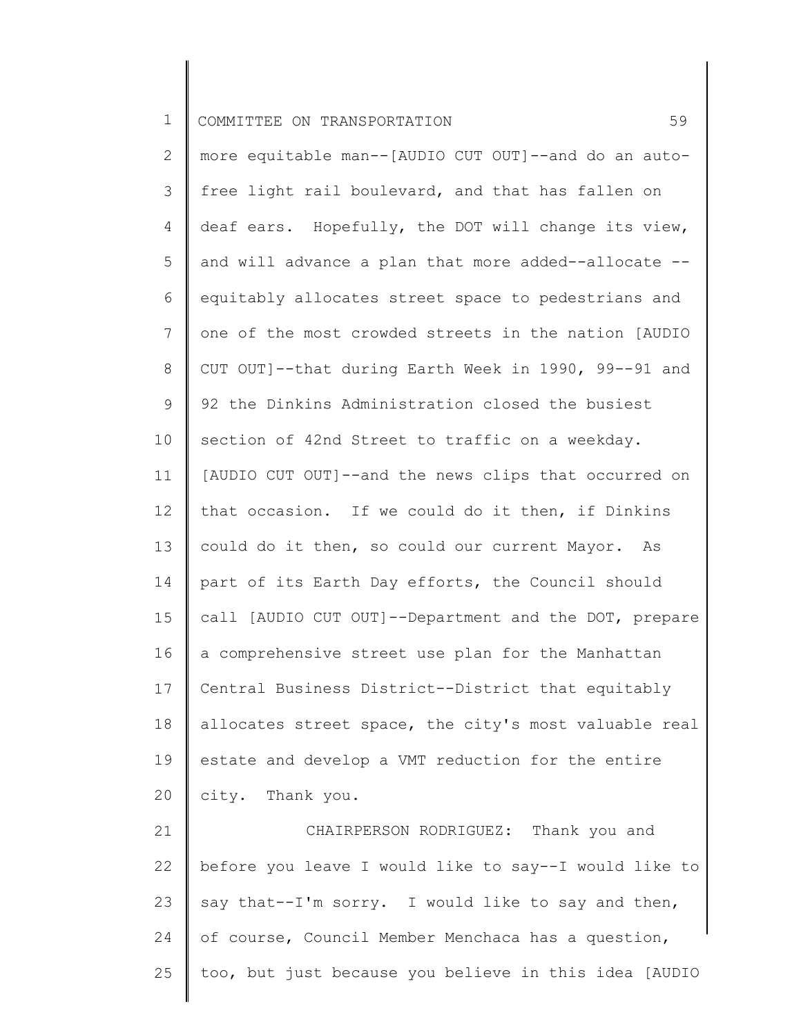more equitable man--[AUDIO CUT OUT]--and do an auto-free light rail boulevard, and that has fallen on deaf ears. Hopefully, the DOT will change its view, and will advance a plan that more added--allocate --equitably allocates street space to pedestrians and one of the most crowded streets in the nation [AUDIO CUT OUT]--that during Earth Week in 1990, 99--91 and 92 the Dinkins Administration closed the busiest section of 42nd Street to traffic on a weekday. [AUDIO CUT OUT]--and the news clips that occurred on that occasion. If we could do it then, if Dinkins could do it then, so could our current Mayor. As part of its Earth Day efforts, the Council should call [AUDIO CUT OUT]--Department and the DOT, prepare a comprehensive street use plan for the Manhattan Central Business District--District that equitably allocates street space, the city's most valuable real estate and develop a VMT reduction for the entire city. Thank you.

CHAIRPERSON RODRIGUEZ: Thank you and before you leave I would like to say--I would like to say that--I'm sorry. I would like to say and then, of course, Council Member Menchaca has a question, too, but just because you believe in this idea [AUDIO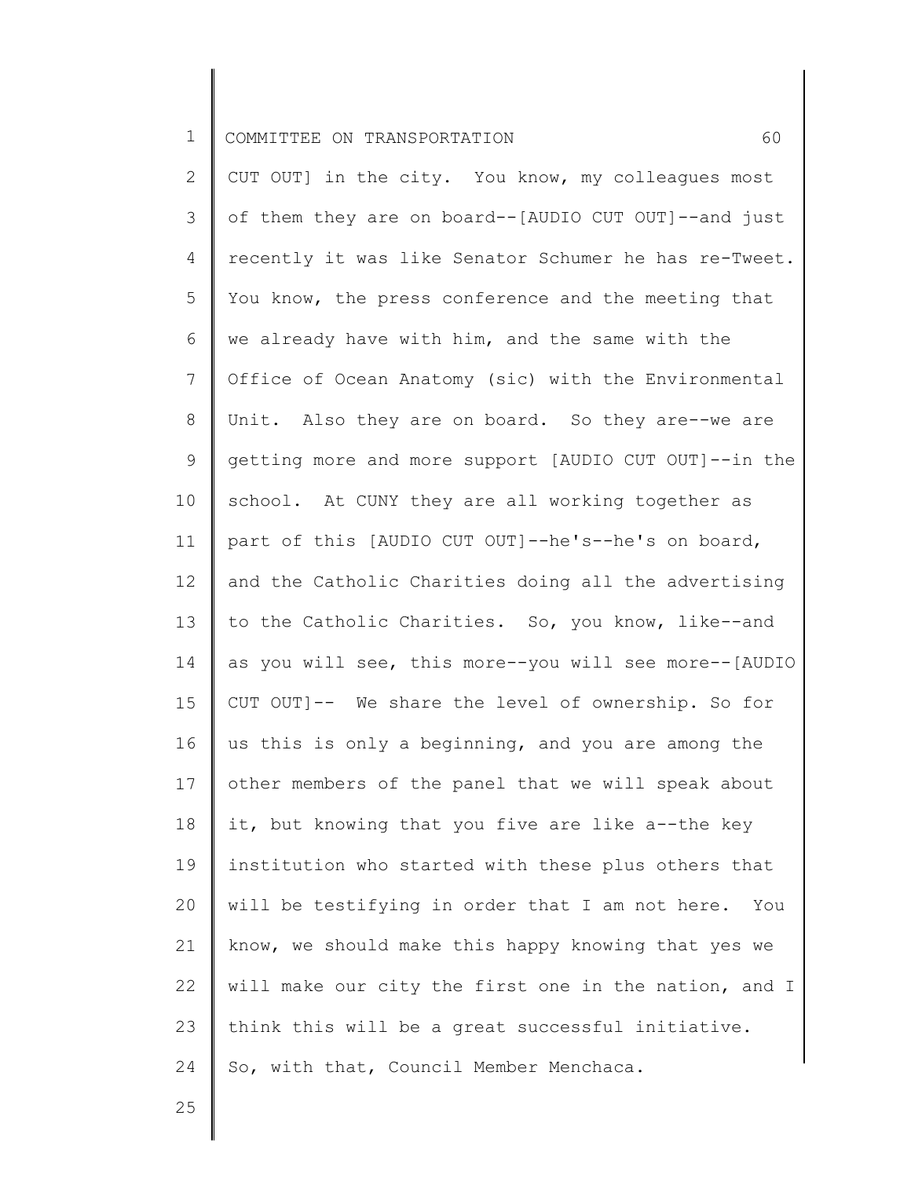CUT OUT] in the city. You know, my colleagues most of them they are on board--[AUDIO CUT OUT]--and just recently it was like Senator Schumer he has re-Tweet. You know, the press conference and the meeting that we already have with him, and the same with the Office of Ocean Anatomy (sic) with the Environmental Unit. Also they are on board. So they are--we are getting more and more support [AUDIO CUT OUT]--in the school. At CUNY they are all working together as part of this [AUDIO CUT OUT]--he's--he's on board, and the Catholic Charities doing all the advertising to the Catholic Charities. So, you know, like--and as you will see, this more--you will see more--[AUDIO CUT OUT]-- We share the level of ownership. So for us this is only a beginning, and you are among the other members of the panel that we will speak about it, but knowing that you five are like a--the key institution who started with these plus others that will be testifying in order that I am not here. You know, we should make this happy knowing that yes we will make our city the first one in the nation, and I think this will be a great successful initiative. So, with that, Council Member Menchaca.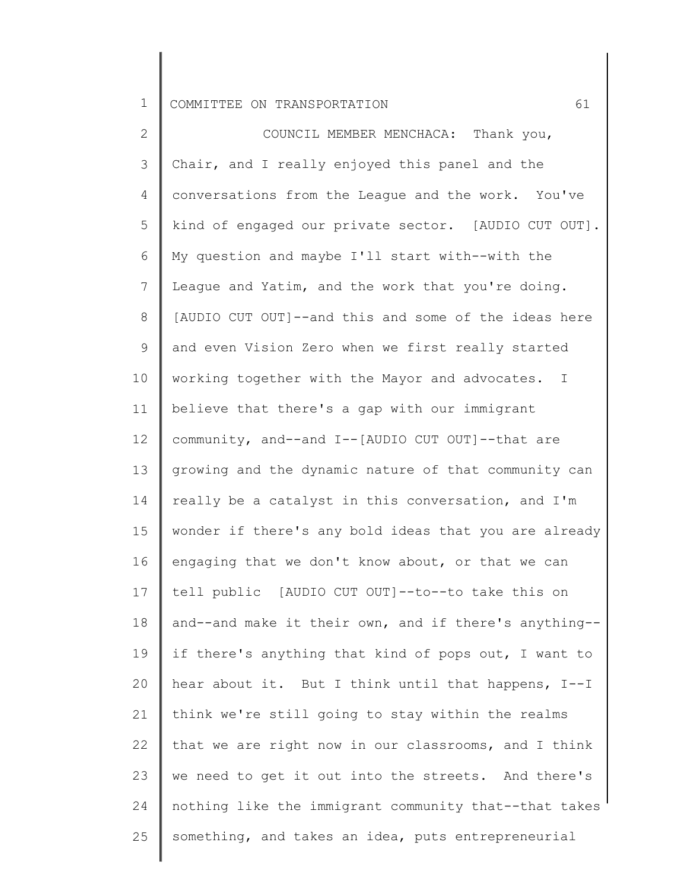COMMITTEE ON TRANSPORTATION

COUNCIL MEMBER MENCHACA: Thank you, Chair, and I really enjoyed this panel and the conversations from the League and the work. You've kind of engaged our private sector. [AUDIO CUT OUT]. My question and maybe I'll start with--with the League and Yatim, and the work that you're doing. [AUDIO CUT OUT]--and this and some of the ideas here and even Vision Zero when we first really started working together with the Mayor and advocates. I believe that there's a gap with our immigrant community, and--and I--[AUDIO CUT OUT]--that are growing and the dynamic nature of that community can really be a catalyst in this conversation, and I'm wonder if there's any bold ideas that you are already engaging that we don't know about, or that we can tell public [AUDIO CUT OUT]--to--to take this on and--and make it their own, and if there's anything--if there's anything that kind of pops out, I want to hear about it. But I think until that happens, I--I think we're still going to stay within the realms that we are right now in our classrooms, and I think we need to get it out into the streets. And there's nothing like the immigrant community that--that takes something, and takes an idea, puts entrepreneurial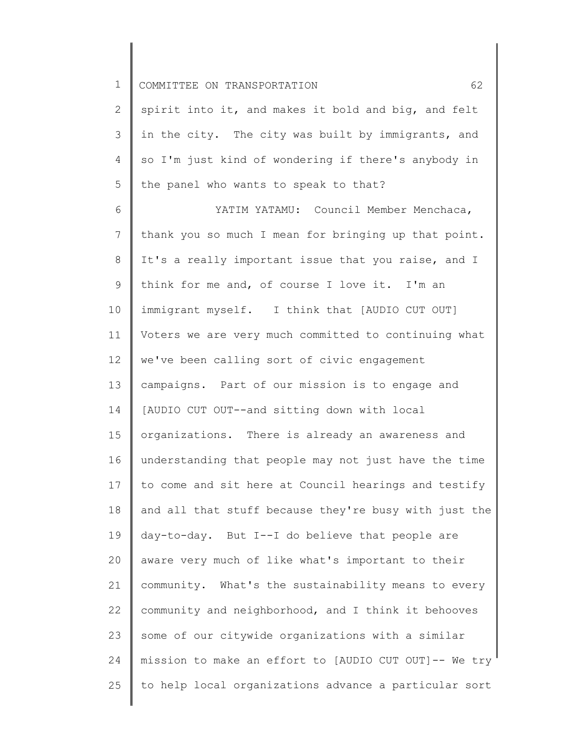spirit into it, and makes it bold and big, and felt in the city. The city was built by immigrants, and so I'm just kind of wondering if there's anybody in the panel who wants to speak to that?

YATIM YATAMU: Council Member Menchaca, thank you so much I mean for bringing up that point. It's a really important issue that you raise, and I think for me and, of course I love it. I'm an immigrant myself. I think that [AUDIO CUT OUT] Voters we are very much committed to continuing what we've been calling sort of civic engagement campaigns. Part of our mission is to engage and [AUDIO CUT OUT--and sitting down with local organizations. There is already an awareness and understanding that people may not just have the time to come and sit here at Council hearings and testify and all that stuff because they're busy with just the day-to-day. But I--I do believe that people are aware very much of like what's important to their community. What's the sustainability means to every community and neighborhood, and I think it behooves some of our citywide organizations with a similar mission to make an effort to [AUDIO CUT OUT]-- We try to help local organizations advance a particular sort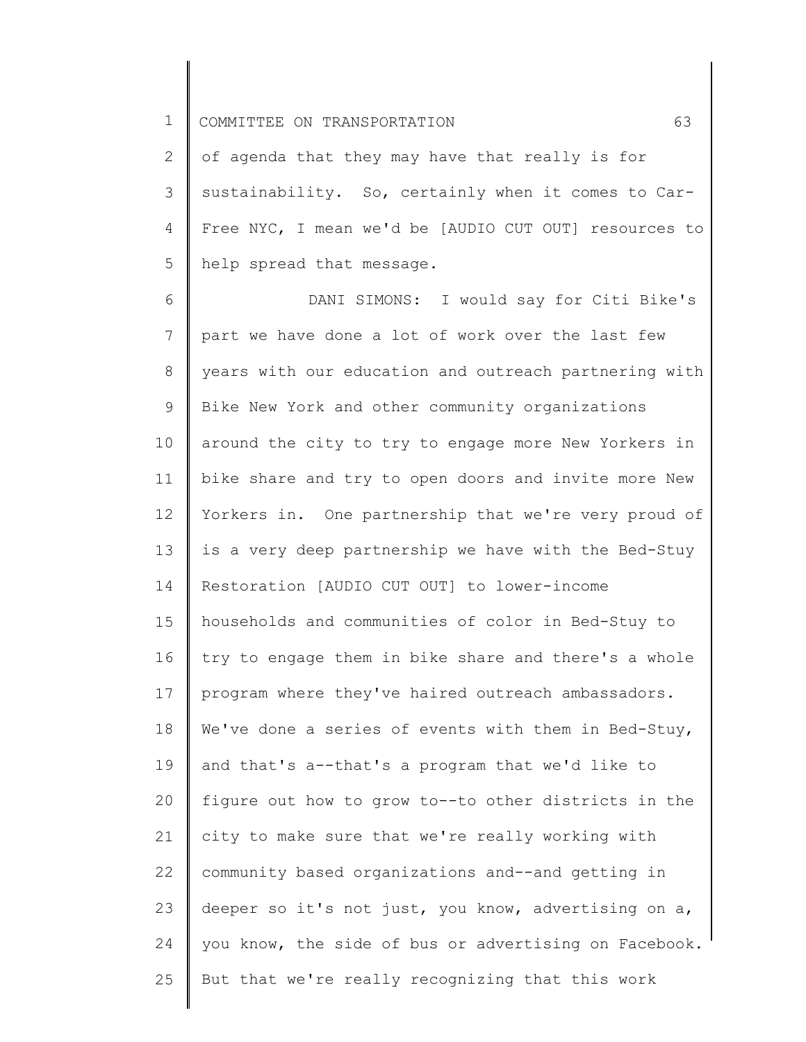of agenda that they may have that really is for sustainability. So, certainly when it comes to Car-Free NYC, I mean we'd be [AUDIO CUT OUT] resources to help spread that message.

DANI SIMONS: I would say for Citi Bike's part we have done a lot of work over the last few years with our education and outreach partnering with Bike New York and other community organizations around the city to try to engage more New Yorkers in bike share and try to open doors and invite more New Yorkers in. One partnership that we're very proud of is a very deep partnership we have with the Bed-Stuy Restoration [AUDIO CUT OUT] to lower-income households and communities of color in Bed-Stuy to try to engage them in bike share and there's a whole program where they've haired outreach ambassadors. We've done a series of events with them in Bed-Stuy, and that's a--that's a program that we'd like to figure out how to grow to--to other districts in the city to make sure that we're really working with community based organizations and--and getting in deeper so it's not just, you know, advertising on a, you know, the side of bus or advertising on Facebook. But that we're really recognizing that this work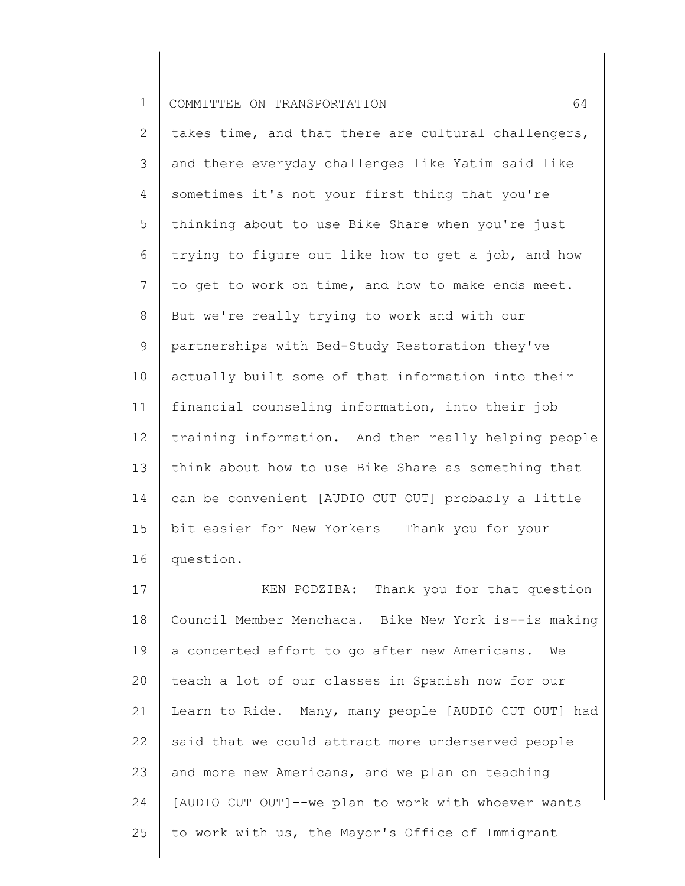takes time, and that there are cultural challengers, and there everyday challenges like Yatim said like sometimes it's not your first thing that you're thinking about to use Bike Share when you're just trying to figure out like how to get a job, and how to get to work on time, and how to make ends meet. But we're really trying to work and with our partnerships with Bed-Study Restoration they've actually built some of that information into their financial counseling information, into their job training information. And then really helping people think about how to use Bike Share as something that can be convenient [AUDIO CUT OUT] probably a little bit easier for New Yorkers Thank you for your question.

KEN PODZIBA: Thank you for that question Council Member Menchaca. Bike New York is--is making a concerted effort to go after new Americans. We teach a lot of our classes in Spanish now for our Learn to Ride. Many, many people [AUDIO CUT OUT] had said that we could attract more underserved people and more new Americans, and we plan on teaching [AUDIO CUT OUT]--we plan to work with whoever wants to work with us, the Mayor's Office of Immigrant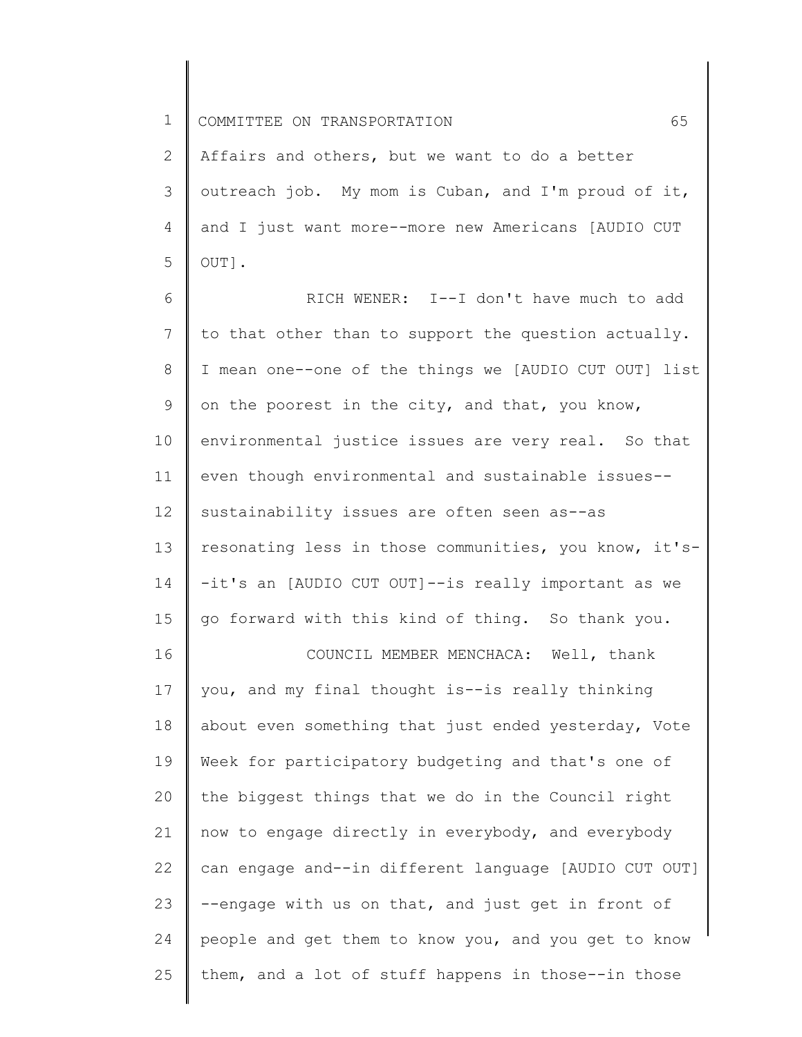Affairs and others, but we want to do a better outreach job. My mom is Cuban, and I'm proud of it, and I just want more--more new Americans [AUDIO CUT OUT].

RICH WENER: I--I don't have much to add to that other than to support the question actually. I mean one--one of the things we [AUDIO CUT OUT] list on the poorest in the city, and that, you know, environmental justice issues are very real. So that even though environmental and sustainable issues--sustainability issues are often seen as--as resonating less in those communities, you know, it's--it's an [AUDIO CUT OUT]--is really important as we go forward with this kind of thing. So thank you.

COUNCIL MEMBER MENCHACA: Well, thank you, and my final thought is--is really thinking about even something that just ended yesterday, Vote Week for participatory budgeting and that's one of the biggest things that we do in the Council right now to engage directly in everybody, and everybody can engage and--in different language [AUDIO CUT OUT]--engage with us on that, and just get in front of people and get them to know you, and you get to know them, and a lot of stuff happens in those--in those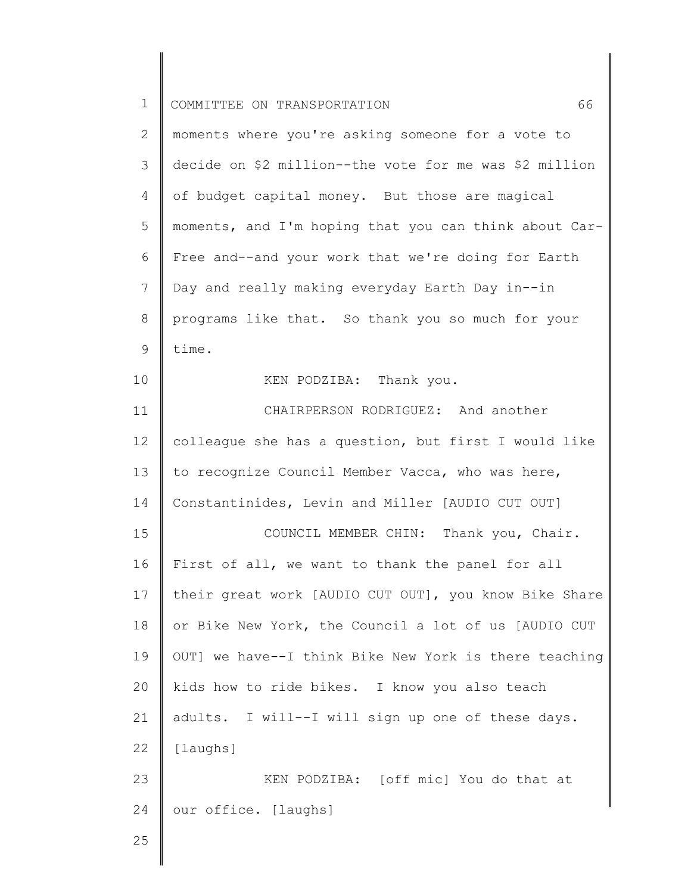moments where you're asking someone for a vote to decide on $2 million--the vote for me was $2 million of budget capital money. But those are magical moments, and I'm hoping that you can think about Car-Free and--and your work that we're doing for Earth Day and really making everyday Earth Day in--in programs like that. So thank you so much for your time.

KEN PODZIBA: Thank you.

CHAIRPERSON RODRIGUEZ: And another colleague she has a question, but first I would like to recognize Council Member Vacca, who was here, Constantinides, Levin and Miller [AUDIO CUT OUT]

COUNCIL MEMBER CHIN: Thank you, Chair. First of all, we want to thank the panel for all their great work [AUDIO CUT OUT], you know Bike Share or Bike New York, the Council a lot of us [AUDIO CUT OUT] we have--I think Bike New York is there teaching kids how to ride bikes. I know you also teach adults. I will--I will sign up one of these days. [laughs]

KEN PODZIBA: [off mic] You do that at our office. [laughs]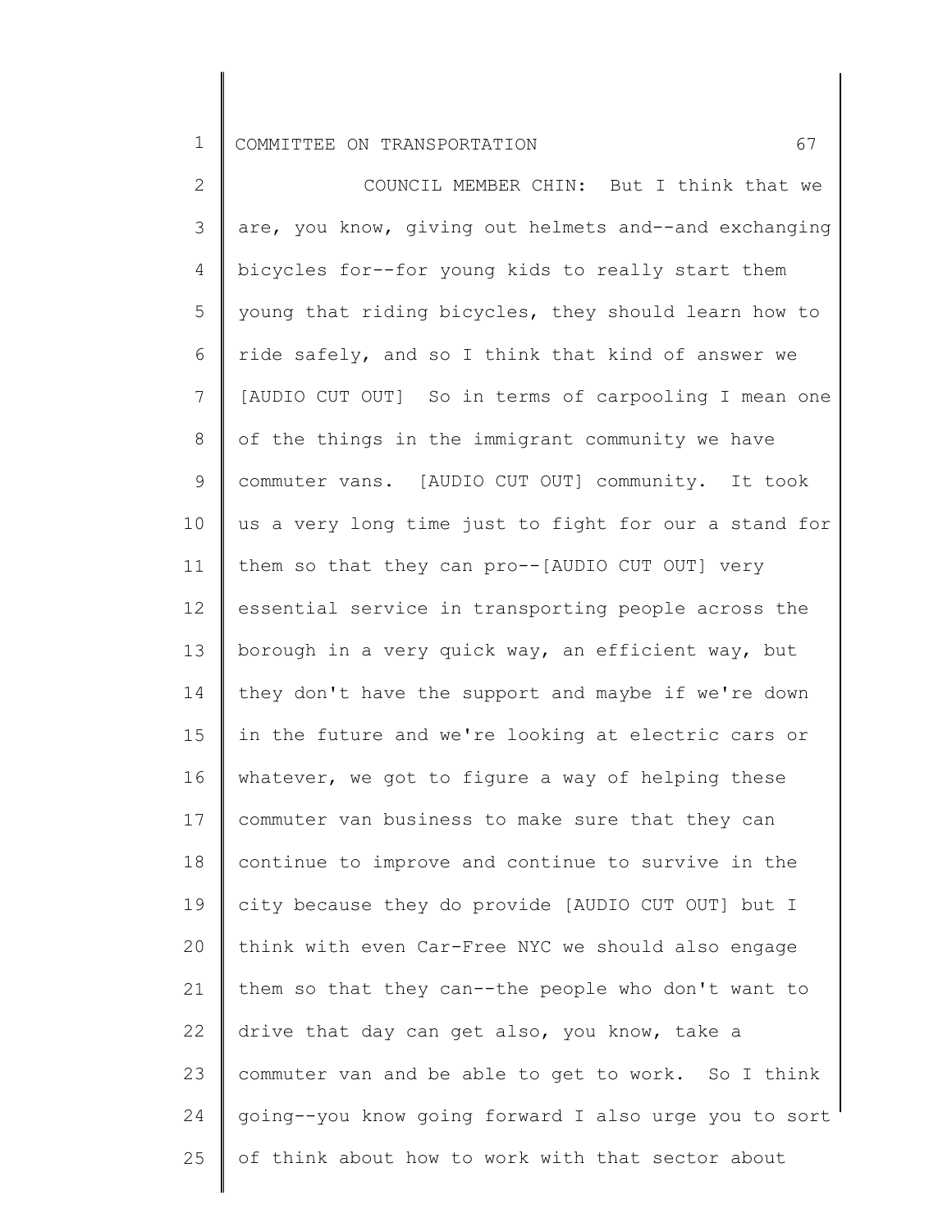COUNCIL MEMBER CHIN: But I think that we are, you know, giving out helmets and--and exchanging bicycles for--for young kids to really start them young that riding bicycles, they should learn how to ride safely, and so I think that kind of answer we [AUDIO CUT OUT] So in terms of carpooling I mean one of the things in the immigrant community we have commuter vans. [AUDIO CUT OUT] community. It took us a very long time just to fight for our a stand for them so that they can pro--[AUDIO CUT OUT] very essential service in transporting people across the borough in a very quick way, an efficient way, but they don't have the support and maybe if we're down in the future and we're looking at electric cars or whatever, we got to figure a way of helping these commuter van business to make sure that they can continue to improve and continue to survive in the city because they do provide [AUDIO CUT OUT] but I think with even Car-Free NYC we should also engage them so that they can--the people who don't want to drive that day can get also, you know, take a commuter van and be able to get to work. So I think going--you know going forward I also urge you to sort of think about how to work with that sector about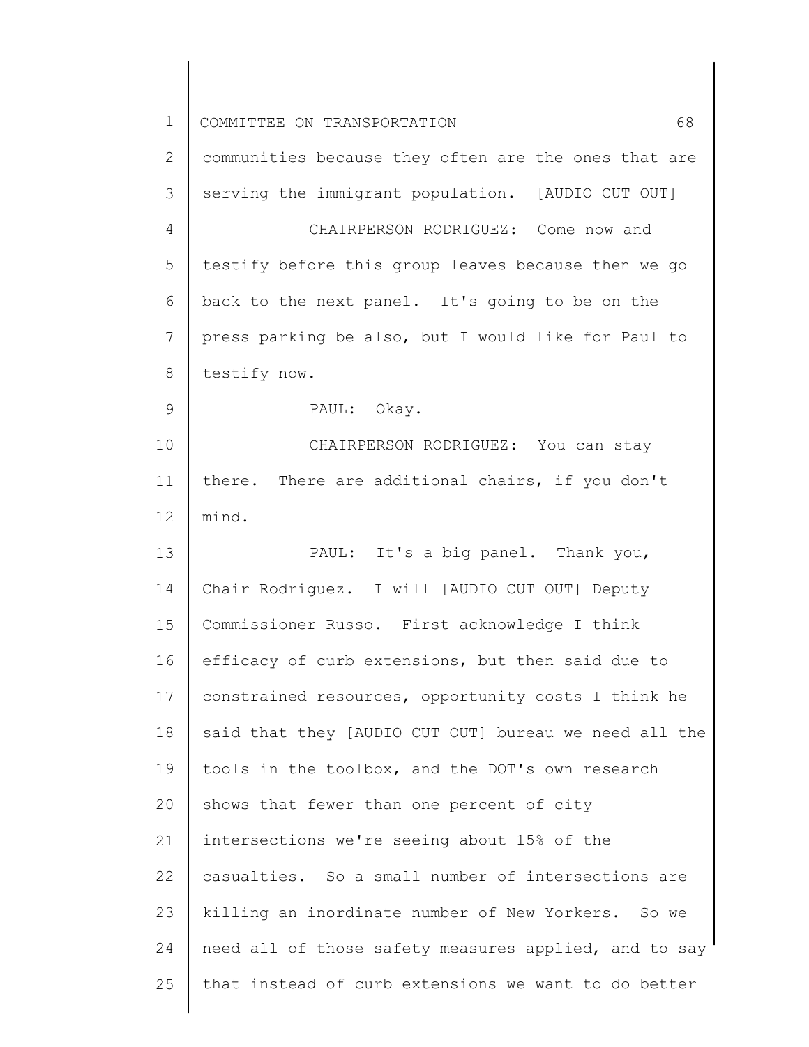communities because they often are the ones that are serving the immigrant population. [AUDIO CUT OUT]

CHAIRPERSON RODRIGUEZ: Come now and testify before this group leaves because then we go back to the next panel. It's going to be on the press parking be also, but I would like for Paul to testify now.

PAUL: Okay.

CHAIRPERSON RODRIGUEZ: You can stay there. There are additional chairs, if you don't mind.

PAUL: It's a big panel. Thank you, Chair Rodriguez. I will [AUDIO CUT OUT] Deputy Commissioner Russo. First acknowledge I think efficacy of curb extensions, but then said due to constrained resources, opportunity costs I think he said that they [AUDIO CUT OUT] bureau we need all the tools in the toolbox, and the DOT's own research shows that fewer than one percent of city intersections we're seeing about 15% of the casualties. So a small number of intersections are killing an inordinate number of New Yorkers. So we need all of those safety measures applied, and to say that instead of curb extensions we want to do better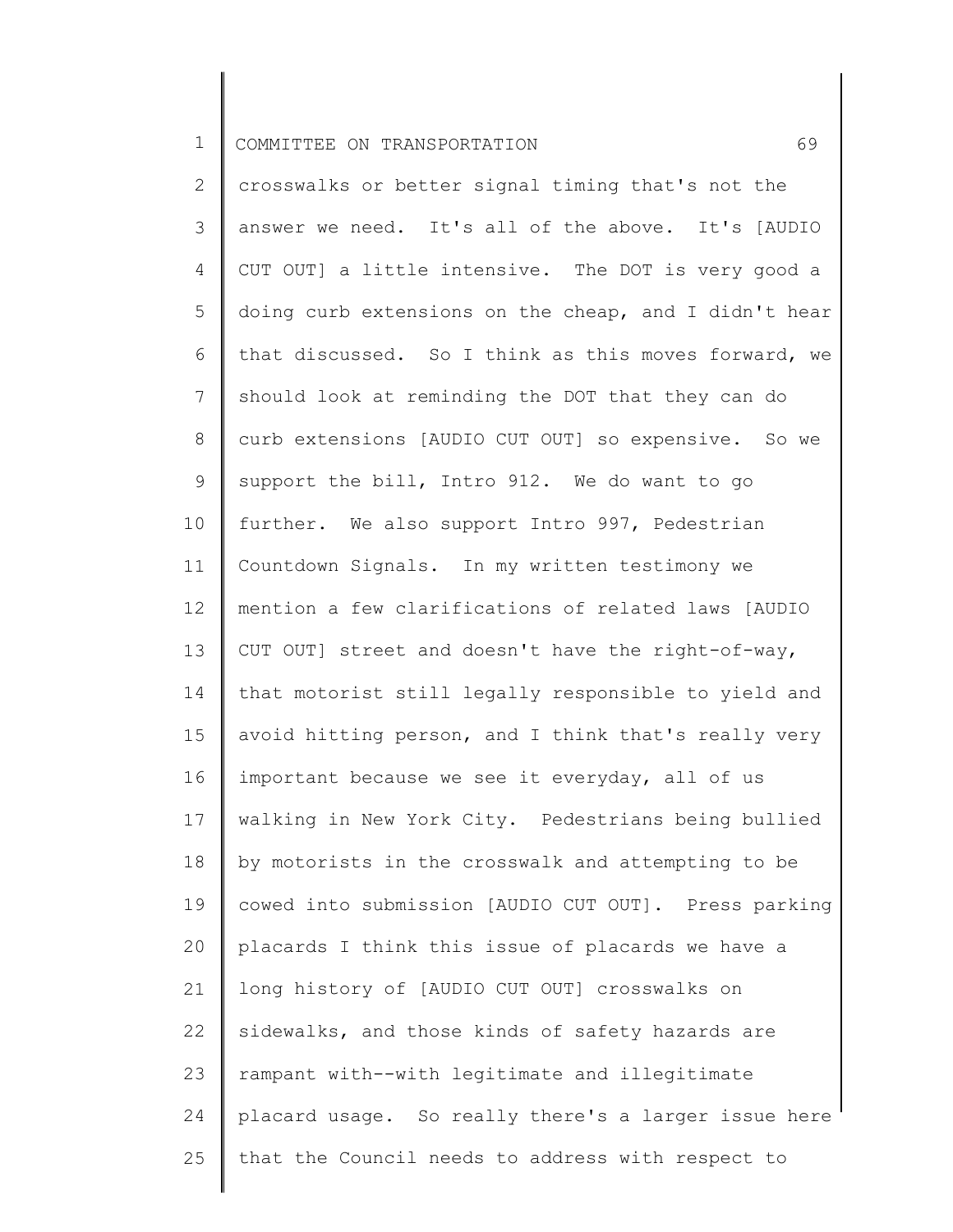crosswalks or better signal timing that's not the answer we need. It's all of the above. It's [AUDIO CUT OUT] a little intensive. The DOT is very good a doing curb extensions on the cheap, and I didn't hear that discussed. So I think as this moves forward, we should look at reminding the DOT that they can do curb extensions [AUDIO CUT OUT] so expensive. So we support the bill, Intro 912. We do want to go further. We also support Intro 997, Pedestrian Countdown Signals. In my written testimony we mention a few clarifications of related laws [AUDIO CUT OUT] street and doesn't have the right-of-way, that motorist still legally responsible to yield and avoid hitting person, and I think that's really very important because we see it everyday, all of us walking in New York City. Pedestrians being bullied by motorists in the crosswalk and attempting to be cowed into submission [AUDIO CUT OUT]. Press parking placards I think this issue of placards we have a long history of [AUDIO CUT OUT] crosswalks on sidewalks, and those kinds of safety hazards are rampant with--with legitimate and illegitimate placard usage. So really there's a larger issue here that the Council needs to address with respect to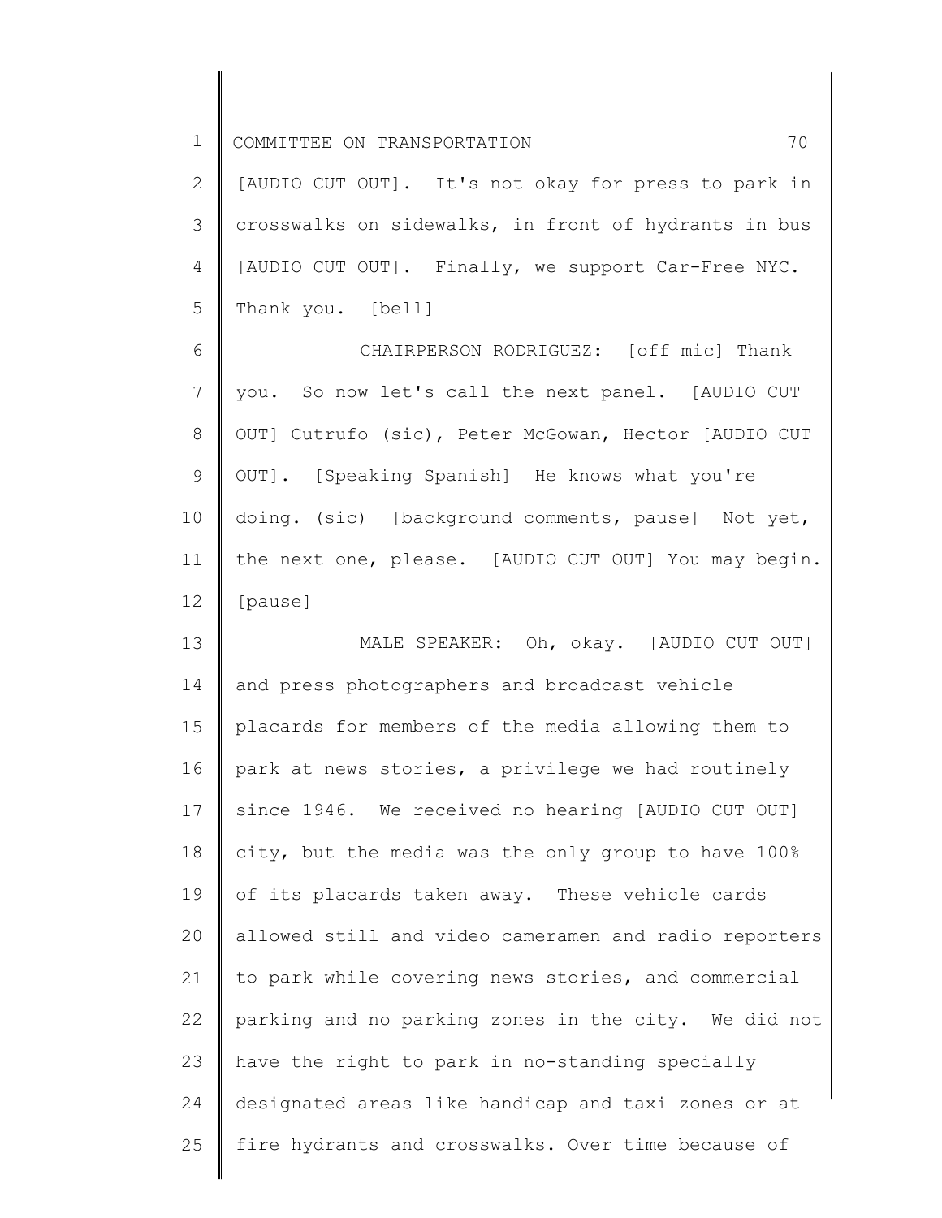[AUDIO CUT OUT]. It's not okay for press to park in crosswalks on sidewalks, in front of hydrants in bus [AUDIO CUT OUT]. Finally, we support Car-Free NYC. Thank you. [bell]

CHAIRPERSON RODRIGUEZ: [off mic] Thank you. So now let's call the next panel. [AUDIO CUT OUT] Cutrufo (sic), Peter McGowan, Hector [AUDIO CUT OUT]. [Speaking Spanish] He knows what you're doing. (sic) [background comments, pause] Not yet, the next one, please. [AUDIO CUT OUT] You may begin. [pause]

MALE SPEAKER: Oh, okay. [AUDIO CUT OUT] and press photographers and broadcast vehicle placards for members of the media allowing them to park at news stories, a privilege we had routinely since 1946. We received no hearing [AUDIO CUT OUT] city, but the media was the only group to have 100% of its placards taken away. These vehicle cards allowed still and video cameramen and radio reporters to park while covering news stories, and commercial parking and no parking zones in the city. We did not have the right to park in no-standing specially designated areas like handicap and taxi zones or at fire hydrants and crosswalks. Over time because of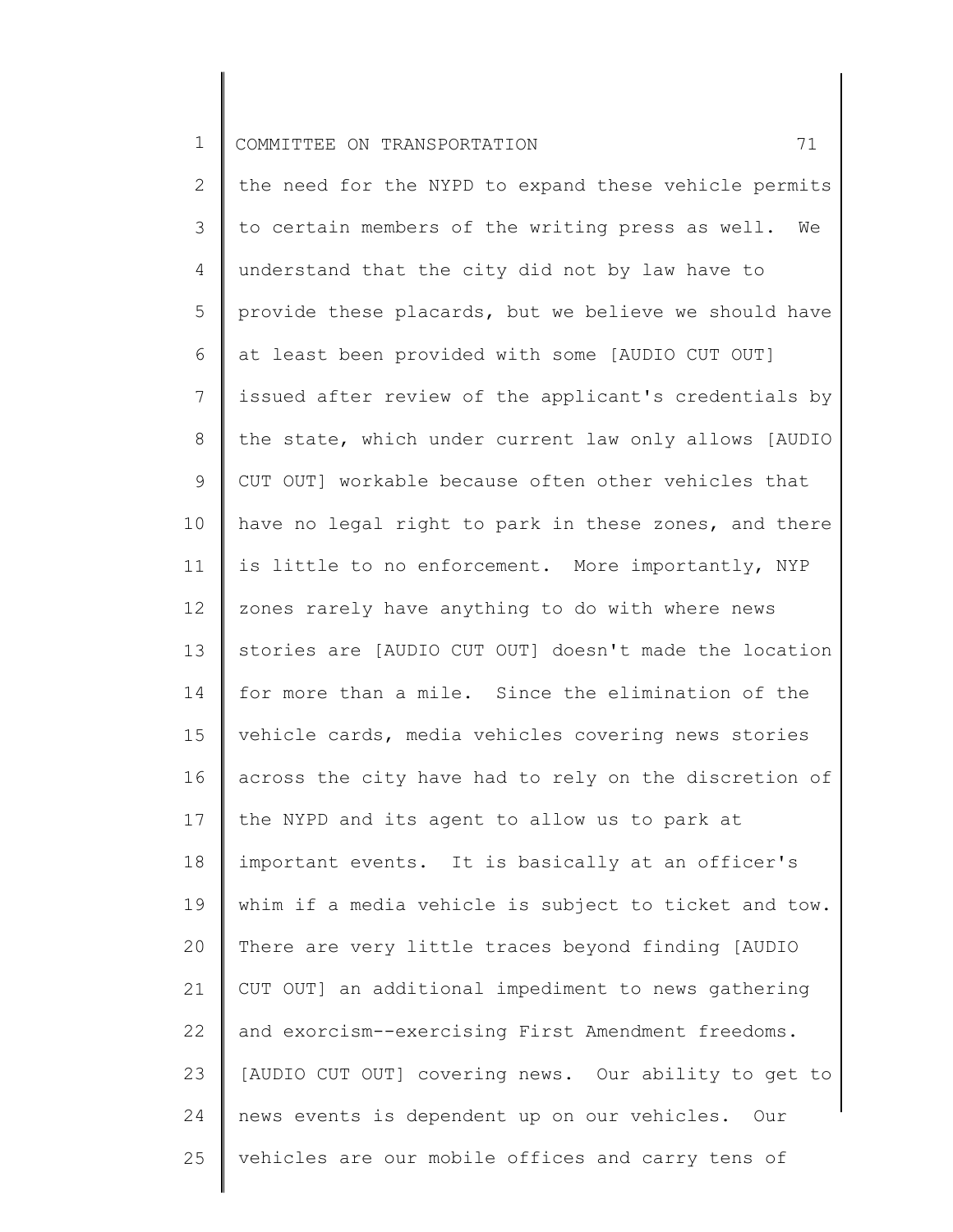the need for the NYPD to expand these vehicle permits to certain members of the writing press as well. We understand that the city did not by law have to provide these placards, but we believe we should have at least been provided with some [AUDIO CUT OUT] issued after review of the applicant's credentials by the state, which under current law only allows [AUDIO CUT OUT] workable because often other vehicles that have no legal right to park in these zones, and there is little to no enforcement. More importantly, NYP zones rarely have anything to do with where news stories are [AUDIO CUT OUT] doesn't made the location for more than a mile. Since the elimination of the vehicle cards, media vehicles covering news stories across the city have had to rely on the discretion of the NYPD and its agent to allow us to park at important events. It is basically at an officer's whim if a media vehicle is subject to ticket and tow. There are very little traces beyond finding [AUDIO CUT OUT] an additional impediment to news gathering and exorcism--exercising First Amendment freedoms. [AUDIO CUT OUT] covering news. Our ability to get to news events is dependent up on our vehicles. Our vehicles are our mobile offices and carry tens of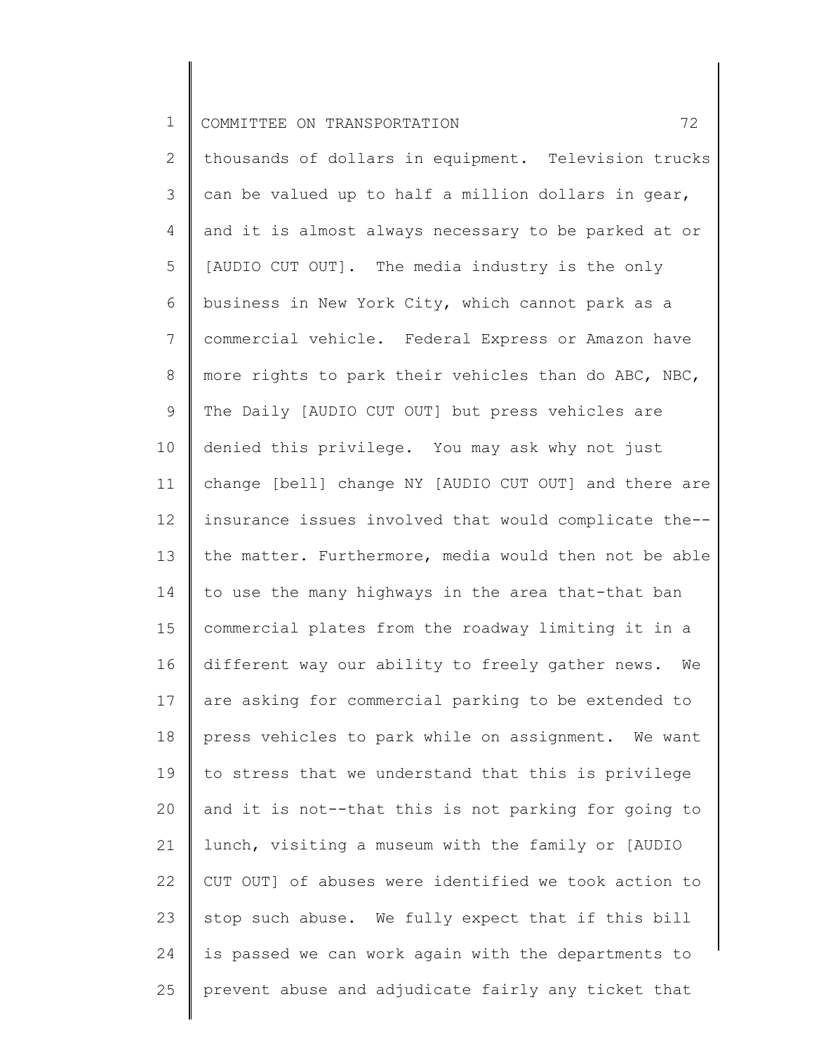thousands of dollars in equipment. Television trucks can be valued up to half a million dollars in gear, and it is almost always necessary to be parked at or [AUDIO CUT OUT]. The media industry is the only business in New York City, which cannot park as a commercial vehicle. Federal Express or Amazon have more rights to park their vehicles than do ABC, NBC, The Daily [AUDIO CUT OUT] but press vehicles are denied this privilege. You may ask why not just change [bell] change NY [AUDIO CUT OUT] and there are insurance issues involved that would complicate the-- the matter. Furthermore, media would then not be able to use the many highways in the area that-that ban commercial plates from the roadway limiting it in a different way our ability to freely gather news. We are asking for commercial parking to be extended to press vehicles to park while on assignment. We want to stress that we understand that this is privilege and it is not--that this is not parking for going to lunch, visiting a museum with the family or [AUDIO CUT OUT] of abuses were identified we took action to stop such abuse. We fully expect that if this bill is passed we can work again with the departments to prevent abuse and adjudicate fairly any ticket that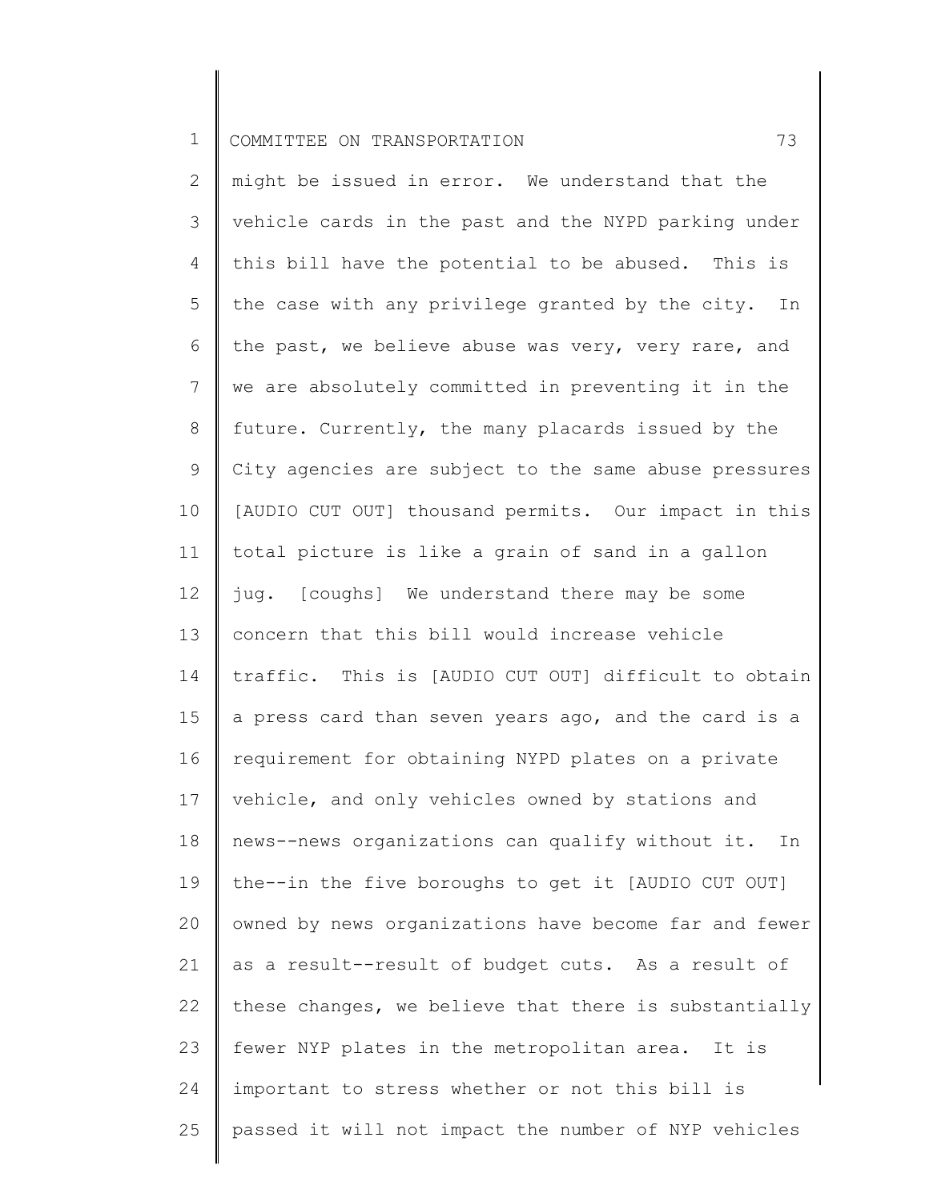might be issued in error. We understand that the vehicle cards in the past and the NYPD parking under this bill have the potential to be abused. This is the case with any privilege granted by the city. In the past, we believe abuse was very, very rare, and we are absolutely committed in preventing it in the future. Currently, the many placards issued by the City agencies are subject to the same abuse pressures [AUDIO CUT OUT] thousand permits. Our impact in this total picture is like a grain of sand in a gallon jug. [coughs] We understand there may be some concern that this bill would increase vehicle traffic. This is [AUDIO CUT OUT] difficult to obtain a press card than seven years ago, and the card is a requirement for obtaining NYPD plates on a private vehicle, and only vehicles owned by stations and news--news organizations can qualify without it. In the--in the five boroughs to get it [AUDIO CUT OUT] owned by news organizations have become far and fewer as a result--result of budget cuts. As a result of these changes, we believe that there is substantially fewer NYP plates in the metropolitan area. It is important to stress whether or not this bill is passed it will not impact the number of NYP vehicles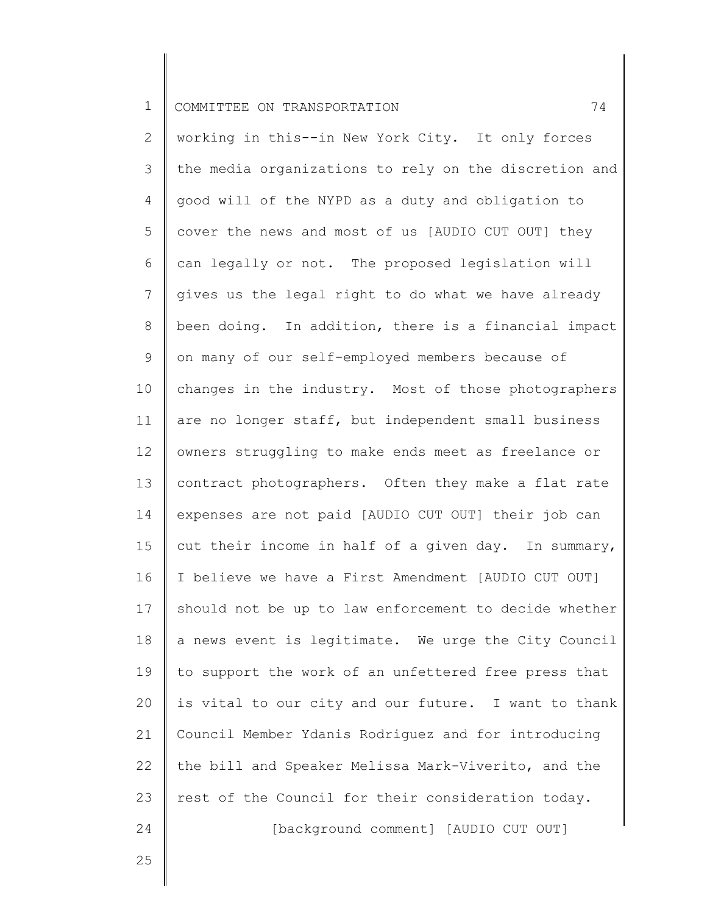working in this--in New York City. It only forces the media organizations to rely on the discretion and good will of the NYPD as a duty and obligation to cover the news and most of us [AUDIO CUT OUT] they can legally or not. The proposed legislation will gives us the legal right to do what we have already been doing. In addition, there is a financial impact on many of our self-employed members because of changes in the industry. Most of those photographers are no longer staff, but independent small business owners struggling to make ends meet as freelance or contract photographers. Often they make a flat rate expenses are not paid [AUDIO CUT OUT] their job can cut their income in half of a given day. In summary, I believe we have a First Amendment [AUDIO CUT OUT] should not be up to law enforcement to decide whether a news event is legitimate. We urge the City Council to support the work of an unfettered free press that is vital to our city and our future. I want to thank Council Member Ydanis Rodriguez and for introducing the bill and Speaker Melissa Mark-Viverito, and the rest of the Council for their consideration today.

[background comment] [AUDIO CUT OUT]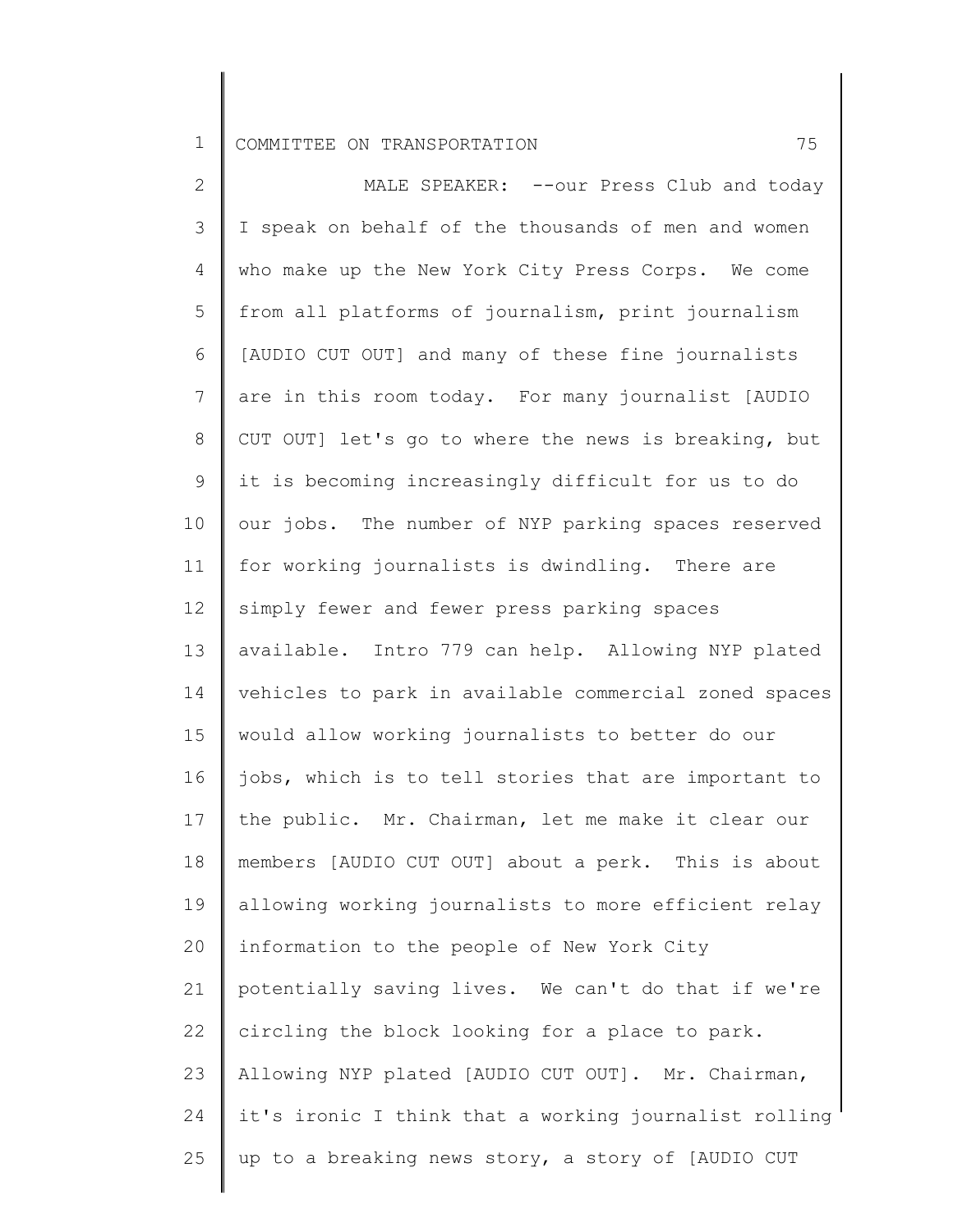MALE SPEAKER: --our Press Club and today I speak on behalf of the thousands of men and women who make up the New York City Press Corps. We come from all platforms of journalism, print journalism [AUDIO CUT OUT] and many of these fine journalists are in this room today. For many journalist [AUDIO CUT OUT] let's go to where the news is breaking, but it is becoming increasingly difficult for us to do our jobs. The number of NYP parking spaces reserved for working journalists is dwindling. There are simply fewer and fewer press parking spaces available. Intro 779 can help. Allowing NYP plated vehicles to park in available commercial zoned spaces would allow working journalists to better do our jobs, which is to tell stories that are important to the public. Mr. Chairman, let me make it clear our members [AUDIO CUT OUT] about a perk. This is about allowing working journalists to more efficient relay information to the people of New York City potentially saving lives. We can't do that if we're circling the block looking for a place to park. Allowing NYP plated [AUDIO CUT OUT]. Mr. Chairman, it's ironic I think that a working journalist rolling up to a breaking news story, a story of [AUDIO CUT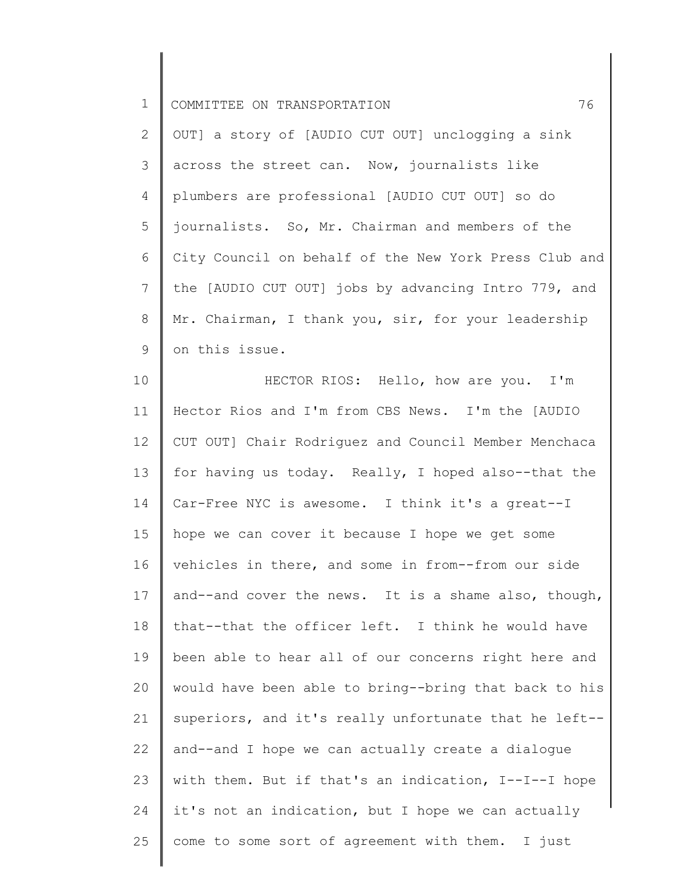OUT] a story of [AUDIO CUT OUT] unclogging a sink across the street can. Now, journalists like plumbers are professional [AUDIO CUT OUT] so do journalists. So, Mr. Chairman and members of the City Council on behalf of the New York Press Club and the [AUDIO CUT OUT] jobs by advancing Intro 779, and Mr. Chairman, I thank you, sir, for your leadership on this issue.

HECTOR RIOS: Hello, how are you. I'm Hector Rios and I'm from CBS News. I'm the [AUDIO CUT OUT] Chair Rodriguez and Council Member Menchaca for having us today. Really, I hoped also--that the Car-Free NYC is awesome. I think it's a great--I hope we can cover it because I hope we get some vehicles in there, and some in from--from our side and--and cover the news. It is a shame also, though, that--that the officer left. I think he would have been able to hear all of our concerns right here and would have been able to bring--bring that back to his superiors, and it's really unfortunate that he left-- and--and I hope we can actually create a dialogue with them. But if that's an indication, I--I--I hope it's not an indication, but I hope we can actually come to some sort of agreement with them. I just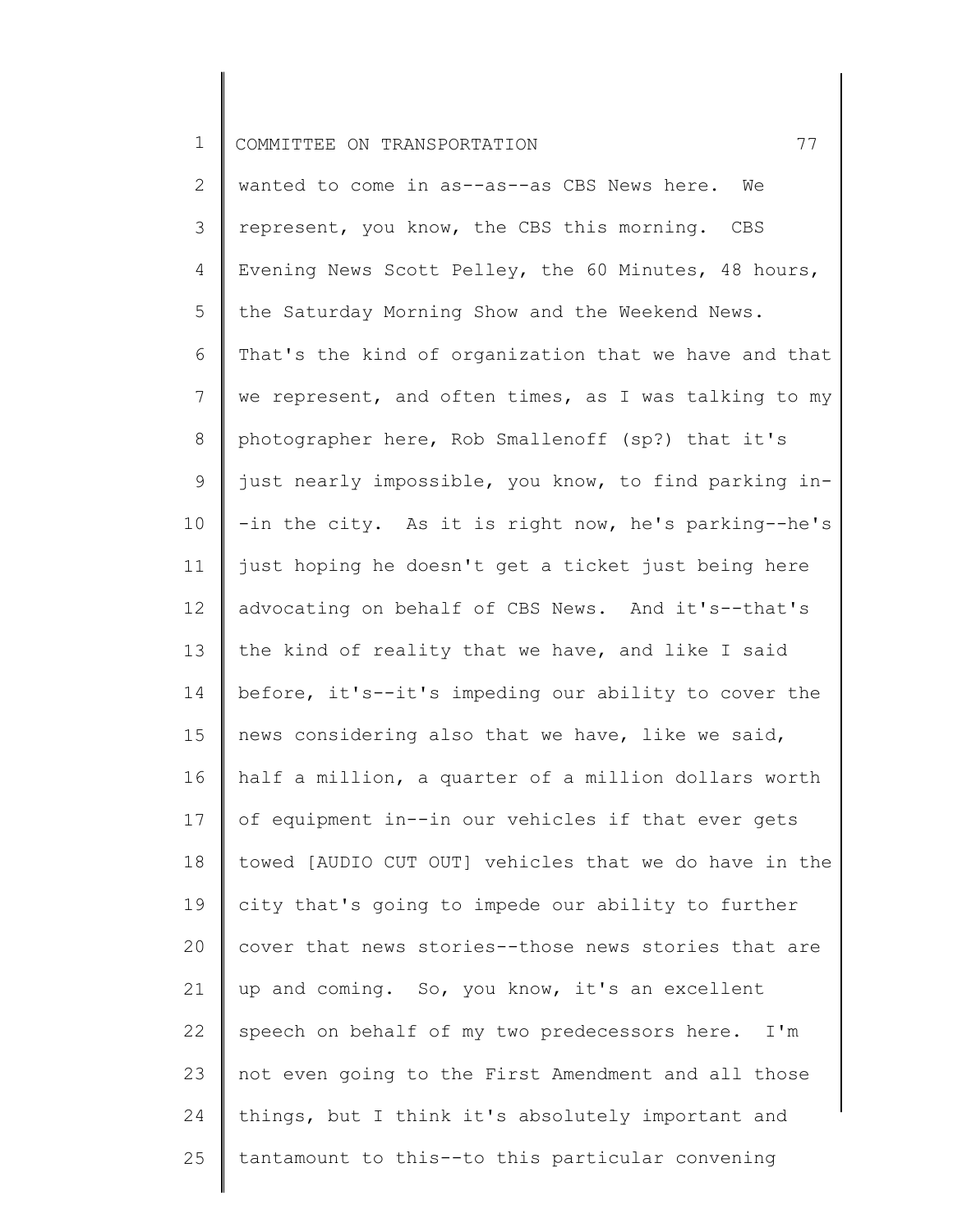wanted to come in as--as--as CBS News here. We represent, you know, the CBS this morning. CBS Evening News Scott Pelley, the 60 Minutes, 48 hours, the Saturday Morning Show and the Weekend News. That's the kind of organization that we have and that we represent, and often times, as I was talking to my photographer here, Rob Smallenoff (sp?) that it's just nearly impossible, you know, to find parking in--in the city. As it is right now, he's parking--he's just hoping he doesn't get a ticket just being here advocating on behalf of CBS News. And it's--that's the kind of reality that we have, and like I said before, it's--it's impeding our ability to cover the news considering also that we have, like we said, half a million, a quarter of a million dollars worth of equipment in--in our vehicles if that ever gets towed [AUDIO CUT OUT] vehicles that we do have in the city that's going to impede our ability to further cover that news stories--those news stories that are up and coming. So, you know, it's an excellent speech on behalf of my two predecessors here. I'm not even going to the First Amendment and all those things, but I think it's absolutely important and tantamount to this--to this particular convening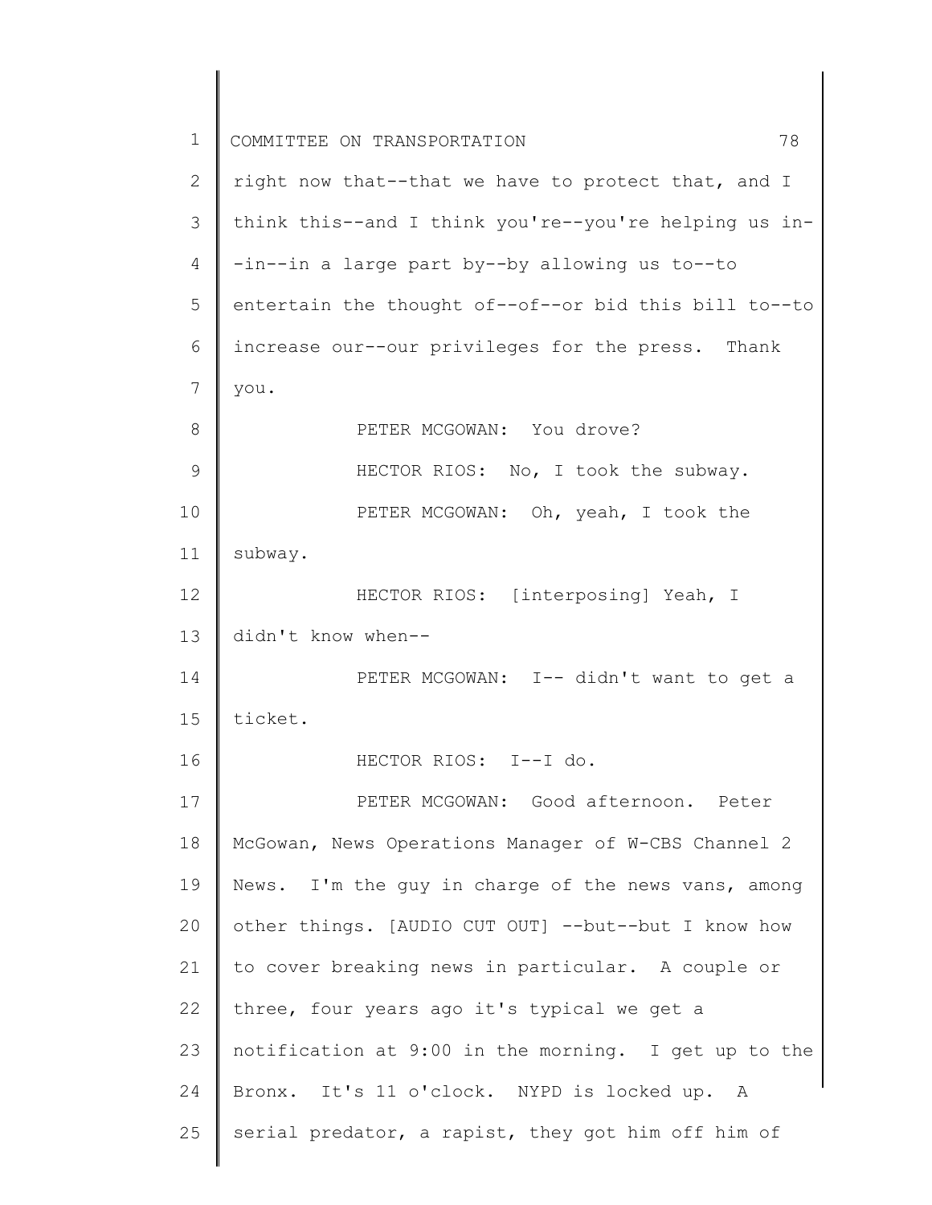right now that--that we have to protect that, and I think this--and I think you're--you're helping us in--in--in a large part by--by allowing us to--to entertain the thought of--of--or bid this bill to--to increase our--our privileges for the press. Thank you.

PETER MCGOWAN: You drove?

HECTOR RIOS: No, I took the subway.

PETER MCGOWAN: Oh, yeah, I took the subway.

HECTOR RIOS: [interposing] Yeah, I didn't know when--

PETER MCGOWAN: I-- didn't want to get a ticket.

HECTOR RIOS: I--I do.

PETER MCGOWAN: Good afternoon. Peter McGowan, News Operations Manager of W-CBS Channel 2 News. I'm the guy in charge of the news vans, among other things. [AUDIO CUT OUT] --but--but I know how to cover breaking news in particular. A couple or three, four years ago it's typical we get a notification at 9:00 in the morning. I get up to the Bronx. It's 11 o'clock. NYPD is locked up. A serial predator, a rapist, they got him off him of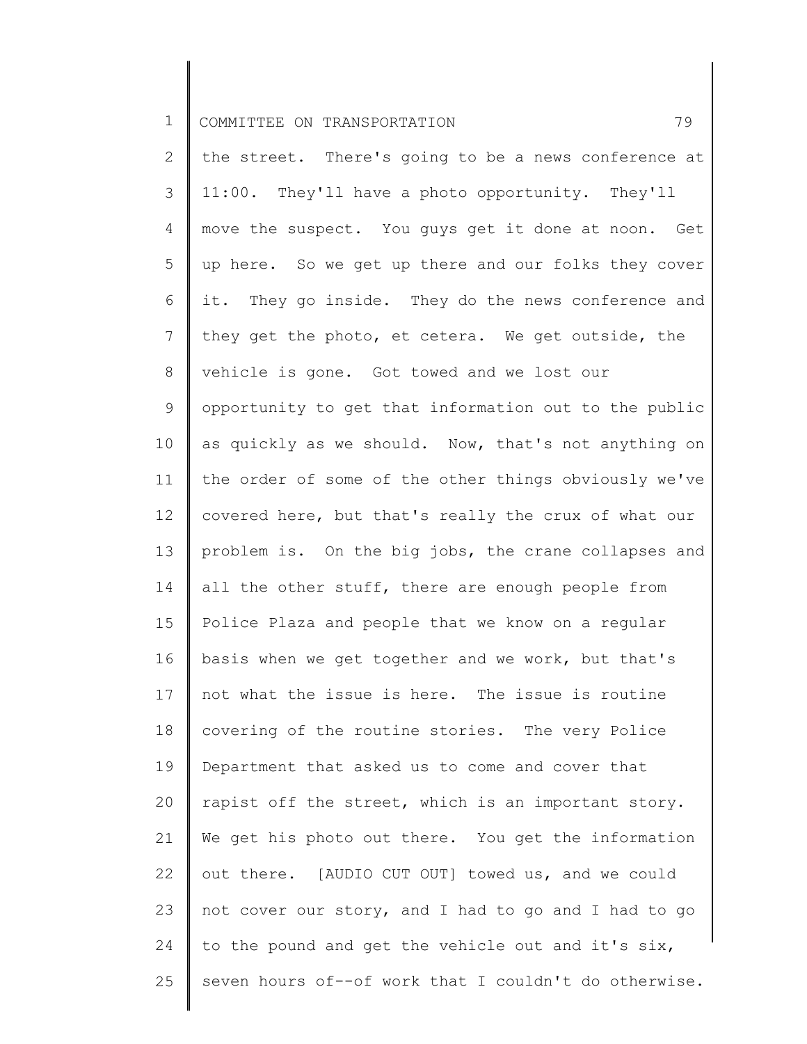the street. There's going to be a news conference at 11:00. They'll have a photo opportunity. They'll move the suspect. You guys get it done at noon. Get up here. So we get up there and our folks they cover it. They go inside. They do the news conference and they get the photo, et cetera. We get outside, the vehicle is gone. Got towed and we lost our opportunity to get that information out to the public as quickly as we should. Now, that's not anything on the order of some of the other things obviously we've covered here, but that's really the crux of what our problem is. On the big jobs, the crane collapses and all the other stuff, there are enough people from Police Plaza and people that we know on a regular basis when we get together and we work, but that's not what the issue is here. The issue is routine covering of the routine stories. The very Police Department that asked us to come and cover that rapist off the street, which is an important story. We get his photo out there. You get the information out there. [AUDIO CUT OUT] towed us, and we could not cover our story, and I had to go and I had to go to the pound and get the vehicle out and it's six, seven hours of--of work that I couldn't do otherwise.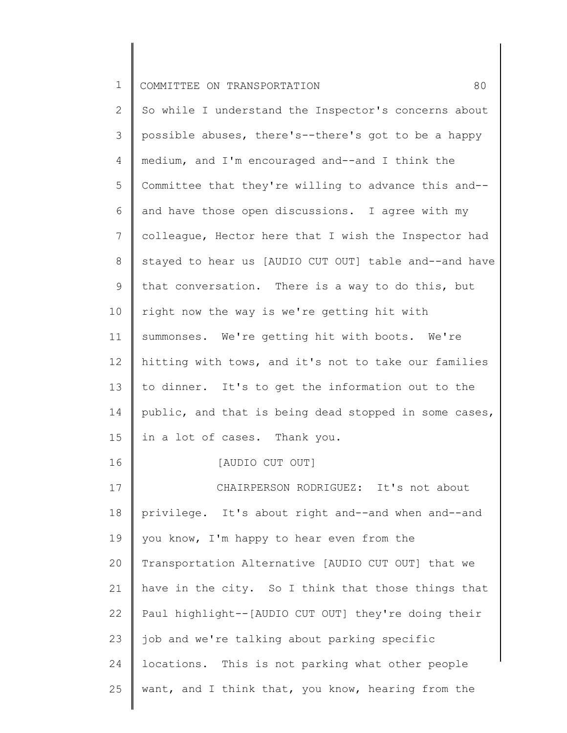So while I understand the Inspector's concerns about possible abuses, there's--there's got to be a happy medium, and I'm encouraged and--and I think the Committee that they're willing to advance this and--and have those open discussions. I agree with my colleague, Hector here that I wish the Inspector had stayed to hear us [AUDIO CUT OUT] table and--and have that conversation. There is a way to do this, but right now the way is we're getting hit with summonses. We're getting hit with boots. We're hitting with tows, and it's not to take our families to dinner. It's to get the information out to the public, and that is being dead stopped in some cases, in a lot of cases. Thank you.

[AUDIO CUT OUT]

CHAIRPERSON RODRIGUEZ: It's not about privilege. It's about right and--and when and--and you know, I'm happy to hear even from the Transportation Alternative [AUDIO CUT OUT] that we have in the city. So I think that those things that Paul highlight--[AUDIO CUT OUT] they're doing their job and we're talking about parking specific locations. This is not parking what other people want, and I think that, you know, hearing from the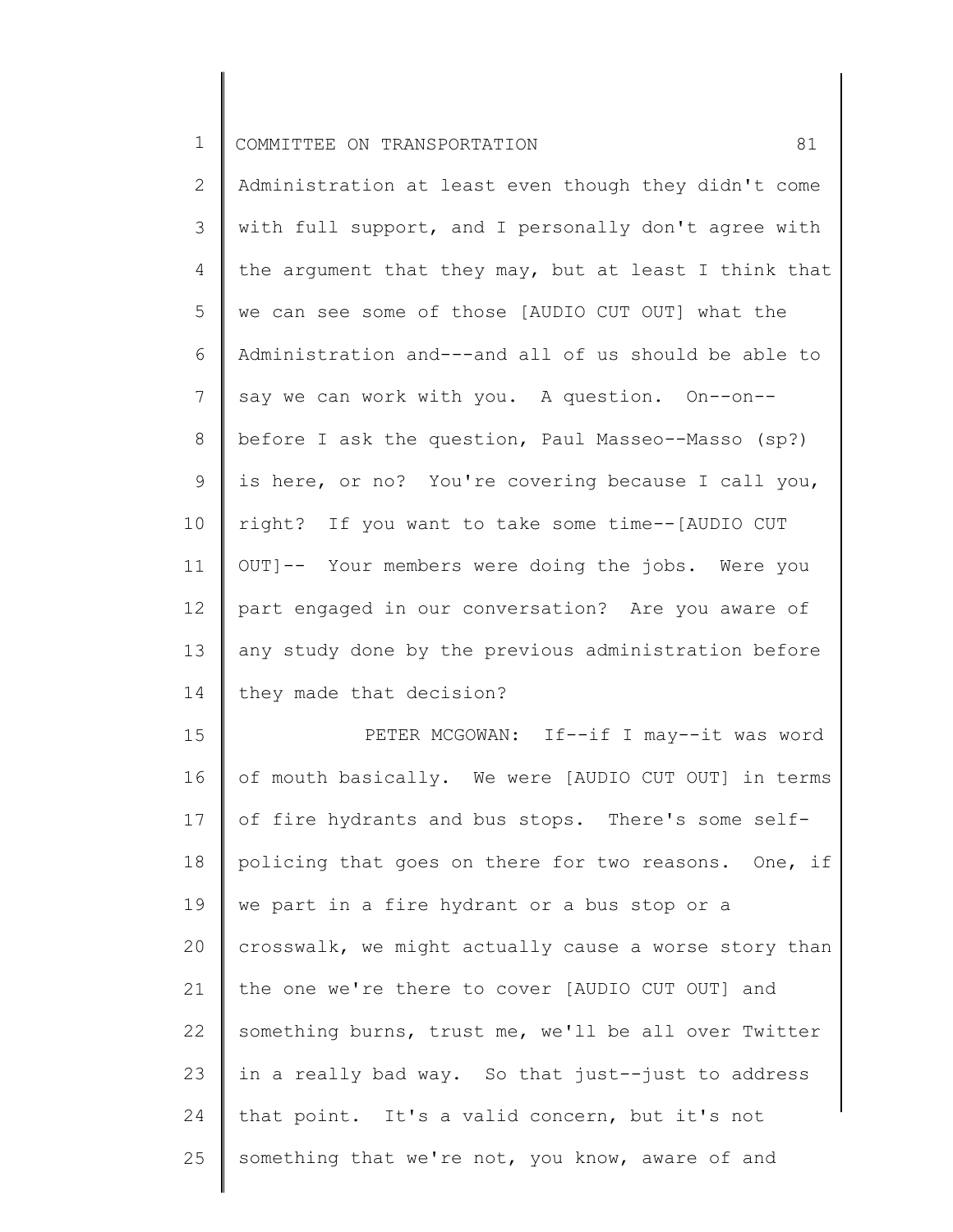Administration at least even though they didn't come with full support, and I personally don't agree with the argument that they may, but at least I think that we can see some of those [AUDIO CUT OUT] what the Administration and---and all of us should be able to say we can work with you. A question. On--on--before I ask the question, Paul Masseo--Masso (sp?) is here, or no? You're covering because I call you, right? If you want to take some time--[AUDIO CUT OUT]-- Your members were doing the jobs. Were you part engaged in our conversation? Are you aware of any study done by the previous administration before they made that decision?

PETER MCGOWAN: If--if I may--it was word of mouth basically. We were [AUDIO CUT OUT] in terms of fire hydrants and bus stops. There's some self-policing that goes on there for two reasons. One, if we part in a fire hydrant or a bus stop or a crosswalk, we might actually cause a worse story than the one we're there to cover [AUDIO CUT OUT] and something burns, trust me, we'll be all over Twitter in a really bad way. So that just--just to address that point. It's a valid concern, but it's not something that we're not, you know, aware of and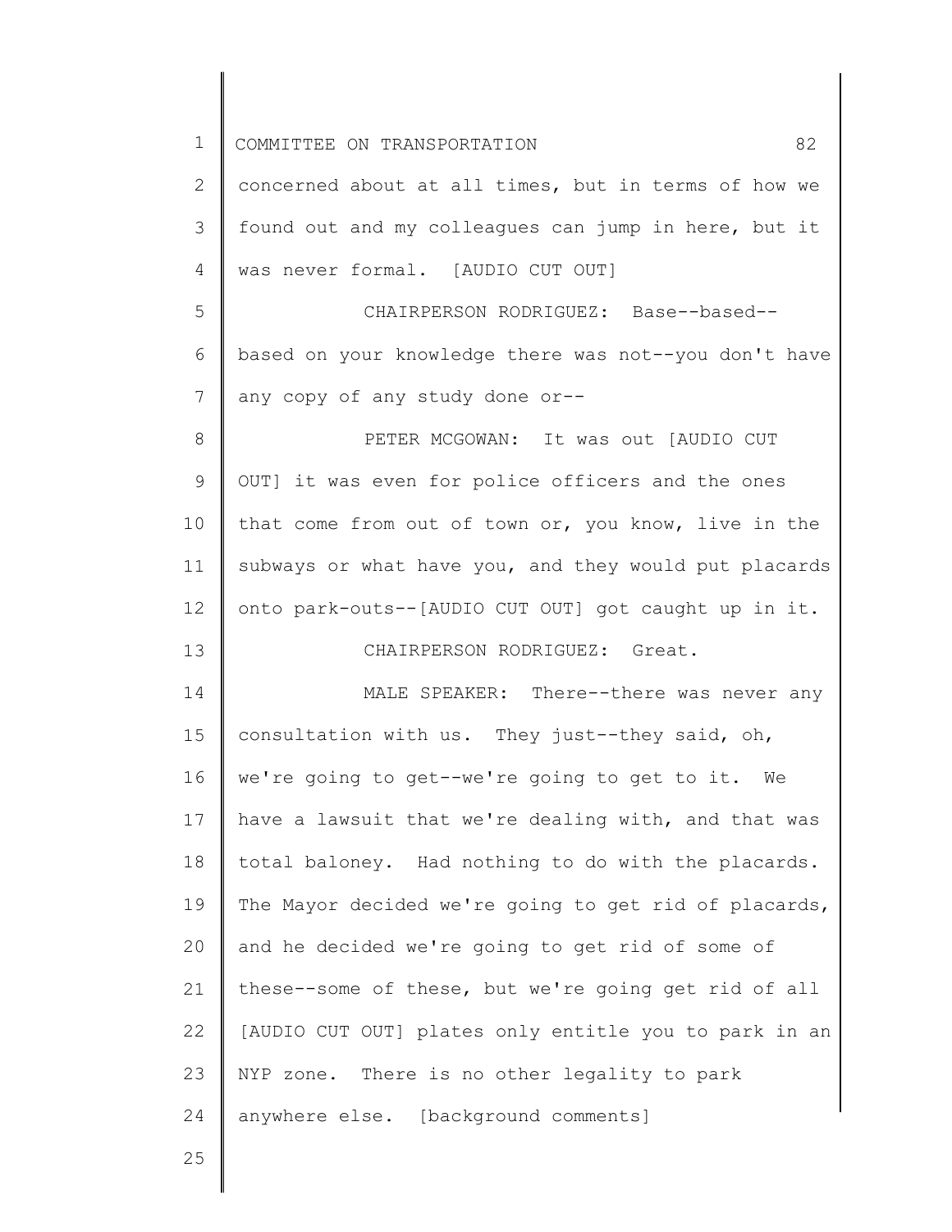concerned about at all times, but in terms of how we found out and my colleagues can jump in here, but it was never formal. [AUDIO CUT OUT]

CHAIRPERSON RODRIGUEZ: Base--based--based on your knowledge there was not--you don't have any copy of any study done or--

PETER MCGOWAN: It was out [AUDIO CUT OUT] it was even for police officers and the ones that come from out of town or, you know, live in the subways or what have you, and they would put placards onto park-outs--[AUDIO CUT OUT] got caught up in it.

CHAIRPERSON RODRIGUEZ: Great.

MALE SPEAKER: There--there was never any consultation with us. They just--they said, oh, we're going to get--we're going to get to it. We have a lawsuit that we're dealing with, and that was total baloney. Had nothing to do with the placards. The Mayor decided we're going to get rid of placards, and he decided we're going to get rid of some of these--some of these, but we're going get rid of all [AUDIO CUT OUT] plates only entitle you to park in an NYP zone. There is no other legality to park anywhere else. [background comments]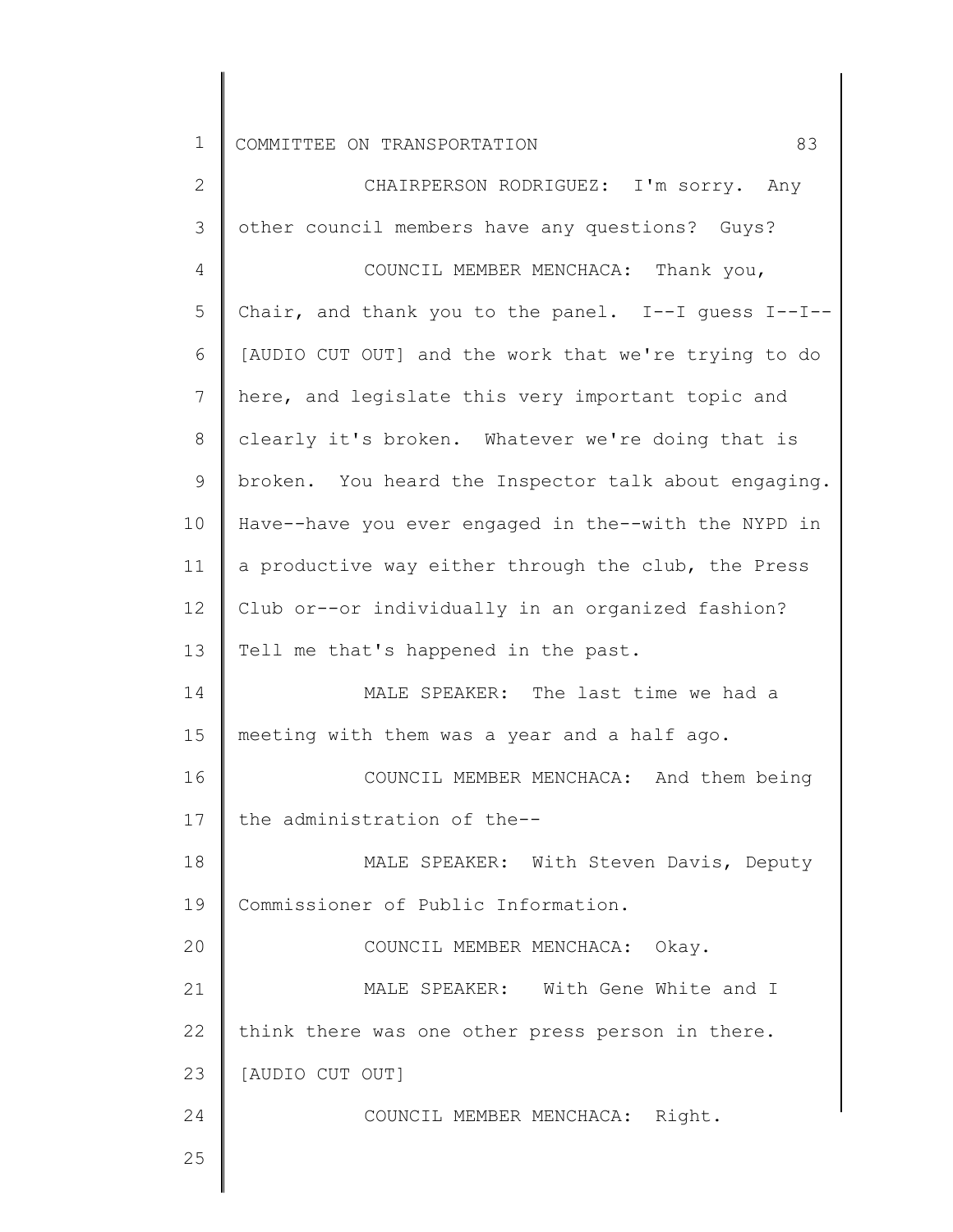CHAIRPERSON RODRIGUEZ: I'm sorry. Any other council members have any questions? Guys?

COUNCIL MEMBER MENCHACA: Thank you, Chair, and thank you to the panel. I--I guess I--I-- [AUDIO CUT OUT] and the work that we're trying to do here, and legislate this very important topic and clearly it's broken. Whatever we're doing that is broken. You heard the Inspector talk about engaging. Have--have you ever engaged in the--with the NYPD in a productive way either through the club, the Press Club or--or individually in an organized fashion? Tell me that's happened in the past.

MALE SPEAKER: The last time we had a meeting with them was a year and a half ago.

COUNCIL MEMBER MENCHACA: And them being the administration of the--

MALE SPEAKER: With Steven Davis, Deputy Commissioner of Public Information.

COUNCIL MEMBER MENCHACA: Okay.

MALE SPEAKER: With Gene White and I think there was one other press person in there. [AUDIO CUT OUT]

COUNCIL MEMBER MENCHACA: Right.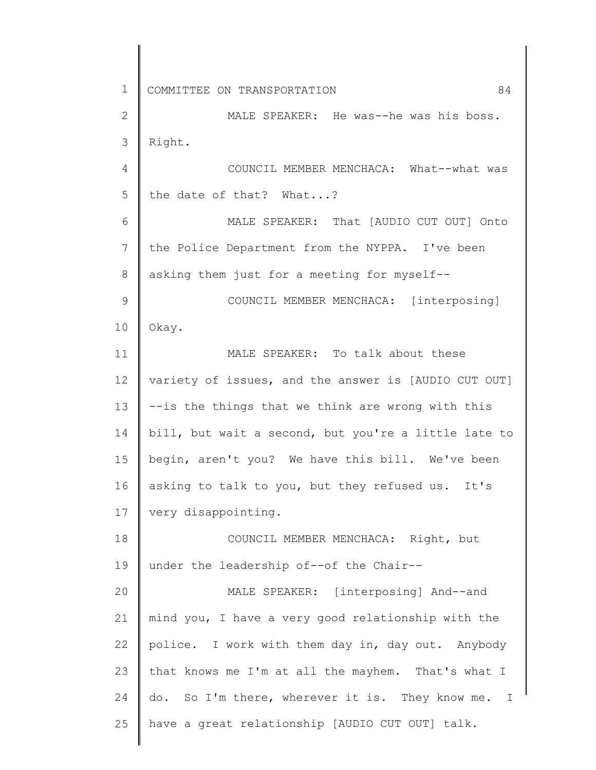MALE SPEAKER: He was--he was his boss. Right.

COUNCIL MEMBER MENCHACA: What--what was the date of that? What...?

MALE SPEAKER: That [AUDIO CUT OUT] Onto the Police Department from the NYPPA. I've been asking them just for a meeting for myself--

COUNCIL MEMBER MENCHACA: [interposing] Okay.

MALE SPEAKER: To talk about these variety of issues, and the answer is [AUDIO CUT OUT] --is the things that we think are wrong with this bill, but wait a second, but you're a little late to begin, aren't you? We have this bill. We've been asking to talk to you, but they refused us. It's very disappointing.

COUNCIL MEMBER MENCHACA: Right, but under the leadership of--of the Chair--

MALE SPEAKER: [interposing] And--and mind you, I have a very good relationship with the police. I work with them day in, day out. Anybody that knows me I'm at all the mayhem. That's what I do. So I'm there, wherever it is. They know me. I have a great relationship [AUDIO CUT OUT] talk.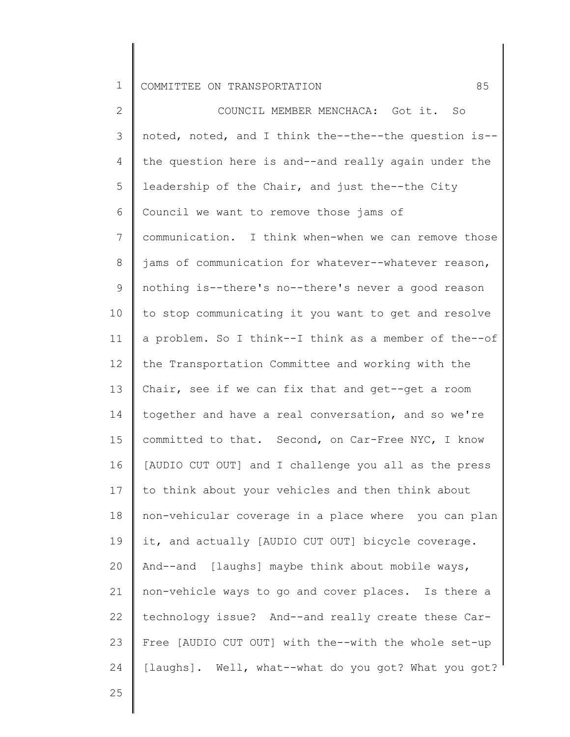COUNCIL MEMBER MENCHACA: Got it. So noted, noted, and I think the--the--the question is--the question here is and--and really again under the leadership of the Chair, and just the--the City Council we want to remove those jams of communication. I think when-when we can remove those jams of communication for whatever--whatever reason, nothing is--there's no--there's never a good reason to stop communicating it you want to get and resolve a problem. So I think--I think as a member of the--of the Transportation Committee and working with the Chair, see if we can fix that and get--get a room together and have a real conversation, and so we're committed to that. Second, on Car-Free NYC, I know [AUDIO CUT OUT] and I challenge you all as the press to think about your vehicles and then think about non-vehicular coverage in a place where you can plan it, and actually [AUDIO CUT OUT] bicycle coverage. And--and [laughs] maybe think about mobile ways, non-vehicle ways to go and cover places. Is there a technology issue? And--and really create these Car-Free [AUDIO CUT OUT] with the--with the whole set-up [laughs]. Well, what--what do you got? What you got?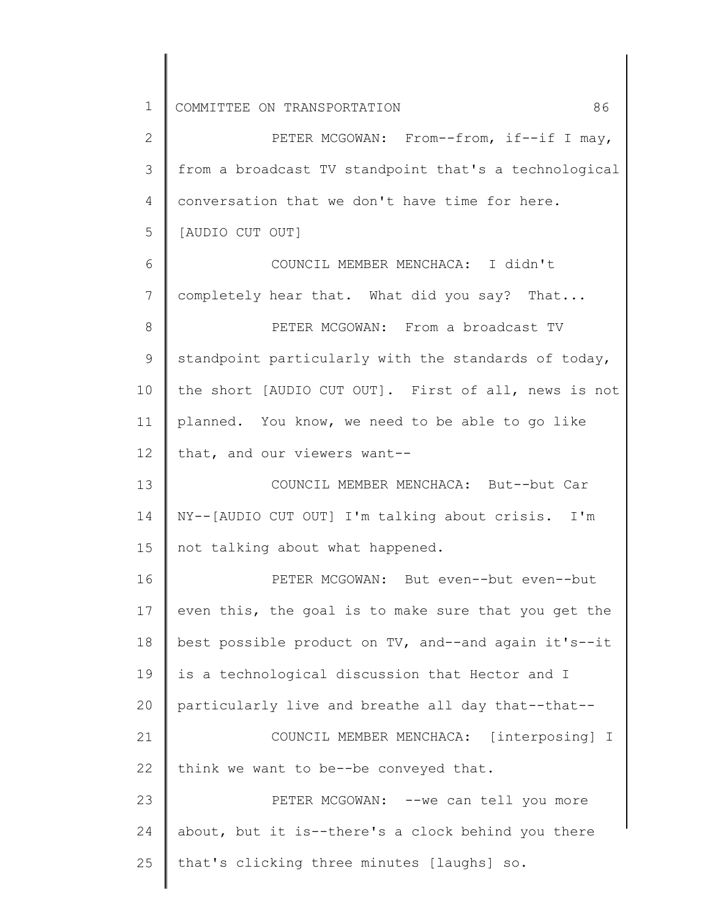PETER MCGOWAN: From--from, if--if I may, from a broadcast TV standpoint that's a technological conversation that we don't have time for here. [AUDIO CUT OUT]

COUNCIL MEMBER MENCHACA: I didn't completely hear that. What did you say? That...

PETER MCGOWAN: From a broadcast TV standpoint particularly with the standards of today, the short [AUDIO CUT OUT]. First of all, news is not planned. You know, we need to be able to go like that, and our viewers want--

COUNCIL MEMBER MENCHACA: But--but Car NY--[AUDIO CUT OUT] I'm talking about crisis. I'm not talking about what happened.

PETER MCGOWAN: But even--but even--but even this, the goal is to make sure that you get the best possible product on TV, and--and again it's--it is a technological discussion that Hector and I particularly live and breathe all day that--that--

COUNCIL MEMBER MENCHACA: [interposing] I think we want to be--be conveyed that.

PETER MCGOWAN: --we can tell you more about, but it is--there's a clock behind you there that's clicking three minutes [laughs] so.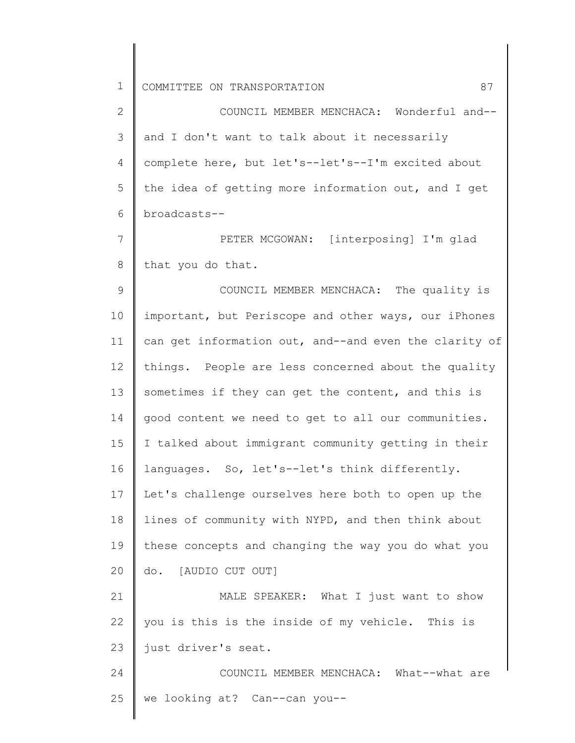COUNCIL MEMBER MENCHACA: Wonderful and--and I don't want to talk about it necessarily complete here, but let's--let's--I'm excited about the idea of getting more information out, and I get broadcasts--

PETER MCGOWAN: [interposing] I'm glad that you do that.

COUNCIL MEMBER MENCHACA: The quality is important, but Periscope and other ways, our iPhones can get information out, and--and even the clarity of things. People are less concerned about the quality sometimes if they can get the content, and this is good content we need to get to all our communities. I talked about immigrant community getting in their languages. So, let's--let's think differently. Let's challenge ourselves here both to open up the lines of community with NYPD, and then think about these concepts and changing the way you do what you do. [AUDIO CUT OUT]

MALE SPEAKER: What I just want to show you is this is the inside of my vehicle. This is just driver's seat.

COUNCIL MEMBER MENCHACA: What--what are we looking at? Can--can you--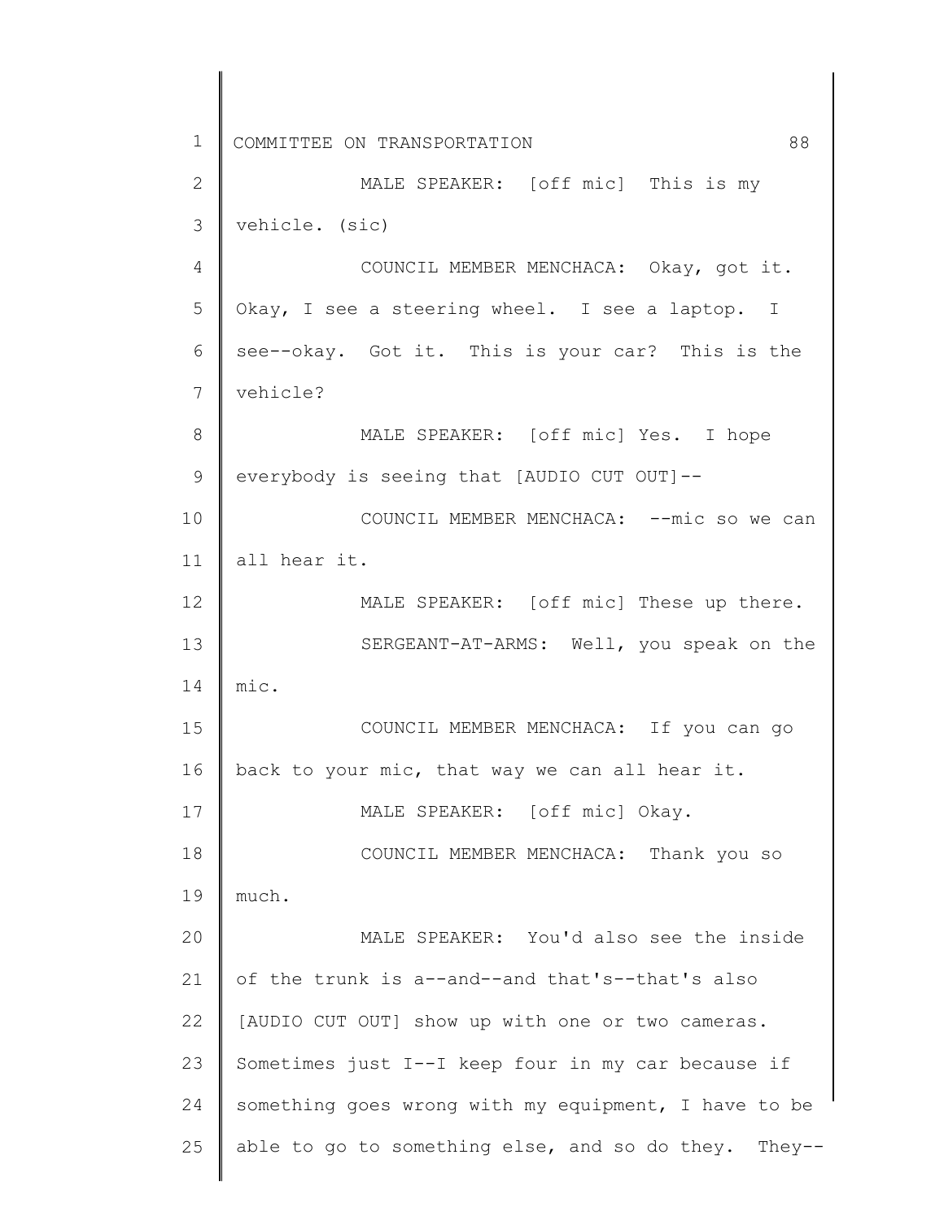MALE SPEAKER: [off mic] This is my vehicle. (sic)

COUNCIL MEMBER MENCHACA: Okay, got it. Okay, I see a steering wheel. I see a laptop. I see--okay. Got it. This is your car? This is the vehicle?

MALE SPEAKER: [off mic] Yes. I hope everybody is seeing that [AUDIO CUT OUT]--

COUNCIL MEMBER MENCHACA: --mic so we can all hear it.

MALE SPEAKER: [off mic] These up there.

SERGEANT-AT-ARMS: Well, you speak on the mic.

COUNCIL MEMBER MENCHACA: If you can go back to your mic, that way we can all hear it.

MALE SPEAKER: [off mic] Okay.

COUNCIL MEMBER MENCHACA: Thank you so much.

MALE SPEAKER: You'd also see the inside of the trunk is a--and--and that's--that's also [AUDIO CUT OUT] show up with one or two cameras. Sometimes just I--I keep four in my car because if something goes wrong with my equipment, I have to be able to go to something else, and so do they. They--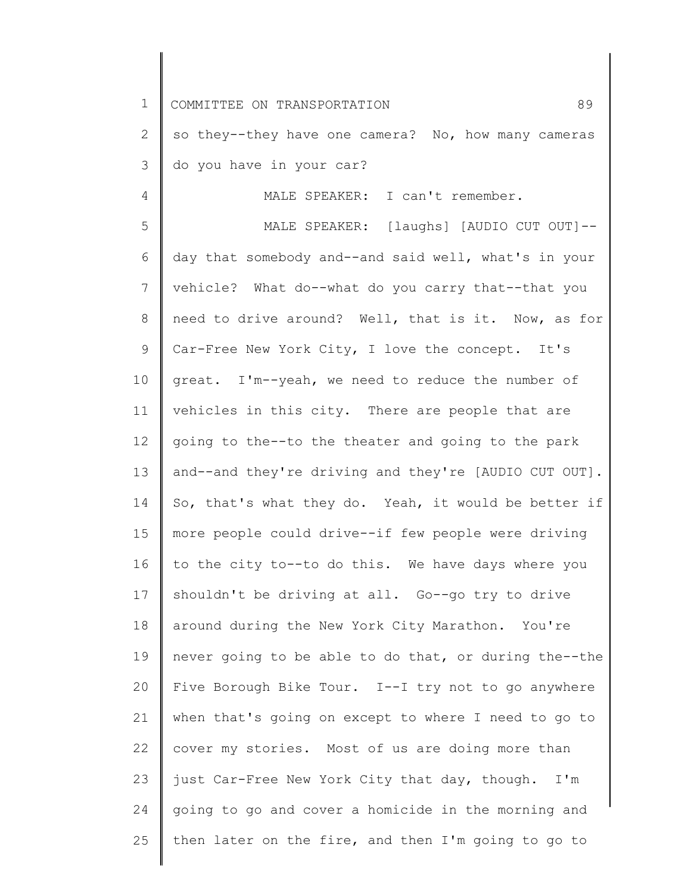so they--they have one camera? No, how many cameras do you have in your car?

MALE SPEAKER: I can't remember.

MALE SPEAKER: [laughs] [AUDIO CUT OUT]--day that somebody and--and said well, what's in your vehicle? What do--what do you carry that--that you need to drive around? Well, that is it. Now, as for Car-Free New York City, I love the concept. It's great. I'm--yeah, we need to reduce the number of vehicles in this city. There are people that are going to the--to the theater and going to the park and--and they're driving and they're [AUDIO CUT OUT]. So, that's what they do. Yeah, it would be better if more people could drive--if few people were driving to the city to--to do this. We have days where you shouldn't be driving at all. Go--go try to drive around during the New York City Marathon. You're never going to be able to do that, or during the--the Five Borough Bike Tour. I--I try not to go anywhere when that's going on except to where I need to go to cover my stories. Most of us are doing more than just Car-Free New York City that day, though. I'm going to go and cover a homicide in the morning and then later on the fire, and then I'm going to go to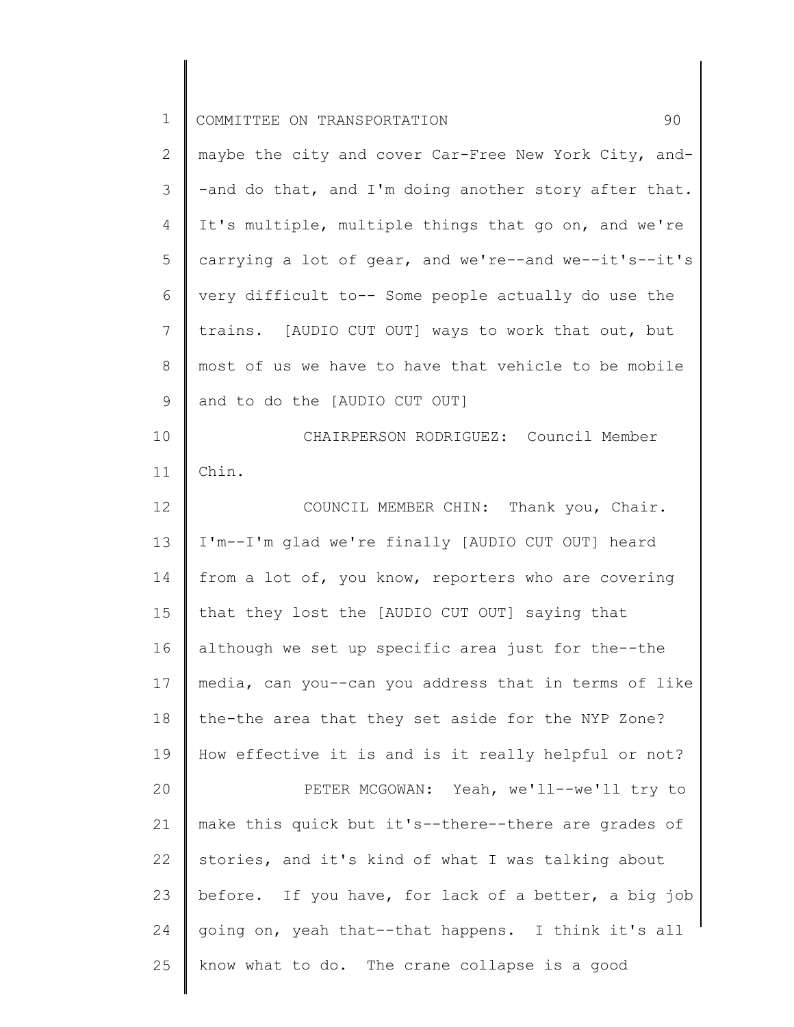maybe the city and cover Car-Free New York City, and--and do that, and I'm doing another story after that. It's multiple, multiple things that go on, and we're carrying a lot of gear, and we're--and we--it's--it's very difficult to-- Some people actually do use the trains. [AUDIO CUT OUT] ways to work that out, but most of us we have to have that vehicle to be mobile and to do the [AUDIO CUT OUT]

CHAIRPERSON RODRIGUEZ: Council Member Chin.

COUNCIL MEMBER CHIN: Thank you, Chair. I'm--I'm glad we're finally [AUDIO CUT OUT] heard from a lot of, you know, reporters who are covering that they lost the [AUDIO CUT OUT] saying that although we set up specific area just for the--the media, can you--can you address that in terms of like the-the area that they set aside for the NYP Zone? How effective it is and is it really helpful or not?

PETER MCGOWAN: Yeah, we'll--we'll try to make this quick but it's--there--there are grades of stories, and it's kind of what I was talking about before. If you have, for lack of a better, a big job going on, yeah that--that happens. I think it's all know what to do. The crane collapse is a good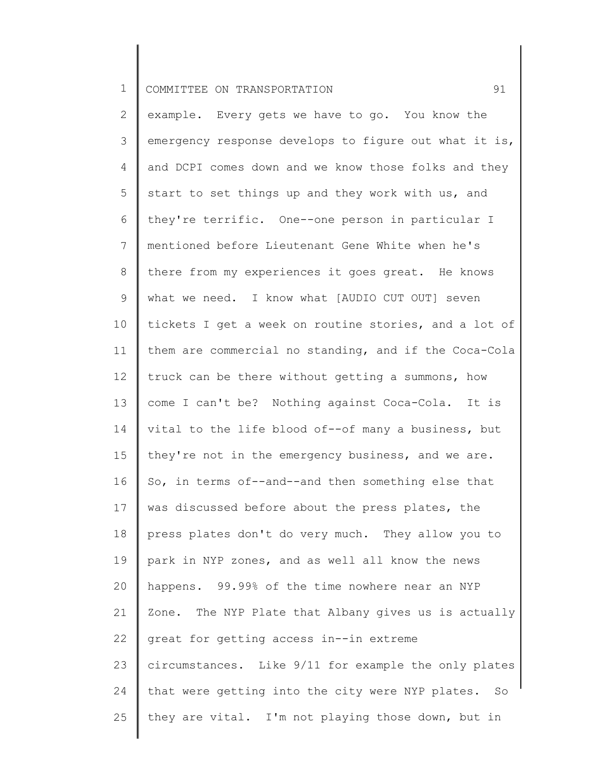example. Every gets we have to go. You know the emergency response develops to figure out what it is, and DCPI comes down and we know those folks and they start to set things up and they work with us, and they're terrific. One--one person in particular I mentioned before Lieutenant Gene White when he's there from my experiences it goes great. He knows what we need. I know what [AUDIO CUT OUT] seven tickets I get a week on routine stories, and a lot of them are commercial no standing, and if the Coca-Cola truck can be there without getting a summons, how come I can't be? Nothing against Coca-Cola. It is vital to the life blood of--of many a business, but they're not in the emergency business, and we are. So, in terms of--and--and then something else that was discussed before about the press plates, the press plates don't do very much. They allow you to park in NYP zones, and as well all know the news happens. 99.99% of the time nowhere near an NYP Zone. The NYP Plate that Albany gives us is actually great for getting access in--in extreme circumstances. Like 9/11 for example the only plates that were getting into the city were NYP plates. So they are vital. I'm not playing those down, but in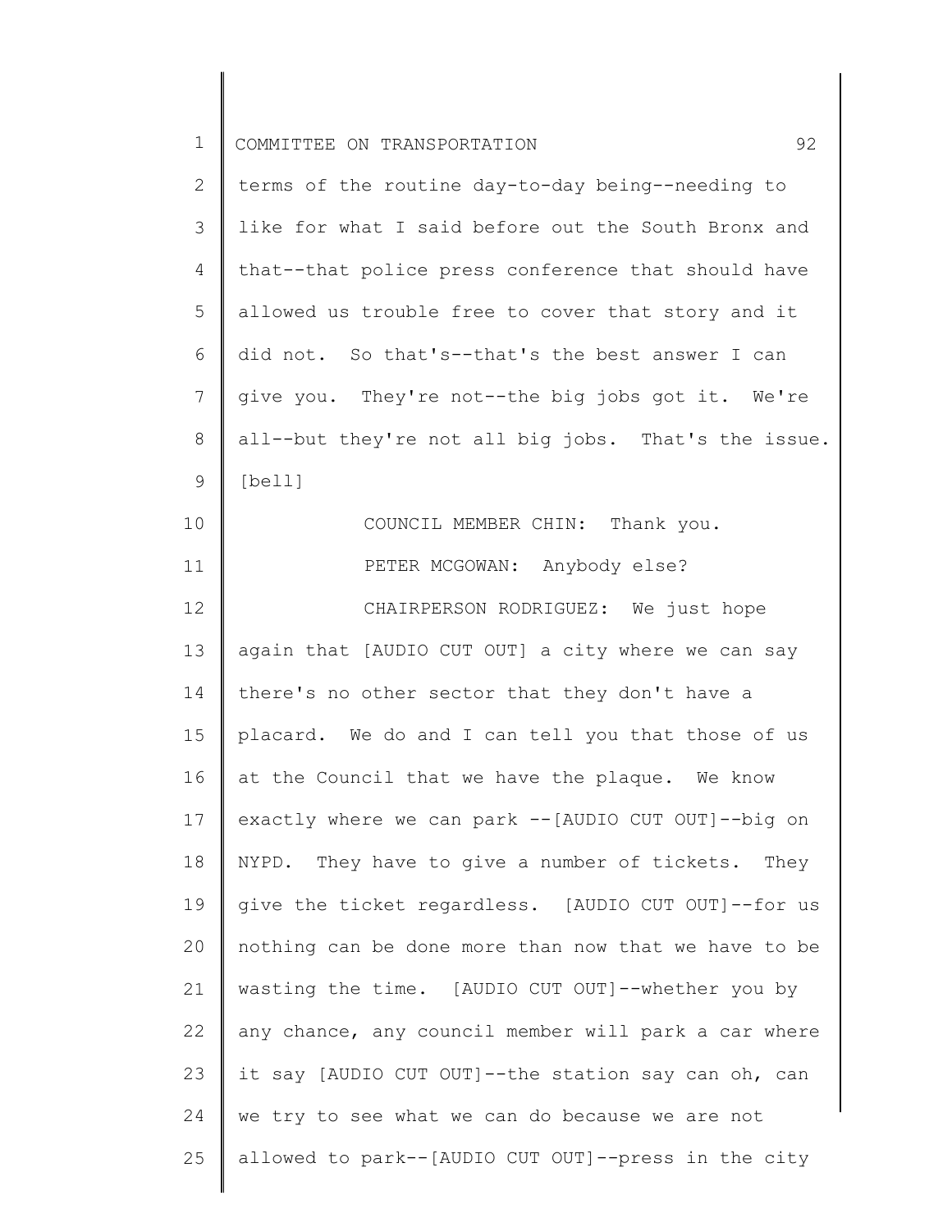terms of the routine day-to-day being--needing to like for what I said before out the South Bronx and that--that police press conference that should have allowed us trouble free to cover that story and it did not. So that's--that's the best answer I can give you. They're not--the big jobs got it. We're all--but they're not all big jobs. That's the issue. [bell]

COUNCIL MEMBER CHIN: Thank you.

PETER MCGOWAN: Anybody else?

CHAIRPERSON RODRIGUEZ: We just hope again that [AUDIO CUT OUT] a city where we can say there's no other sector that they don't have a placard. We do and I can tell you that those of us at the Council that we have the plaque. We know exactly where we can park --[AUDIO CUT OUT]--big on NYPD. They have to give a number of tickets. They give the ticket regardless. [AUDIO CUT OUT]--for us nothing can be done more than now that we have to be wasting the time. [AUDIO CUT OUT]--whether you by any chance, any council member will park a car where it say [AUDIO CUT OUT]--the station say can oh, can we try to see what we can do because we are not allowed to park--[AUDIO CUT OUT]--press in the city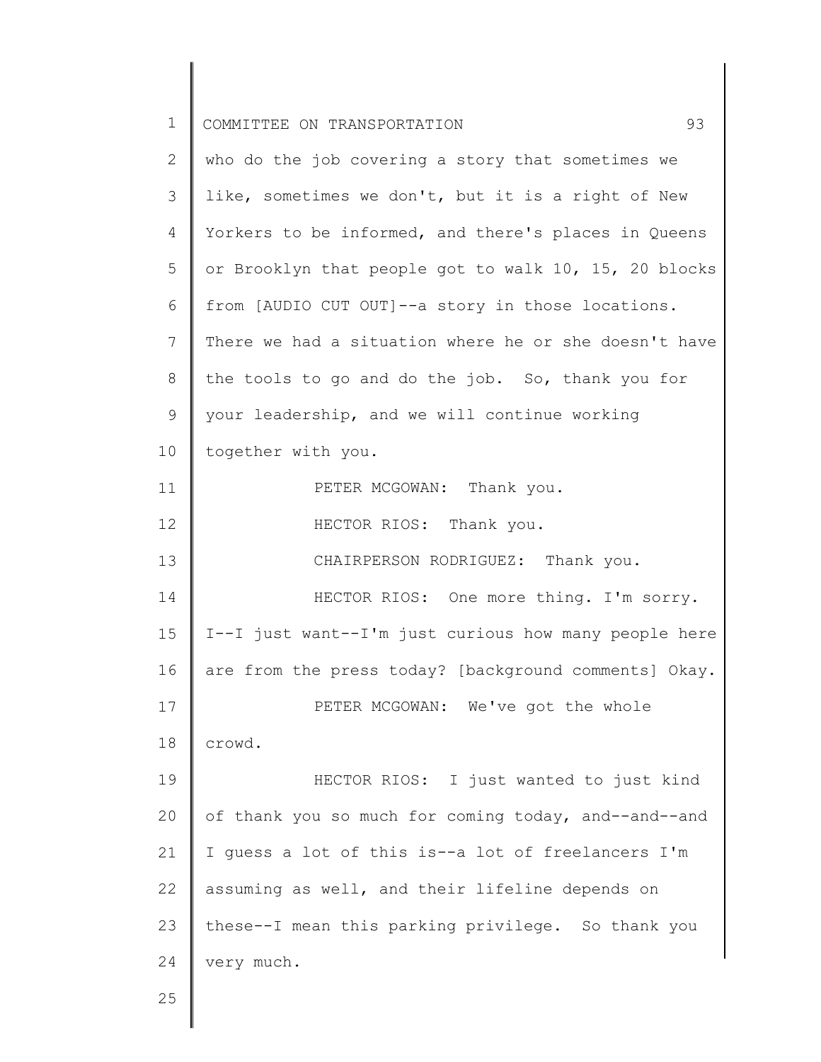who do the job covering a story that sometimes we like, sometimes we don't, but it is a right of New Yorkers to be informed, and there's places in Queens or Brooklyn that people got to walk 10, 15, 20 blocks from [AUDIO CUT OUT]--a story in those locations. There we had a situation where he or she doesn't have the tools to go and do the job. So, thank you for your leadership, and we will continue working together with you.

PETER MCGOWAN: Thank you.

HECTOR RIOS: Thank you.

CHAIRPERSON RODRIGUEZ: Thank you.

HECTOR RIOS: One more thing. I'm sorry. I--I just want--I'm just curious how many people here are from the press today? [background comments] Okay.

PETER MCGOWAN: We've got the whole crowd.

HECTOR RIOS: I just wanted to just kind of thank you so much for coming today, and--and--and I guess a lot of this is--a lot of freelancers I'm assuming as well, and their lifeline depends on these--I mean this parking privilege. So thank you very much.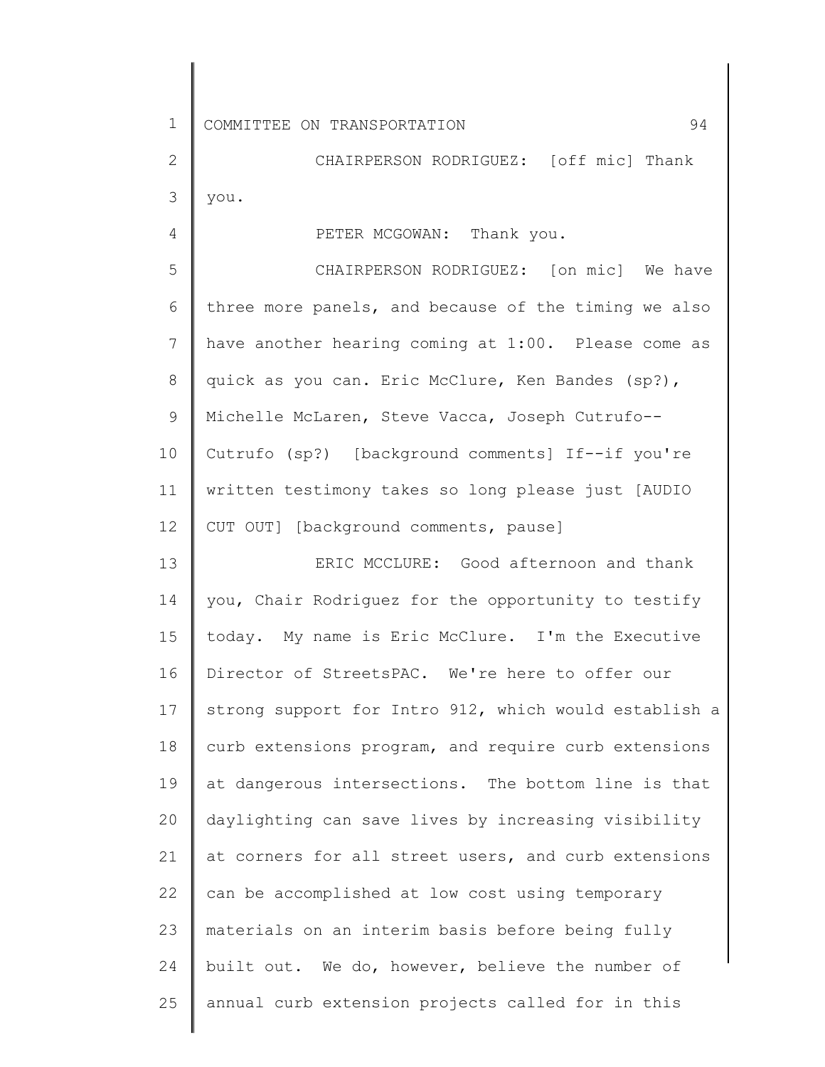CHAIRPERSON RODRIGUEZ: [off mic] Thank you.

PETER MCGOWAN: Thank you.

CHAIRPERSON RODRIGUEZ: [on mic] We have three more panels, and because of the timing we also have another hearing coming at 1:00. Please come as quick as you can. Eric McClure, Ken Bandes (sp?), Michelle McLaren, Steve Vacca, Joseph Cutrufo--Cutrufo (sp?) [background comments] If--if you're written testimony takes so long please just [AUDIO CUT OUT] [background comments, pause]

ERIC MCCLURE: Good afternoon and thank you, Chair Rodriguez for the opportunity to testify today. My name is Eric McClure. I'm the Executive Director of StreetsPAC. We're here to offer our strong support for Intro 912, which would establish a curb extensions program, and require curb extensions at dangerous intersections. The bottom line is that daylighting can save lives by increasing visibility at corners for all street users, and curb extensions can be accomplished at low cost using temporary materials on an interim basis before being fully built out. We do, however, believe the number of annual curb extension projects called for in this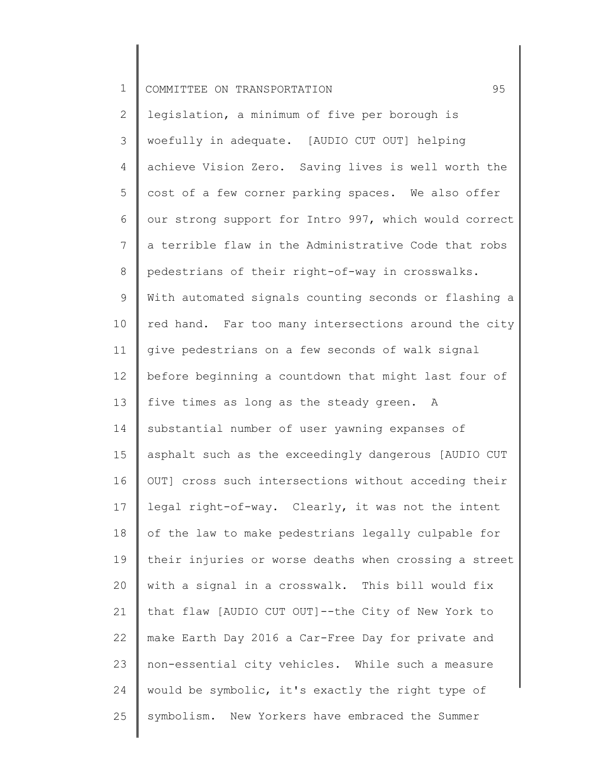legislation, a minimum of five per borough is woefully in adequate. [AUDIO CUT OUT] helping achieve Vision Zero. Saving lives is well worth the cost of a few corner parking spaces. We also offer our strong support for Intro 997, which would correct a terrible flaw in the Administrative Code that robs pedestrians of their right-of-way in crosswalks. With automated signals counting seconds or flashing a red hand. Far too many intersections around the city give pedestrians on a few seconds of walk signal before beginning a countdown that might last four of five times as long as the steady green. A substantial number of user yawning expanses of asphalt such as the exceedingly dangerous [AUDIO CUT OUT] cross such intersections without acceding their legal right-of-way. Clearly, it was not the intent of the law to make pedestrians legally culpable for their injuries or worse deaths when crossing a street with a signal in a crosswalk. This bill would fix that flaw [AUDIO CUT OUT]--the City of New York to make Earth Day 2016 a Car-Free Day for private and non-essential city vehicles. While such a measure would be symbolic, it's exactly the right type of symbolism. New Yorkers have embraced the Summer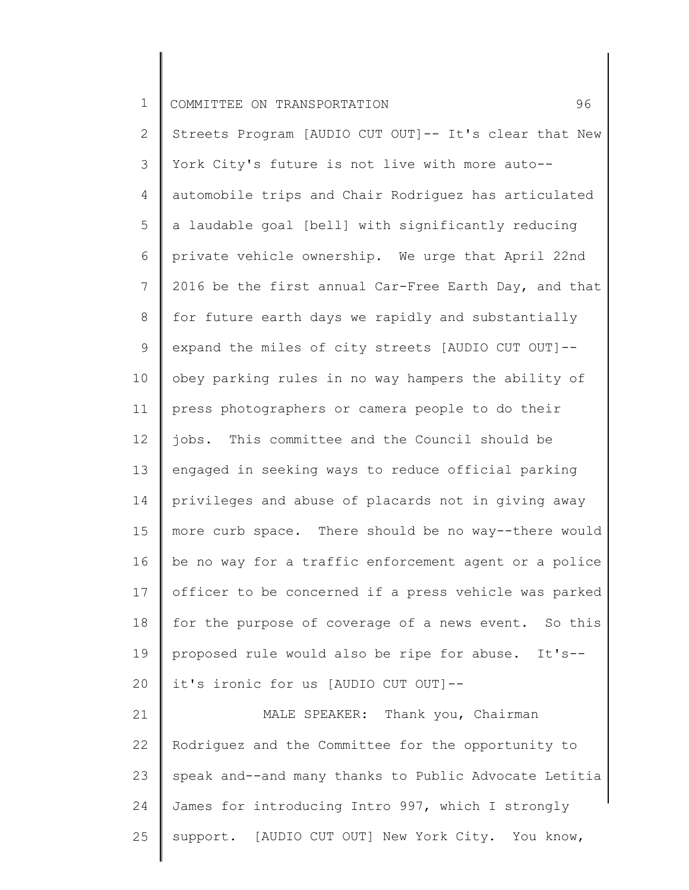Streets Program [AUDIO CUT OUT]-- It's clear that New York City's future is not live with more auto--automobile trips and Chair Rodriguez has articulated a laudable goal [bell] with significantly reducing private vehicle ownership. We urge that April 22nd 2016 be the first annual Car-Free Earth Day, and that for future earth days we rapidly and substantially expand the miles of city streets [AUDIO CUT OUT]--obey parking rules in no way hampers the ability of press photographers or camera people to do their jobs. This committee and the Council should be engaged in seeking ways to reduce official parking privileges and abuse of placards not in giving away more curb space. There should be no way--there would be no way for a traffic enforcement agent or a police officer to be concerned if a press vehicle was parked for the purpose of coverage of a news event. So this proposed rule would also be ripe for abuse. It's--it's ironic for us [AUDIO CUT OUT]--

MALE SPEAKER: Thank you, Chairman Rodriguez and the Committee for the opportunity to speak and--and many thanks to Public Advocate Letitia James for introducing Intro 997, which I strongly support. [AUDIO CUT OUT] New York City. You know,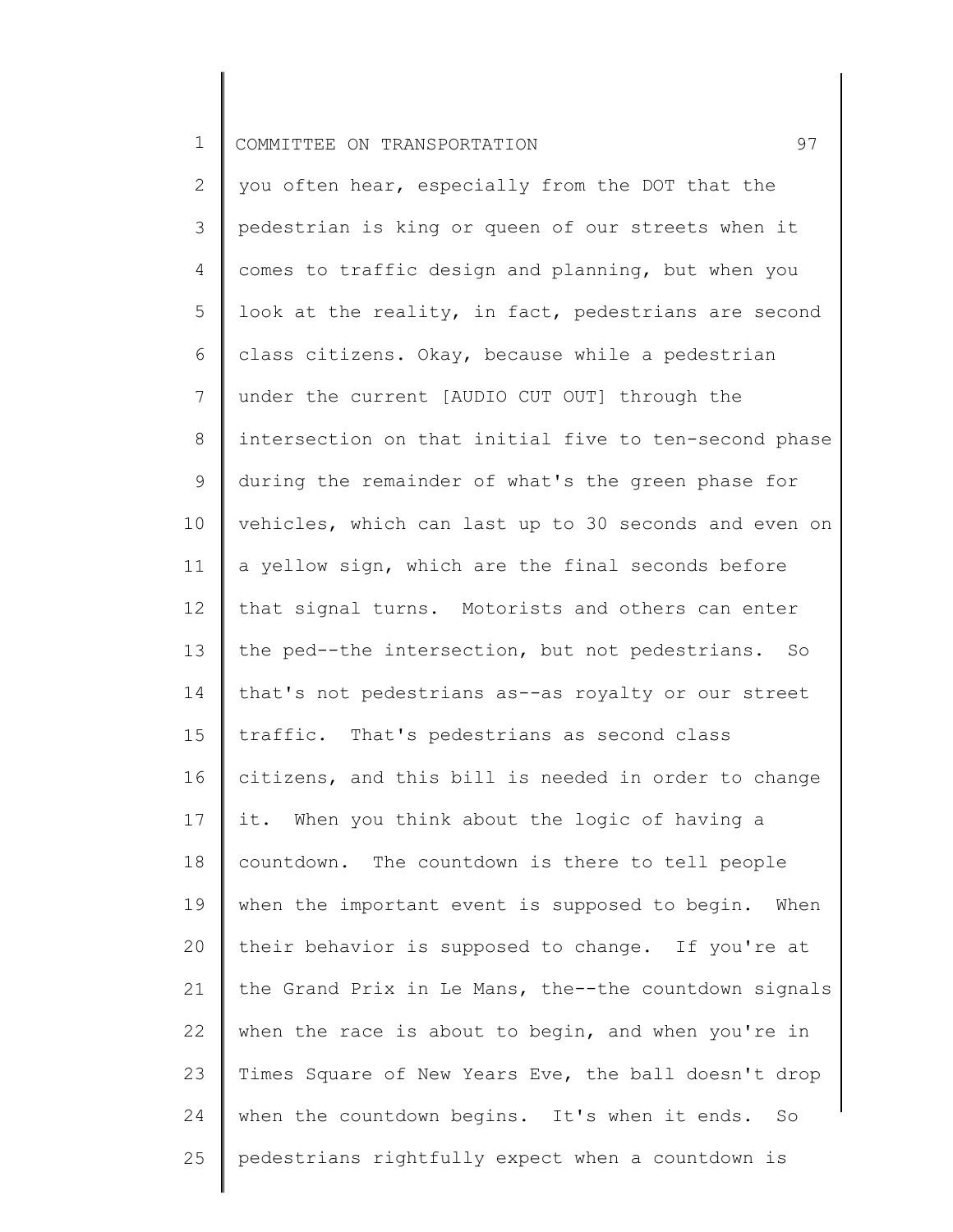you often hear, especially from the DOT that the pedestrian is king or queen of our streets when it comes to traffic design and planning, but when you look at the reality, in fact, pedestrians are second class citizens. Okay, because while a pedestrian under the current [AUDIO CUT OUT] through the intersection on that initial five to ten-second phase during the remainder of what's the green phase for vehicles, which can last up to 30 seconds and even on a yellow sign, which are the final seconds before that signal turns. Motorists and others can enter the ped--the intersection, but not pedestrians. So that's not pedestrians as--as royalty or our street traffic. That's pedestrians as second class citizens, and this bill is needed in order to change it. When you think about the logic of having a countdown. The countdown is there to tell people when the important event is supposed to begin. When their behavior is supposed to change. If you're at the Grand Prix in Le Mans, the--the countdown signals when the race is about to begin, and when you're in Times Square of New Years Eve, the ball doesn't drop when the countdown begins. It's when it ends. So pedestrians rightfully expect when a countdown is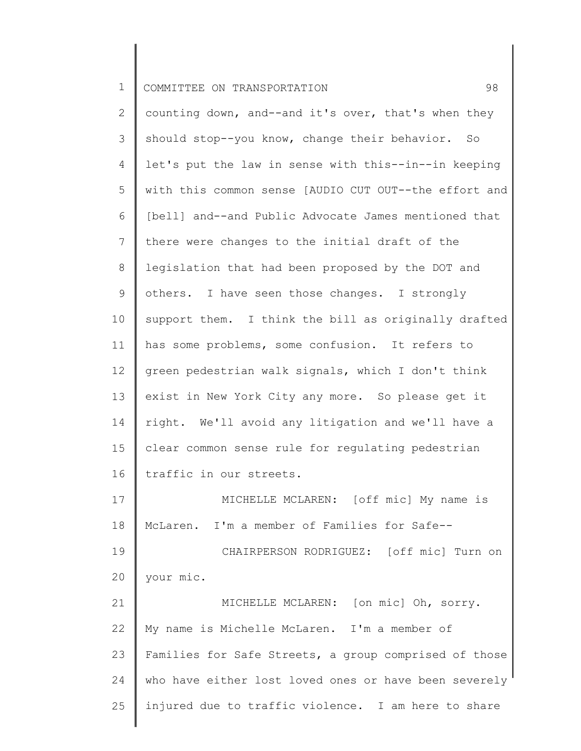counting down, and--and it's over, that's when they should stop--you know, change their behavior. So let's put the law in sense with this--in--in keeping with this common sense [AUDIO CUT OUT--the effort and [bell] and--and Public Advocate James mentioned that there were changes to the initial draft of the legislation that had been proposed by the DOT and others. I have seen those changes. I strongly support them. I think the bill as originally drafted has some problems, some confusion. It refers to green pedestrian walk signals, which I don't think exist in New York City any more. So please get it right. We'll avoid any litigation and we'll have a clear common sense rule for regulating pedestrian traffic in our streets.

MICHELLE MCLAREN: [off mic] My name is McLaren. I'm a member of Families for Safe--

CHAIRPERSON RODRIGUEZ: [off mic] Turn on your mic.

MICHELLE MCLAREN: [on mic] Oh, sorry. My name is Michelle McLaren. I'm a member of Families for Safe Streets, a group comprised of those who have either lost loved ones or have been severely injured due to traffic violence. I am here to share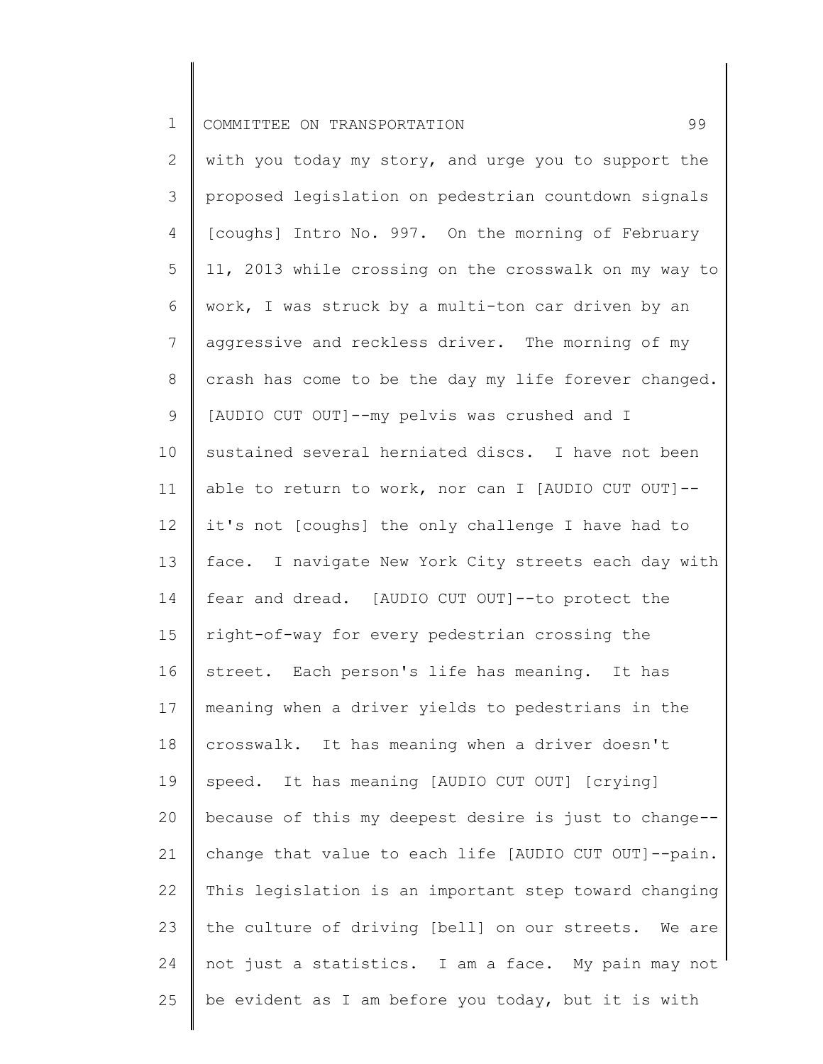with you today my story, and urge you to support the proposed legislation on pedestrian countdown signals [coughs] Intro No. 997. On the morning of February 11, 2013 while crossing on the crosswalk on my way to work, I was struck by a multi-ton car driven by an aggressive and reckless driver. The morning of my crash has come to be the day my life forever changed. [AUDIO CUT OUT]--my pelvis was crushed and I sustained several herniated discs. I have not been able to return to work, nor can I [AUDIO CUT OUT]--it's not [coughs] the only challenge I have had to face. I navigate New York City streets each day with fear and dread. [AUDIO CUT OUT]--to protect the right-of-way for every pedestrian crossing the street. Each person's life has meaning. It has meaning when a driver yields to pedestrians in the crosswalk. It has meaning when a driver doesn't speed. It has meaning [AUDIO CUT OUT] [crying] because of this my deepest desire is just to change--change that value to each life [AUDIO CUT OUT]--pain. This legislation is an important step toward changing the culture of driving [bell] on our streets. We are not just a statistics. I am a face. My pain may not be evident as I am before you today, but it is with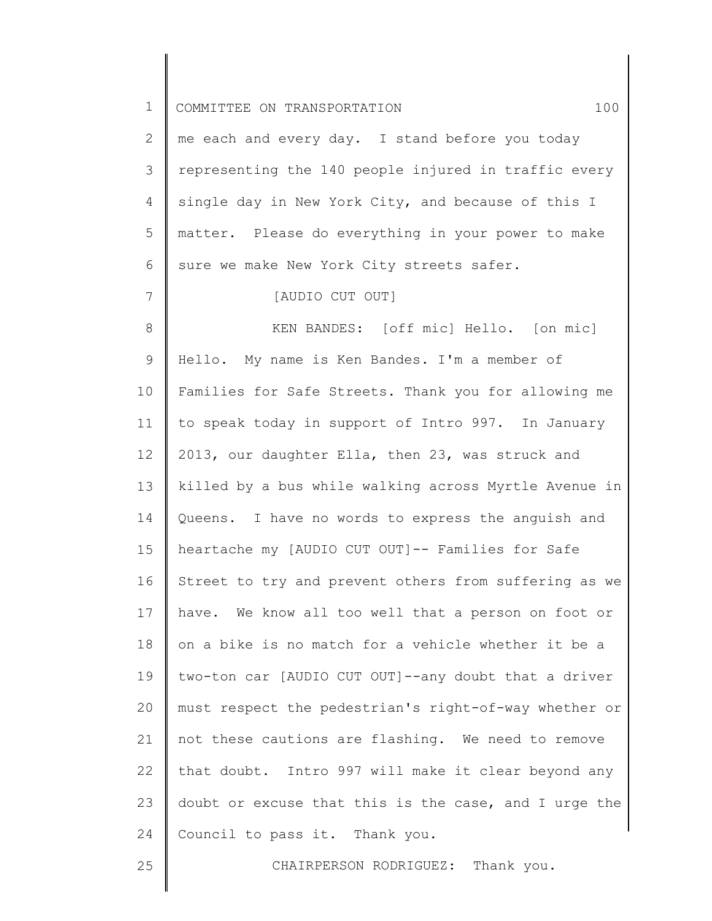me each and every day. I stand before you today representing the 140 people injured in traffic every single day in New York City, and because of this I matter. Please do everything in your power to make sure we make New York City streets safer.

[AUDIO CUT OUT]

KEN BANDES: [off mic] Hello. [on mic] Hello. My name is Ken Bandes. I'm a member of Families for Safe Streets. Thank you for allowing me to speak today in support of Intro 997. In January 2013, our daughter Ella, then 23, was struck and killed by a bus while walking across Myrtle Avenue in Queens. I have no words to express the anguish and heartache my [AUDIO CUT OUT]-- Families for Safe Street to try and prevent others from suffering as we have. We know all too well that a person on foot or on a bike is no match for a vehicle whether it be a two-ton car [AUDIO CUT OUT]--any doubt that a driver must respect the pedestrian's right-of-way whether or not these cautions are flashing. We need to remove that doubt. Intro 997 will make it clear beyond any doubt or excuse that this is the case, and I urge the Council to pass it. Thank you.

CHAIRPERSON RODRIGUEZ: Thank you.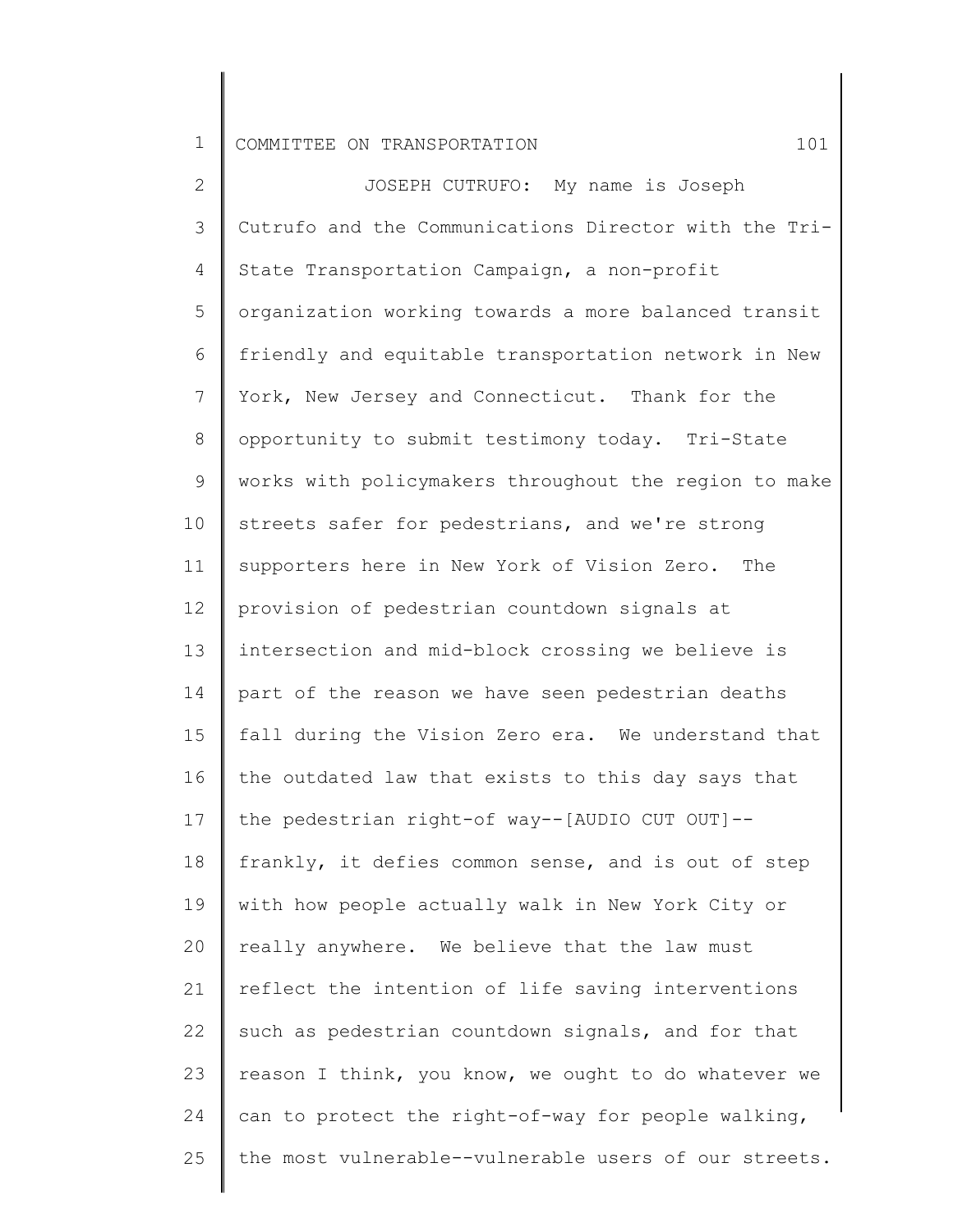JOSEPH CUTRUFO: My name is Joseph Cutrufo and the Communications Director with the Tri-State Transportation Campaign, a non-profit organization working towards a more balanced transit friendly and equitable transportation network in New York, New Jersey and Connecticut. Thank for the opportunity to submit testimony today. Tri-State works with policymakers throughout the region to make streets safer for pedestrians, and we're strong supporters here in New York of Vision Zero. The provision of pedestrian countdown signals at intersection and mid-block crossing we believe is part of the reason we have seen pedestrian deaths fall during the Vision Zero era. We understand that the outdated law that exists to this day says that the pedestrian right-of way--[AUDIO CUT OUT]--frankly, it defies common sense, and is out of step with how people actually walk in New York City or really anywhere. We believe that the law must reflect the intention of life saving interventions such as pedestrian countdown signals, and for that reason I think, you know, we ought to do whatever we can to protect the right-of-way for people walking, the most vulnerable--vulnerable users of our streets.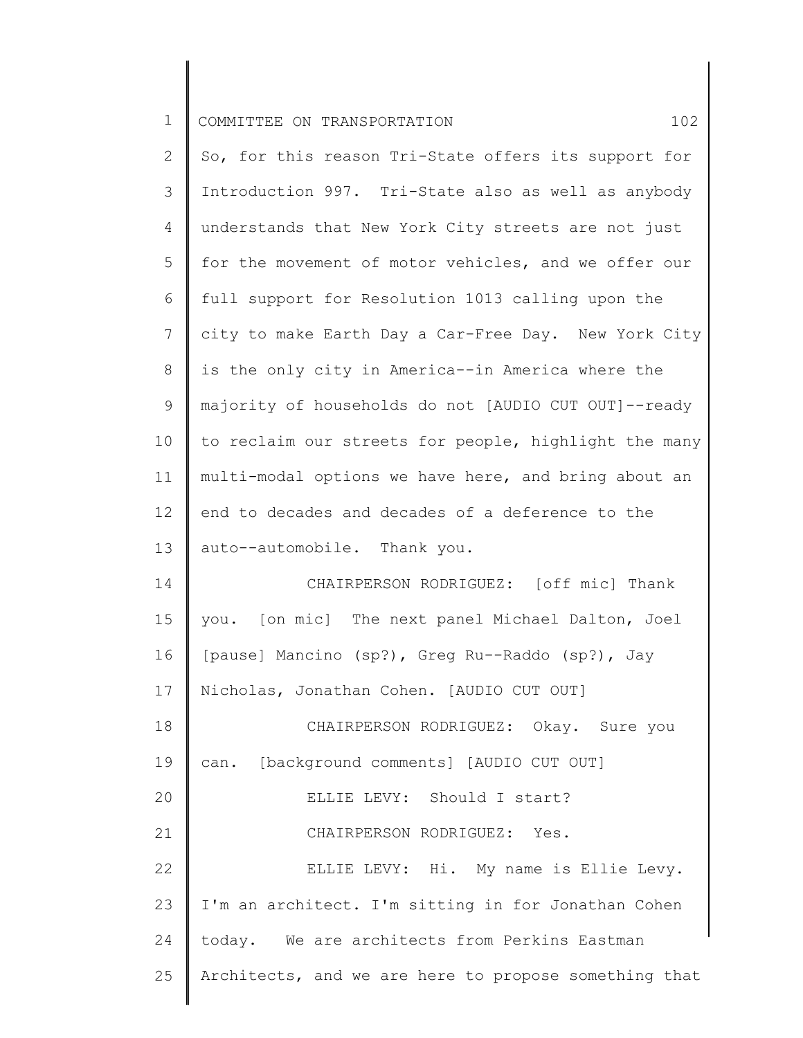So, for this reason Tri-State offers its support for Introduction 997. Tri-State also as well as anybody understands that New York City streets are not just for the movement of motor vehicles, and we offer our full support for Resolution 1013 calling upon the city to make Earth Day a Car-Free Day. New York City is the only city in America--in America where the majority of households do not [AUDIO CUT OUT]--ready to reclaim our streets for people, highlight the many multi-modal options we have here, and bring about an end to decades and decades of a deference to the auto--automobile. Thank you.

CHAIRPERSON RODRIGUEZ: [off mic] Thank you. [on mic] The next panel Michael Dalton, Joel [pause] Mancino (sp?), Greg Ru--Raddo (sp?), Jay Nicholas, Jonathan Cohen. [AUDIO CUT OUT]

CHAIRPERSON RODRIGUEZ: Okay. Sure you can. [background comments] [AUDIO CUT OUT]

ELLIE LEVY: Should I start?

CHAIRPERSON RODRIGUEZ: Yes.

ELLIE LEVY: Hi. My name is Ellie Levy. I'm an architect. I'm sitting in for Jonathan Cohen today. We are architects from Perkins Eastman Architects, and we are here to propose something that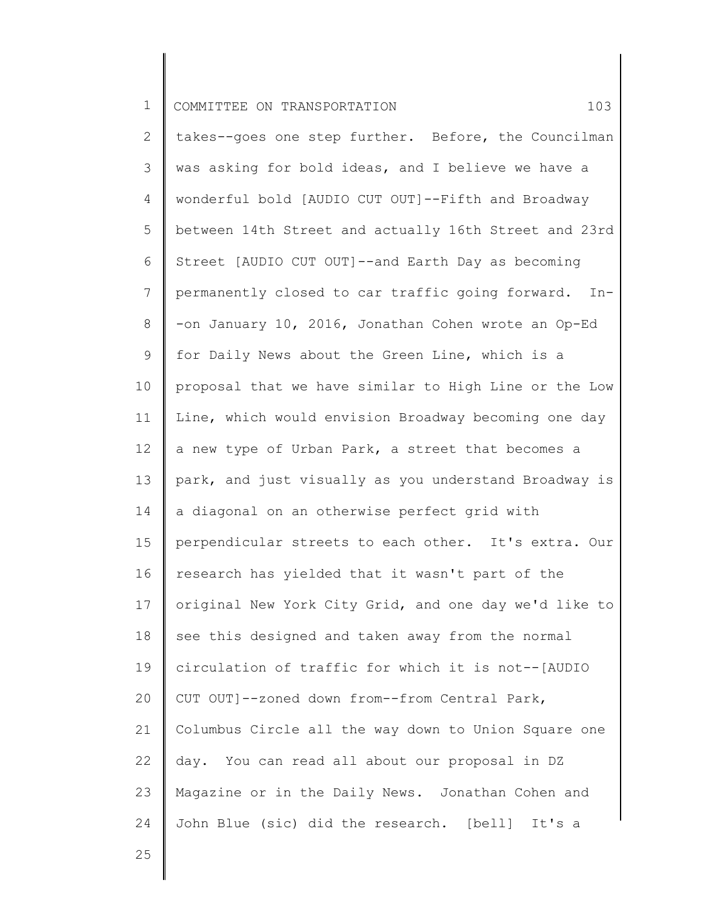takes--goes one step further. Before, the Councilman was asking for bold ideas, and I believe we have a wonderful bold [AUDIO CUT OUT]--Fifth and Broadway between 14th Street and actually 16th Street and 23rd Street [AUDIO CUT OUT]--and Earth Day as becoming permanently closed to car traffic going forward. In--on January 10, 2016, Jonathan Cohen wrote an Op-Ed for Daily News about the Green Line, which is a proposal that we have similar to High Line or the Low Line, which would envision Broadway becoming one day a new type of Urban Park, a street that becomes a park, and just visually as you understand Broadway is a diagonal on an otherwise perfect grid with perpendicular streets to each other. It's extra. Our research has yielded that it wasn't part of the original New York City Grid, and one day we'd like to see this designed and taken away from the normal circulation of traffic for which it is not--[AUDIO CUT OUT]--zoned down from--from Central Park, Columbus Circle all the way down to Union Square one day. You can read all about our proposal in DZ Magazine or in the Daily News. Jonathan Cohen and John Blue (sic) did the research. [bell] It's a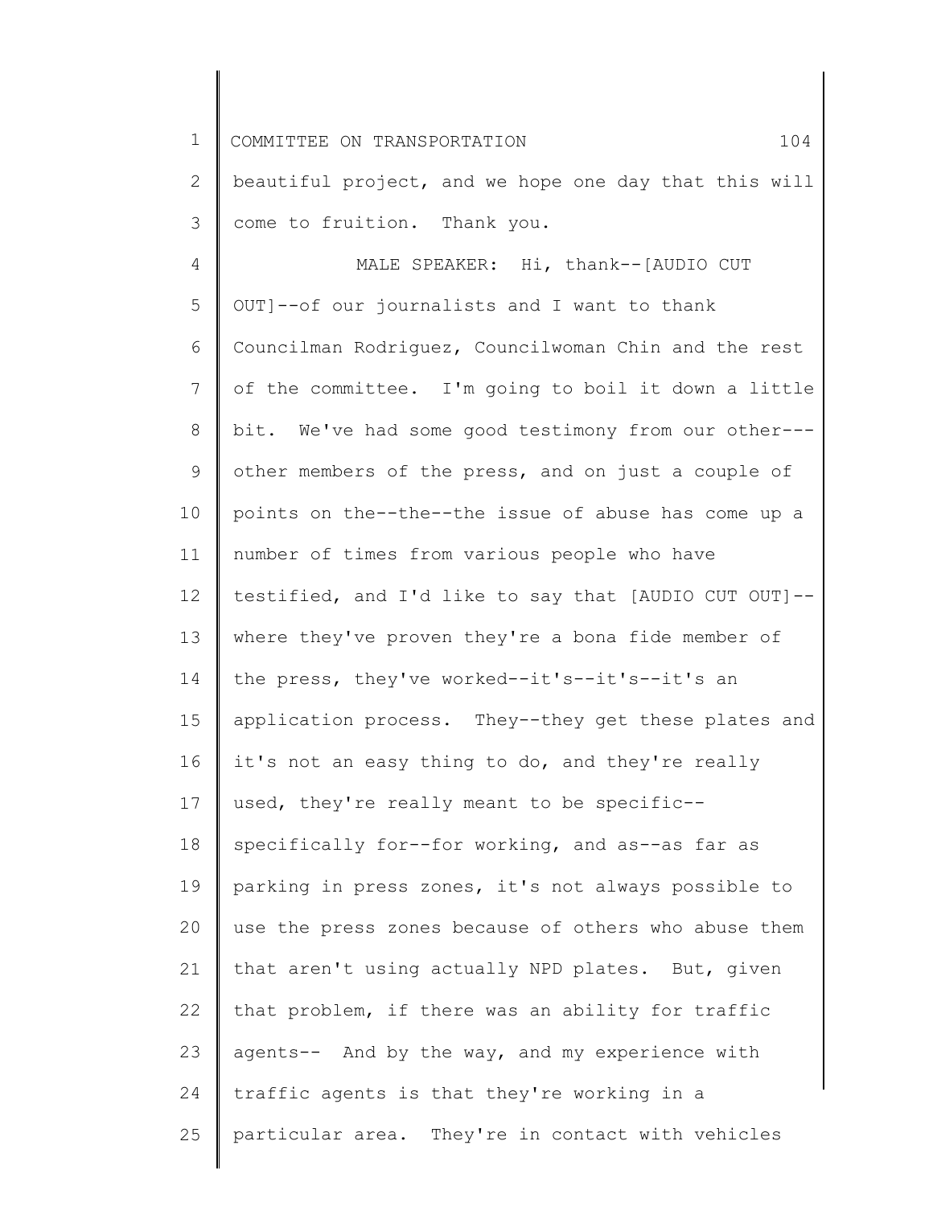beautiful project, and we hope one day that this will come to fruition. Thank you.

MALE SPEAKER: Hi, thank--[AUDIO CUT OUT]--of our journalists and I want to thank Councilman Rodriguez, Councilwoman Chin and the rest of the committee. I'm going to boil it down a little bit. We've had some good testimony from our other---other members of the press, and on just a couple of points on the--the--the issue of abuse has come up a number of times from various people who have testified, and I'd like to say that [AUDIO CUT OUT]--where they've proven they're a bona fide member of the press, they've worked--it's--it's--it's an application process. They--they get these plates and it's not an easy thing to do, and they're really used, they're really meant to be specific--specifically for--for working, and as--as far as parking in press zones, it's not always possible to use the press zones because of others who abuse them that aren't using actually NPD plates. But, given that problem, if there was an ability for traffic agents-- And by the way, and my experience with traffic agents is that they're working in a particular area. They're in contact with vehicles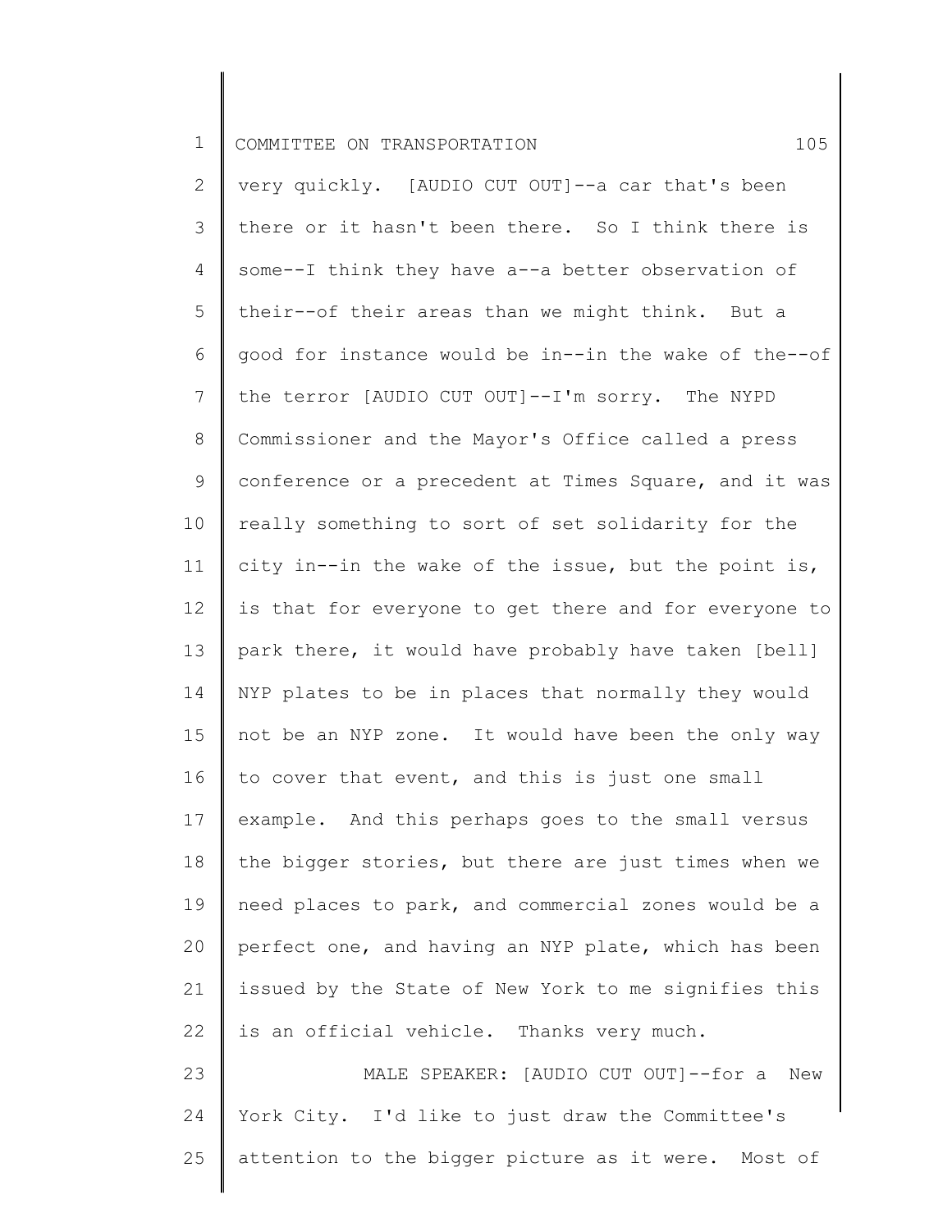very quickly. [AUDIO CUT OUT]--a car that's been there or it hasn't been there. So I think there is some--I think they have a--a better observation of their--of their areas than we might think. But a good for instance would be in--in the wake of the--of the terror [AUDIO CUT OUT]--I'm sorry. The NYPD Commissioner and the Mayor's Office called a press conference or a precedent at Times Square, and it was really something to sort of set solidarity for the city in--in the wake of the issue, but the point is, is that for everyone to get there and for everyone to park there, it would have probably have taken [bell] NYP plates to be in places that normally they would not be an NYP zone. It would have been the only way to cover that event, and this is just one small example. And this perhaps goes to the small versus the bigger stories, but there are just times when we need places to park, and commercial zones would be a perfect one, and having an NYP plate, which has been issued by the State of New York to me signifies this is an official vehicle. Thanks very much.

MALE SPEAKER: [AUDIO CUT OUT]--for a New York City. I'd like to just draw the Committee's attention to the bigger picture as it were. Most of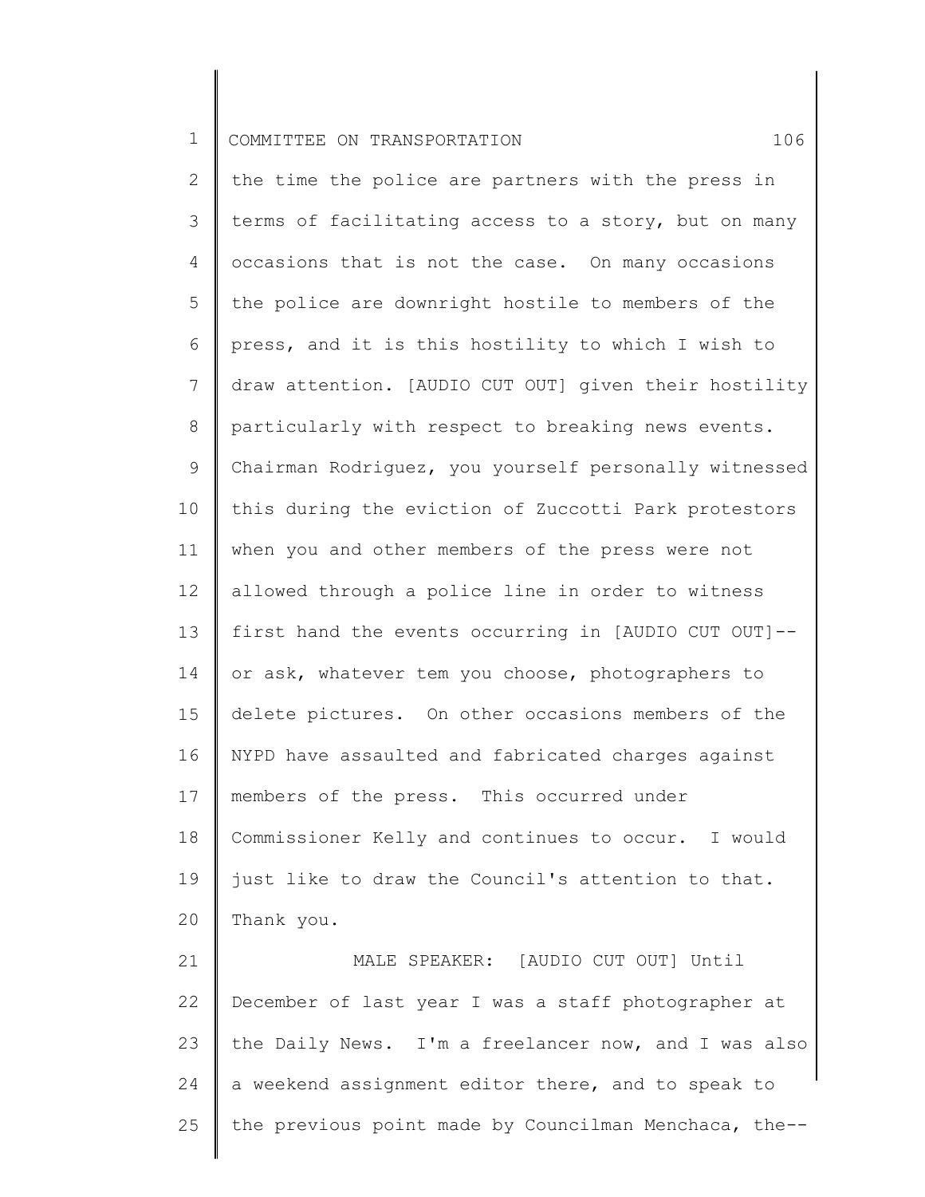the time the police are partners with the press in terms of facilitating access to a story, but on many occasions that is not the case. On many occasions the police are downright hostile to members of the press, and it is this hostility to which I wish to draw attention. [AUDIO CUT OUT] given their hostility particularly with respect to breaking news events. Chairman Rodriguez, you yourself personally witnessed this during the eviction of Zuccotti Park protestors when you and other members of the press were not allowed through a police line in order to witness first hand the events occurring in [AUDIO CUT OUT]-- or ask, whatever tem you choose, photographers to delete pictures. On other occasions members of the NYPD have assaulted and fabricated charges against members of the press. This occurred under Commissioner Kelly and continues to occur. I would just like to draw the Council's attention to that. Thank you.

MALE SPEAKER: [AUDIO CUT OUT] Until December of last year I was a staff photographer at the Daily News. I'm a freelancer now, and I was also a weekend assignment editor there, and to speak to the previous point made by Councilman Menchaca, the--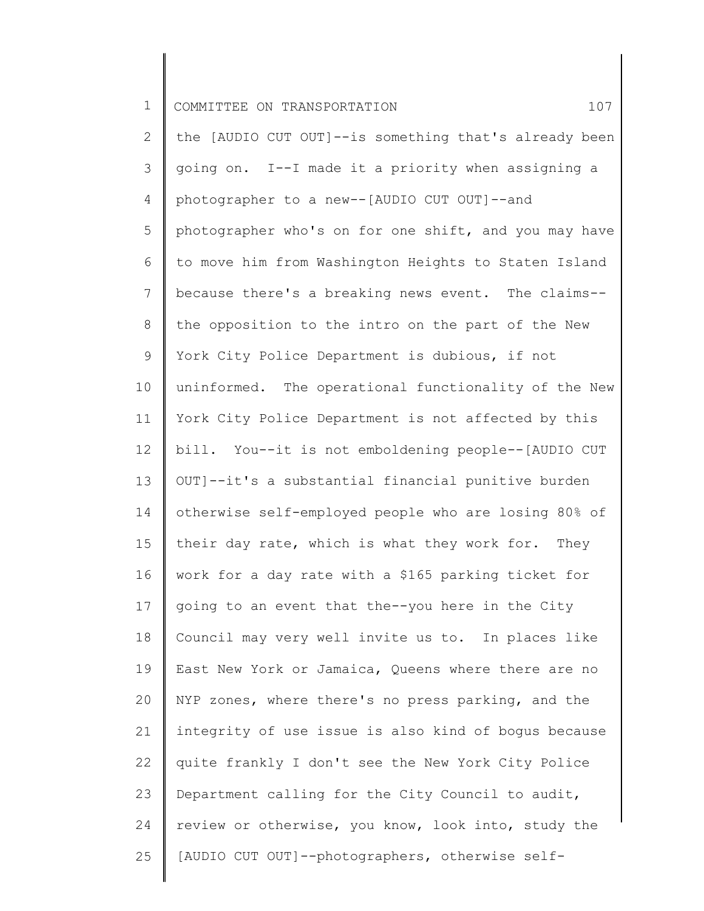the [AUDIO CUT OUT]--is something that's already been going on. I--I made it a priority when assigning a photographer to a new--[AUDIO CUT OUT]--and photographer who's on for one shift, and you may have to move him from Washington Heights to Staten Island because there's a breaking news event. The claims--the opposition to the intro on the part of the New York City Police Department is dubious, if not uninformed. The operational functionality of the New York City Police Department is not affected by this bill. You--it is not emboldening people--[AUDIO CUT OUT]--it's a substantial financial punitive burden otherwise self-employed people who are losing 80% of their day rate, which is what they work for. They work for a day rate with a $165 parking ticket for going to an event that the--you here in the City Council may very well invite us to. In places like East New York or Jamaica, Queens where there are no NYP zones, where there's no press parking, and the integrity of use issue is also kind of bogus because quite frankly I don't see the New York City Police Department calling for the City Council to audit, review or otherwise, you know, look into, study the [AUDIO CUT OUT]--photographers, otherwise self-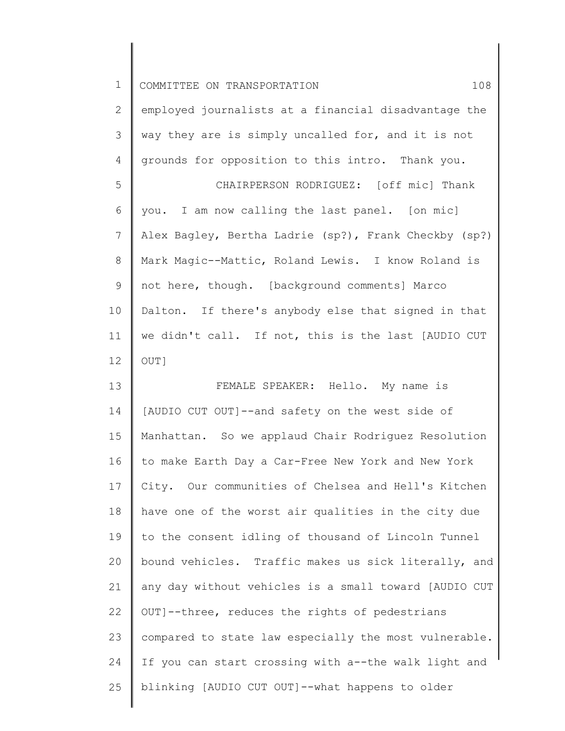employed journalists at a financial disadvantage the way they are is simply uncalled for, and it is not grounds for opposition to this intro. Thank you.

CHAIRPERSON RODRIGUEZ: [off mic] Thank you. I am now calling the last panel. [on mic] Alex Bagley, Bertha Ladrie (sp?), Frank Checkby (sp?) Mark Magic--Mattic, Roland Lewis. I know Roland is not here, though. [background comments] Marco Dalton. If there's anybody else that signed in that we didn't call. If not, this is the last [AUDIO CUT OUT]

FEMALE SPEAKER: Hello. My name is [AUDIO CUT OUT]--and safety on the west side of Manhattan. So we applaud Chair Rodriguez Resolution to make Earth Day a Car-Free New York and New York City. Our communities of Chelsea and Hell's Kitchen have one of the worst air qualities in the city due to the consent idling of thousand of Lincoln Tunnel bound vehicles. Traffic makes us sick literally, and any day without vehicles is a small toward [AUDIO CUT OUT]--three, reduces the rights of pedestrians compared to state law especially the most vulnerable. If you can start crossing with a--the walk light and blinking [AUDIO CUT OUT]--what happens to older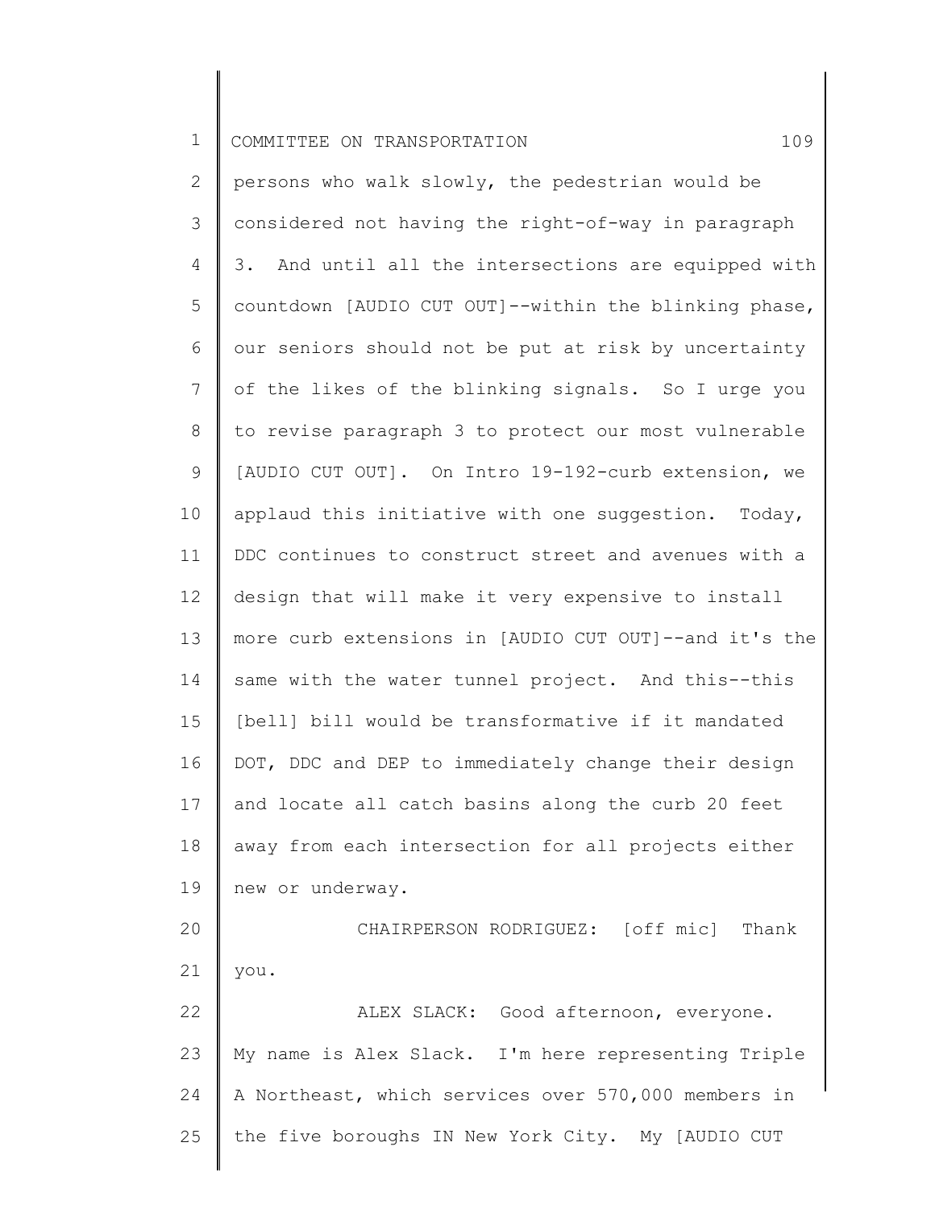persons who walk slowly, the pedestrian would be considered not having the right-of-way in paragraph 3. And until all the intersections are equipped with countdown [AUDIO CUT OUT]--within the blinking phase, our seniors should not be put at risk by uncertainty of the likes of the blinking signals. So I urge you to revise paragraph 3 to protect our most vulnerable [AUDIO CUT OUT]. On Intro 19-192-curb extension, we applaud this initiative with one suggestion. Today, DDC continues to construct street and avenues with a design that will make it very expensive to install more curb extensions in [AUDIO CUT OUT]--and it's the same with the water tunnel project. And this--this [bell] bill would be transformative if it mandated DOT, DDC and DEP to immediately change their design and locate all catch basins along the curb 20 feet away from each intersection for all projects either new or underway.

CHAIRPERSON RODRIGUEZ: [off mic] Thank you.

ALEX SLACK: Good afternoon, everyone. My name is Alex Slack. I'm here representing Triple A Northeast, which services over 570,000 members in the five boroughs IN New York City. My [AUDIO CUT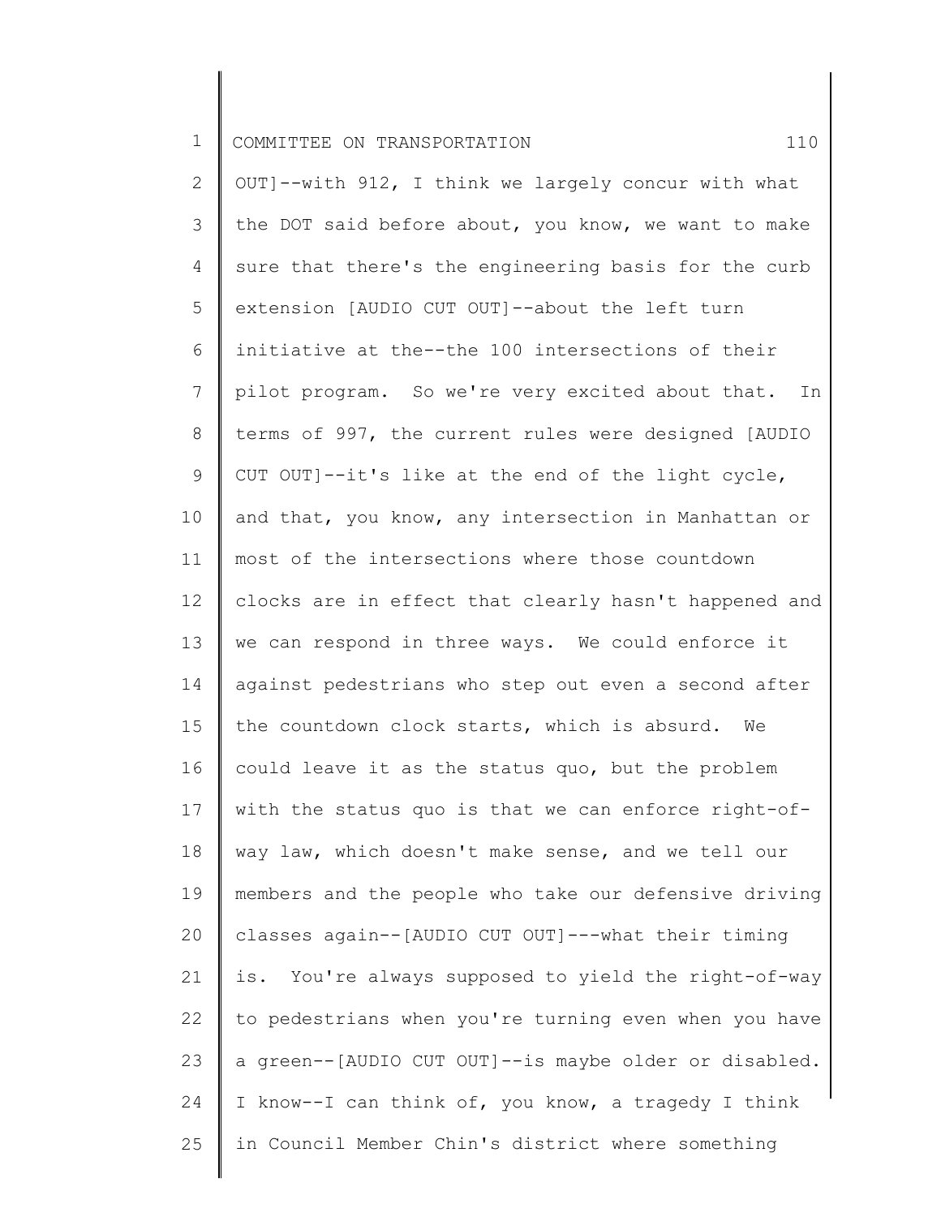OUT]--with 912, I think we largely concur with what the DOT said before about, you know, we want to make sure that there's the engineering basis for the curb extension [AUDIO CUT OUT]--about the left turn initiative at the--the 100 intersections of their pilot program. So we're very excited about that. In terms of 997, the current rules were designed [AUDIO CUT OUT]--it's like at the end of the light cycle, and that, you know, any intersection in Manhattan or most of the intersections where those countdown clocks are in effect that clearly hasn't happened and we can respond in three ways. We could enforce it against pedestrians who step out even a second after the countdown clock starts, which is absurd. We could leave it as the status quo, but the problem with the status quo is that we can enforce right-of-way law, which doesn't make sense, and we tell our members and the people who take our defensive driving classes again--[AUDIO CUT OUT]---what their timing is. You're always supposed to yield the right-of-way to pedestrians when you're turning even when you have a green--[AUDIO CUT OUT]--is maybe older or disabled. I know--I can think of, you know, a tragedy I think in Council Member Chin's district where something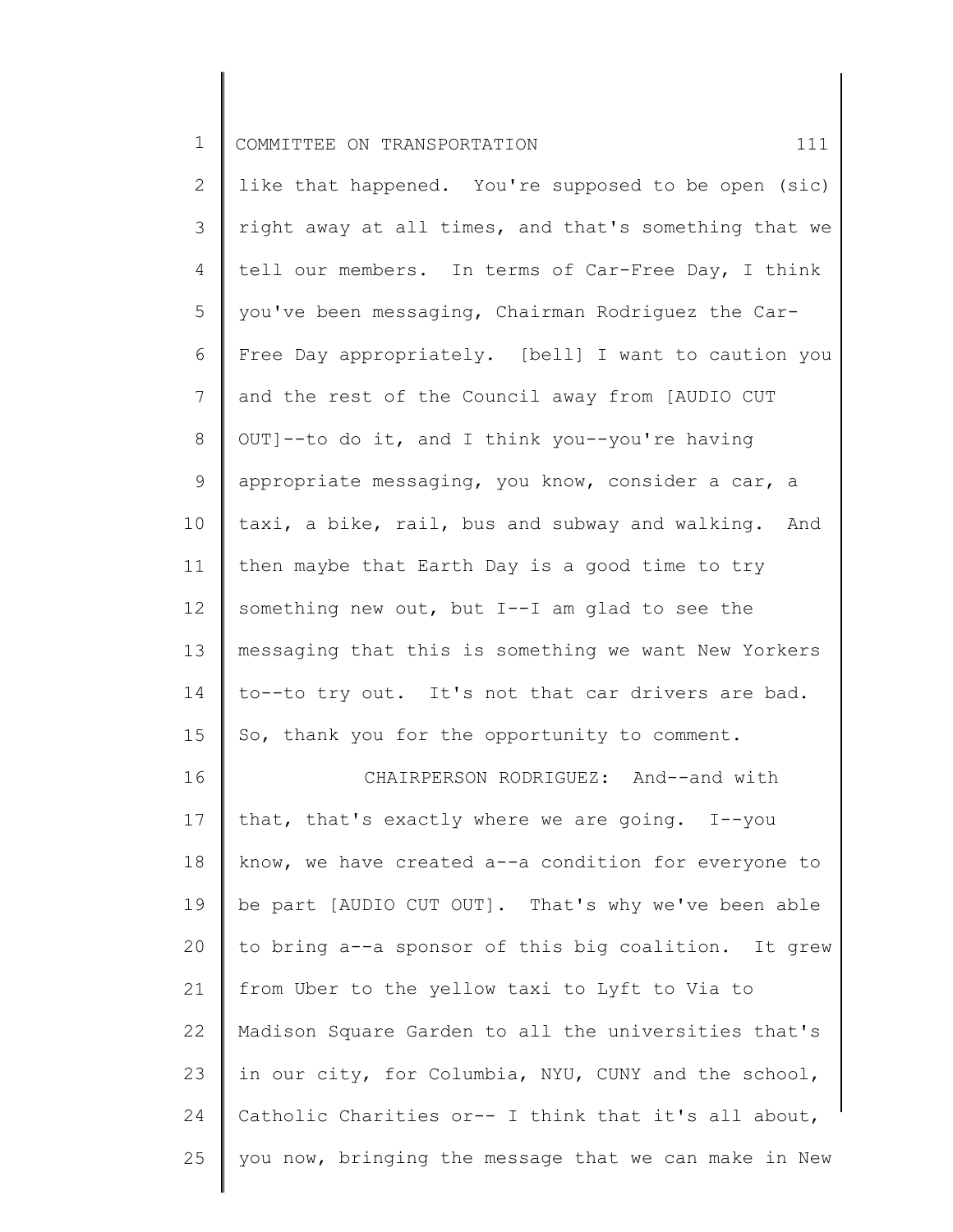like that happened. You're supposed to be open (sic) right away at all times, and that's something that we tell our members. In terms of Car-Free Day, I think you've been messaging, Chairman Rodriguez the Car-Free Day appropriately. [bell] I want to caution you and the rest of the Council away from [AUDIO CUT OUT]--to do it, and I think you--you're having appropriate messaging, you know, consider a car, a taxi, a bike, rail, bus and subway and walking. And then maybe that Earth Day is a good time to try something new out, but I--I am glad to see the messaging that this is something we want New Yorkers to--to try out. It's not that car drivers are bad. So, thank you for the opportunity to comment.

CHAIRPERSON RODRIGUEZ: And--and with that, that's exactly where we are going. I--you know, we have created a--a condition for everyone to be part [AUDIO CUT OUT]. That's why we've been able to bring a--a sponsor of this big coalition. It grew from Uber to the yellow taxi to Lyft to Via to Madison Square Garden to all the universities that's in our city, for Columbia, NYU, CUNY and the school, Catholic Charities or-- I think that it's all about, you now, bringing the message that we can make in New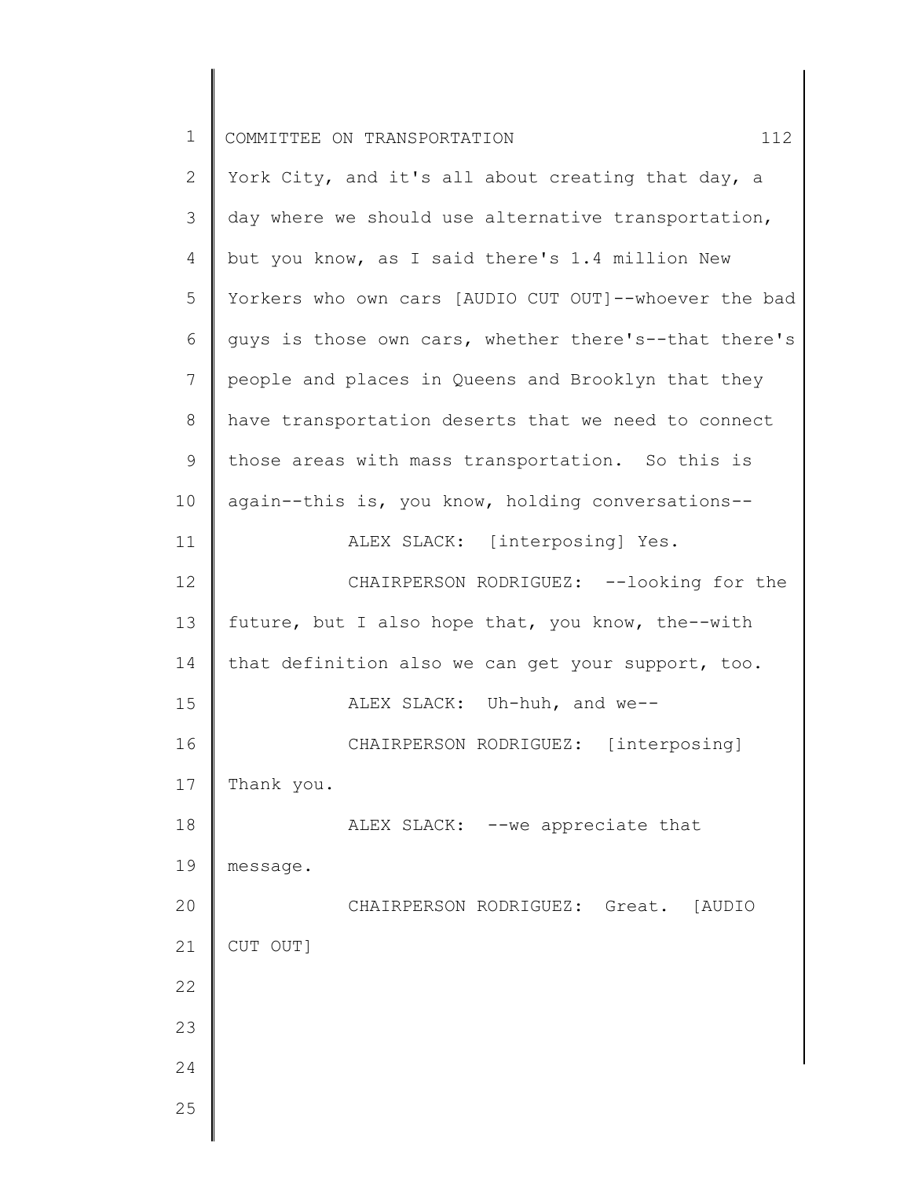York City, and it's all about creating that day, a day where we should use alternative transportation, but you know, as I said there's 1.4 million New Yorkers who own cars [AUDIO CUT OUT]--whoever the bad guys is those own cars, whether there's--that there's people and places in Queens and Brooklyn that they have transportation deserts that we need to connect those areas with mass transportation. So this is again--this is, you know, holding conversations--

ALEX SLACK: [interposing] Yes.

CHAIRPERSON RODRIGUEZ: --looking for the future, but I also hope that, you know, the--with that definition also we can get your support, too.

ALEX SLACK: Uh-huh, and we--

CHAIRPERSON RODRIGUEZ: [interposing] Thank you.

ALEX SLACK: --we appreciate that message.

CHAIRPERSON RODRIGUEZ: Great. [AUDIO CUT OUT]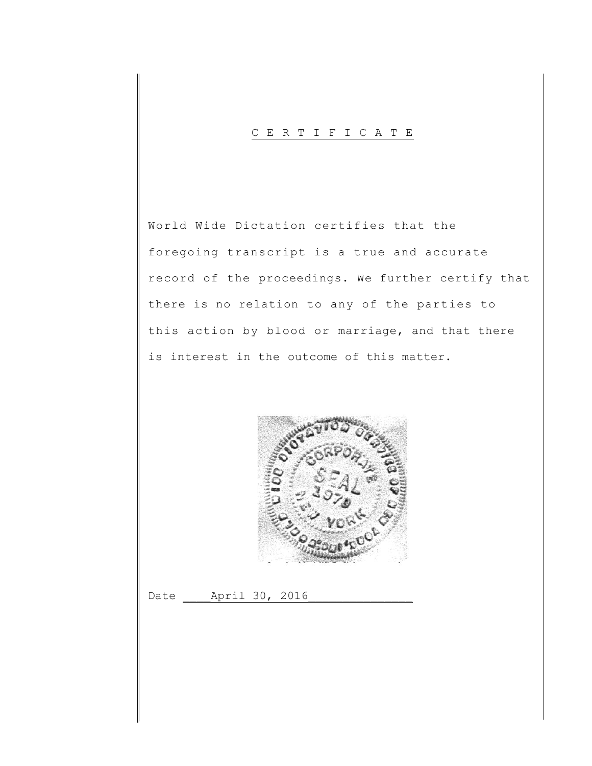# C E R T I F I C A T E

World Wide Dictation certifies that the foregoing transcript is a true and accurate record of the proceedings. We further certify that there is no relation to any of the parties to this action by blood or marriage, and that there is interest in the outcome of this matter.

Date April 30, 2016